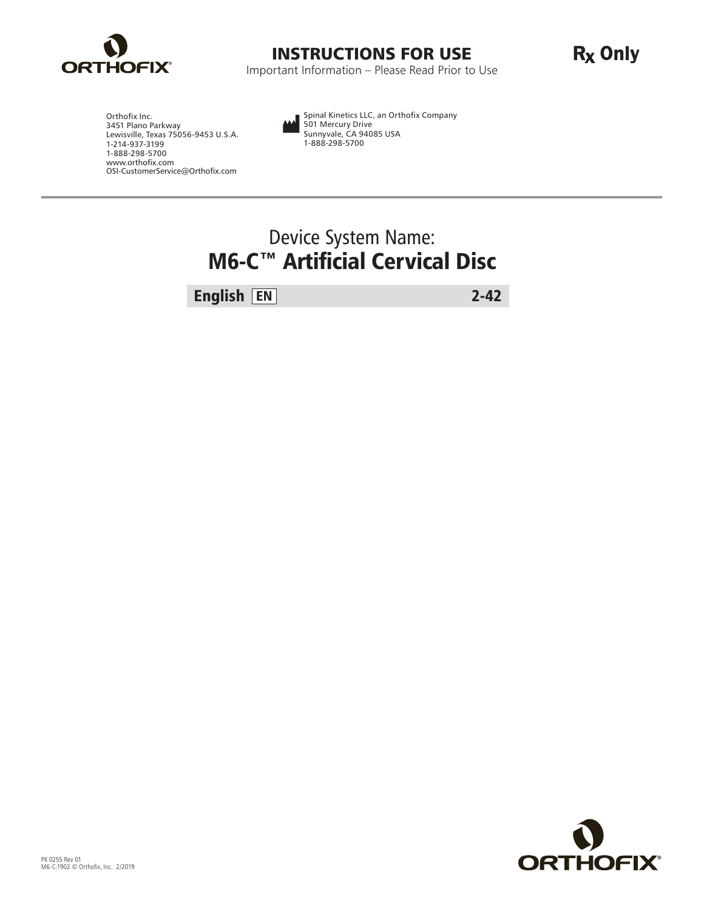# INSTRUCTIONS FOR USE

Important Information – Please Read Prior to Use

**Rx Only**

Orthofix Inc.
3451 Plano Parkway
Lewisville, Texas 75056-9453 U.S.A.
1-214-937-3199
1-888-298-5700
www.orthofix.com
OSI-CustomerService@Orthofix.com

Spinal Kinetics LLC, an Orthofix Company
501 Mercury Drive
Sunnyvale, CA 94085 USA
1-888-298-5700

---

Device System Name:

## M6-C™ Artificial Cervical Disc

| **English** EN | **2-42** |
|---|---|

PK 0255 Rev 01
M6-C-1902 © Orthofix, Inc. 2/2019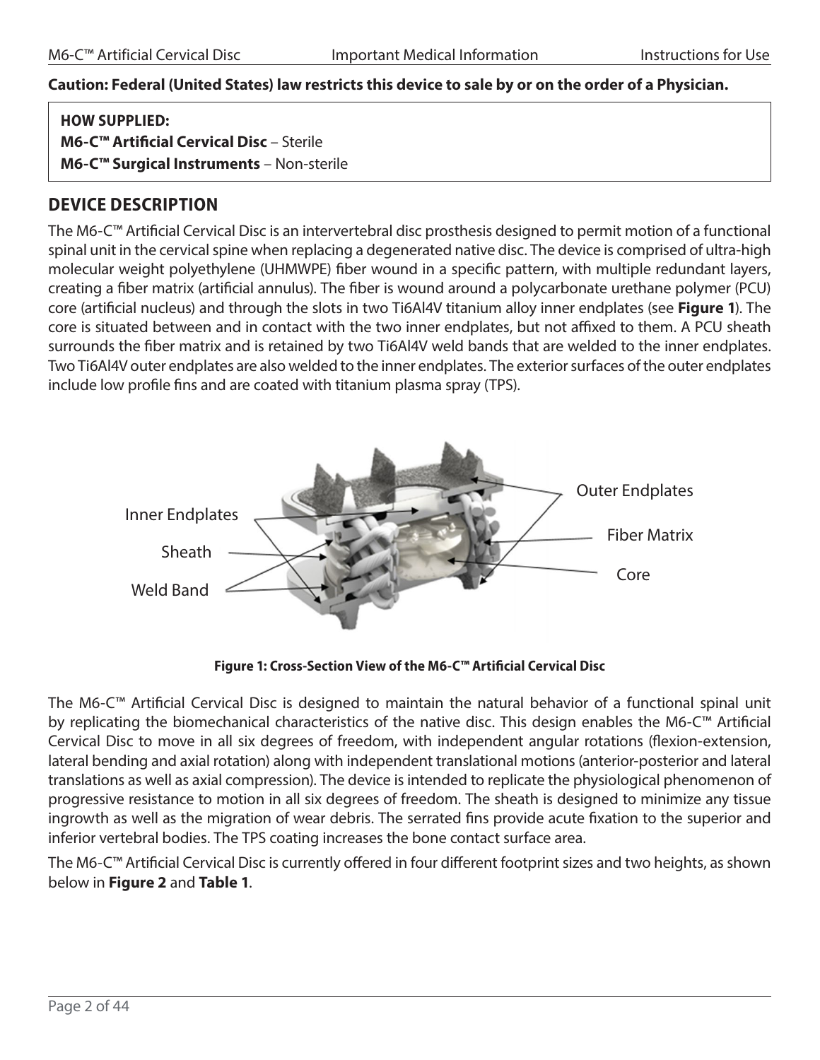**Caution: Federal (United States) law restricts this device to sale by or on the order of a Physician.**

**HOW SUPPLIED:**
**M6-C™ Artificial Cervical Disc** – Sterile
**M6-C™ Surgical Instruments** – Non-sterile

## DEVICE DESCRIPTION

The M6-C™ Artificial Cervical Disc is an intervertebral disc prosthesis designed to permit motion of a functional spinal unit in the cervical spine when replacing a degenerated native disc. The device is comprised of ultra-high molecular weight polyethylene (UHMWPE) fiber wound in a specific pattern, with multiple redundant layers, creating a fiber matrix (artificial annulus). The fiber is wound around a polycarbonate urethane polymer (PCU) core (artificial nucleus) and through the slots in two Ti6Al4V titanium alloy inner endplates (see **Figure 1**). The core is situated between and in contact with the two inner endplates, but not affixed to them. A PCU sheath surrounds the fiber matrix and is retained by two Ti6Al4V weld bands that are welded to the inner endplates. Two Ti6Al4V outer endplates are also welded to the inner endplates. The exterior surfaces of the outer endplates include low profile fins and are coated with titanium plasma spray (TPS).

Inner Endplates
Sheath
Weld Band
Outer Endplates
Fiber Matrix
Core

**Figure 1: Cross-Section View of the M6-C™ Artificial Cervical Disc**

The M6-C™ Artificial Cervical Disc is designed to maintain the natural behavior of a functional spinal unit by replicating the biomechanical characteristics of the native disc. This design enables the M6-C™ Artificial Cervical Disc to move in all six degrees of freedom, with independent angular rotations (flexion-extension, lateral bending and axial rotation) along with independent translational motions (anterior-posterior and lateral translations as well as axial compression). The device is intended to replicate the physiological phenomenon of progressive resistance to motion in all six degrees of freedom. The sheath is designed to minimize any tissue ingrowth as well as the migration of wear debris. The serrated fins provide acute fixation to the superior and inferior vertebral bodies. The TPS coating increases the bone contact surface area.

The M6-C™ Artificial Cervical Disc is currently offered in four different footprint sizes and two heights, as shown below in **Figure 2** and **Table 1**.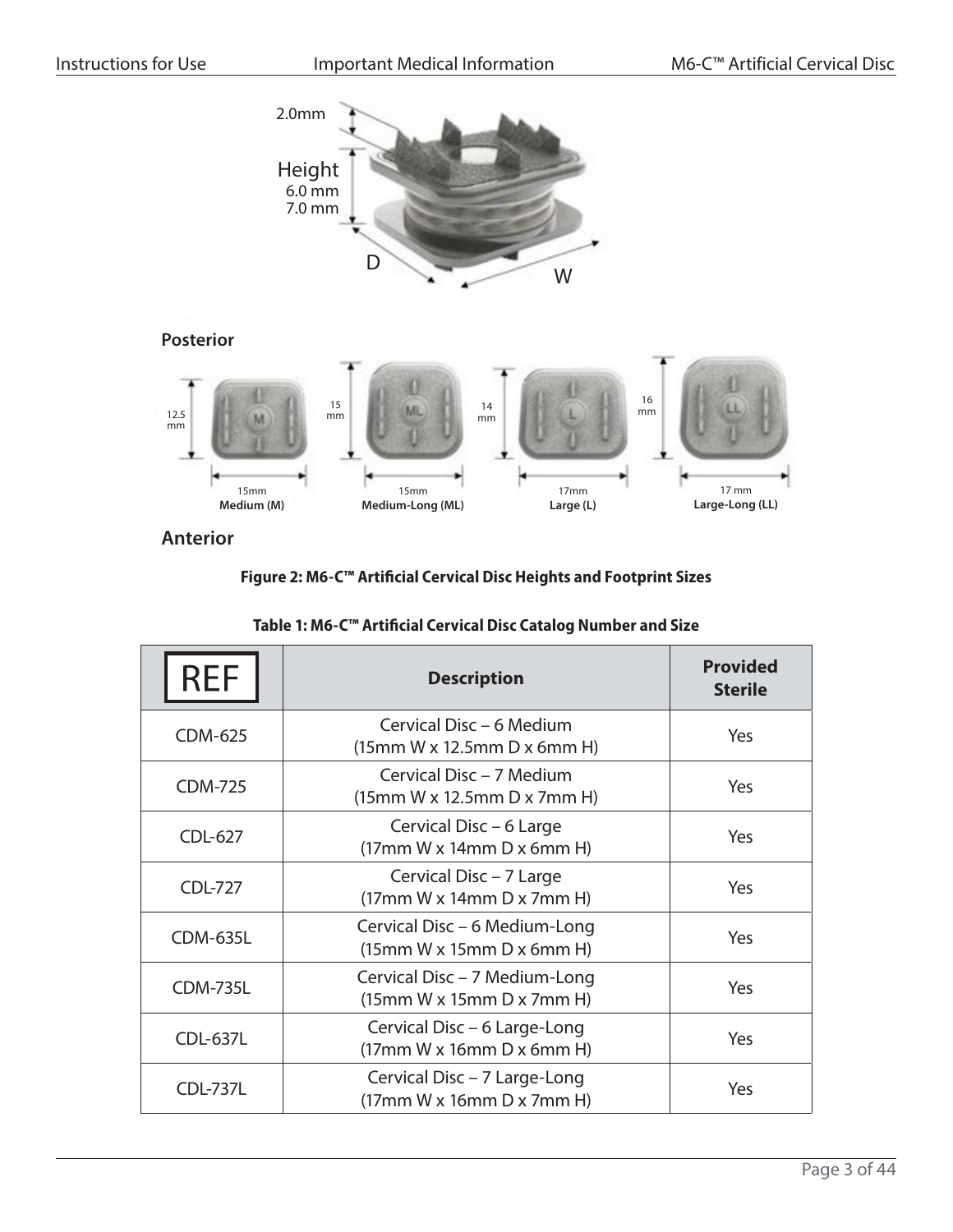Figure 2: M6-C™ Artificial Cervical Disc Heights and Footprint Sizes

**Table 1: M6-C™ Artificial Cervical Disc Catalog Number and Size**

| REF | Description | Provided Sterile |
|---|---|---|
| CDM-625 | Cervical Disc – 6 Medium (15mm W x 12.5mm D x 6mm H) | Yes |
| CDM-725 | Cervical Disc – 7 Medium (15mm W x 12.5mm D x 7mm H) | Yes |
| CDL-627 | Cervical Disc – 6 Large (17mm W x 14mm D x 6mm H) | Yes |
| CDL-727 | Cervical Disc – 7 Large (17mm W x 14mm D x 7mm H) | Yes |
| CDM-635L | Cervical Disc – 6 Medium-Long (15mm W x 15mm D x 6mm H) | Yes |
| CDM-735L | Cervical Disc – 7 Medium-Long (15mm W x 15mm D x 7mm H) | Yes |
| CDL-637L | Cervical Disc – 6 Large-Long (17mm W x 16mm D x 6mm H) | Yes |
| CDL-737L | Cervical Disc – 7 Large-Long (17mm W x 16mm D x 7mm H) | Yes |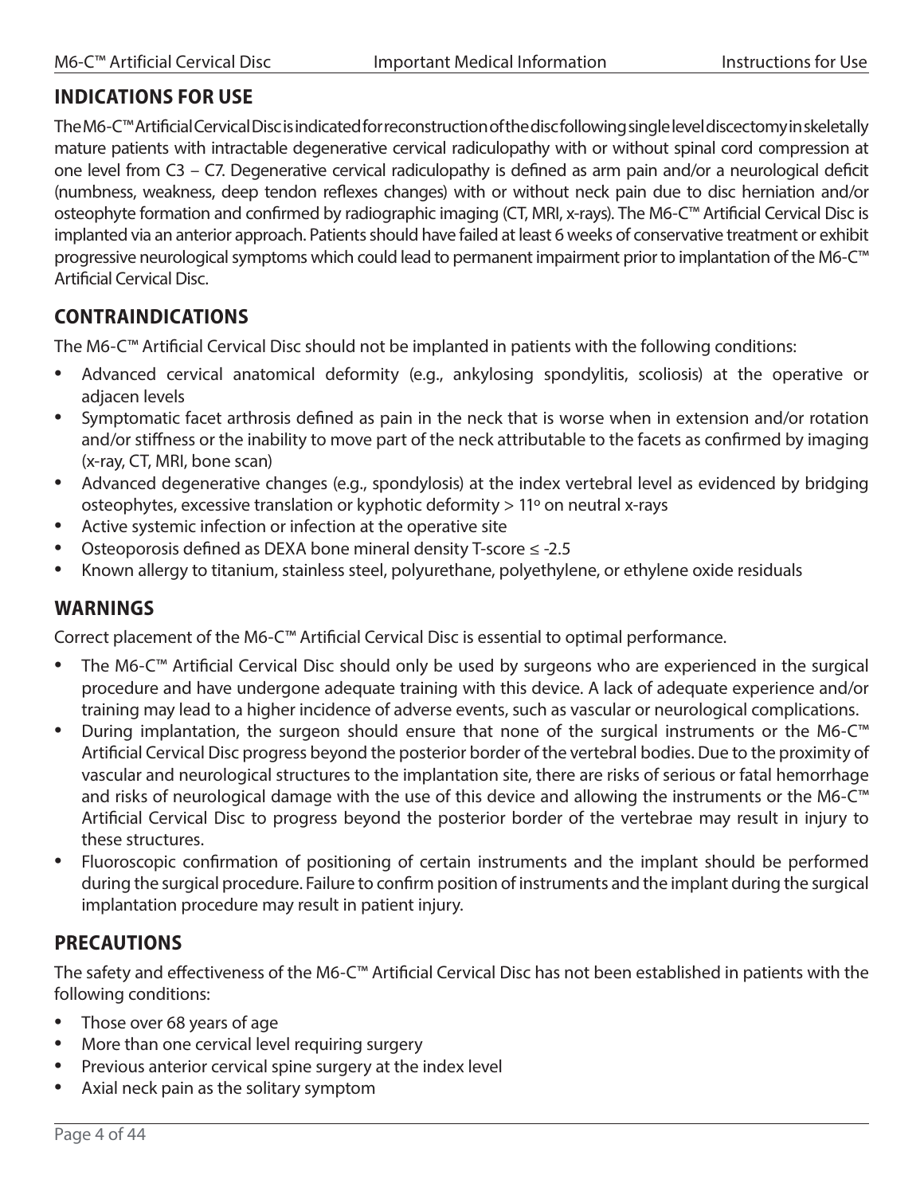## INDICATIONS FOR USE

The M6-C™ Artificial Cervical Disc is indicated for reconstruction of the disc following single level discectomy in skeletally mature patients with intractable degenerative cervical radiculopathy with or without spinal cord compression at one level from C3 – C7. Degenerative cervical radiculopathy is defined as arm pain and/or a neurological deficit (numbness, weakness, deep tendon reflexes changes) with or without neck pain due to disc herniation and/or osteophyte formation and confirmed by radiographic imaging (CT, MRI, x-rays). The M6-C™ Artificial Cervical Disc is implanted via an anterior approach. Patients should have failed at least 6 weeks of conservative treatment or exhibit progressive neurological symptoms which could lead to permanent impairment prior to implantation of the M6-C™ Artificial Cervical Disc.

## CONTRAINDICATIONS

The M6-C™ Artificial Cervical Disc should not be implanted in patients with the following conditions:

- Advanced cervical anatomical deformity (e.g., ankylosing spondylitis, scoliosis) at the operative or adjacen levels
- Symptomatic facet arthrosis defined as pain in the neck that is worse when in extension and/or rotation and/or stiffness or the inability to move part of the neck attributable to the facets as confirmed by imaging (x-ray, CT, MRI, bone scan)
- Advanced degenerative changes (e.g., spondylosis) at the index vertebral level as evidenced by bridging osteophytes, excessive translation or kyphotic deformity > 11º on neutral x-rays
- Active systemic infection or infection at the operative site
- Osteoporosis defined as DEXA bone mineral density T-score ≤ -2.5
- Known allergy to titanium, stainless steel, polyurethane, polyethylene, or ethylene oxide residuals

## WARNINGS

Correct placement of the M6-C™ Artificial Cervical Disc is essential to optimal performance.

- The M6-C™ Artificial Cervical Disc should only be used by surgeons who are experienced in the surgical procedure and have undergone adequate training with this device. A lack of adequate experience and/or training may lead to a higher incidence of adverse events, such as vascular or neurological complications.
- During implantation, the surgeon should ensure that none of the surgical instruments or the M6-C™ Artificial Cervical Disc progress beyond the posterior border of the vertebral bodies. Due to the proximity of vascular and neurological structures to the implantation site, there are risks of serious or fatal hemorrhage and risks of neurological damage with the use of this device and allowing the instruments or the M6-C™ Artificial Cervical Disc to progress beyond the posterior border of the vertebrae may result in injury to these structures.
- Fluoroscopic confirmation of positioning of certain instruments and the implant should be performed during the surgical procedure. Failure to confirm position of instruments and the implant during the surgical implantation procedure may result in patient injury.

## PRECAUTIONS

The safety and effectiveness of the M6-C™ Artificial Cervical Disc has not been established in patients with the following conditions:

- Those over 68 years of age
- More than one cervical level requiring surgery
- Previous anterior cervical spine surgery at the index level
- Axial neck pain as the solitary symptom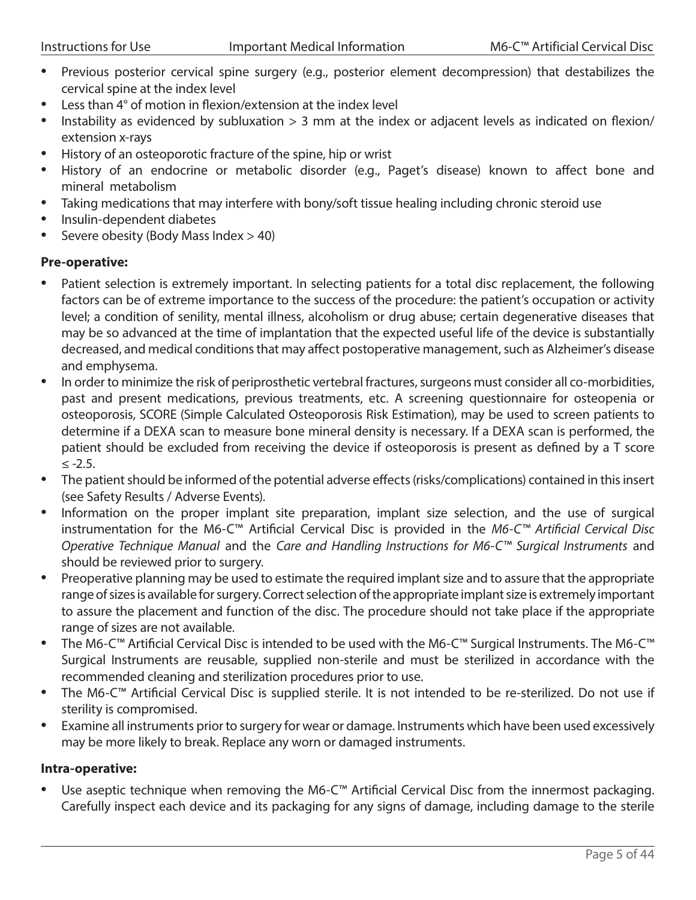- Previous posterior cervical spine surgery (e.g., posterior element decompression) that destabilizes the cervical spine at the index level
- Less than 4° of motion in flexion/extension at the index level
- Instability as evidenced by subluxation > 3 mm at the index or adjacent levels as indicated on flexion/extension x-rays
- History of an osteoporotic fracture of the spine, hip or wrist
- History of an endocrine or metabolic disorder (e.g., Paget's disease) known to affect bone and mineral metabolism
- Taking medications that may interfere with bony/soft tissue healing including chronic steroid use
- Insulin-dependent diabetes
- Severe obesity (Body Mass Index > 40)

**Pre-operative:**

- Patient selection is extremely important. In selecting patients for a total disc replacement, the following factors can be of extreme importance to the success of the procedure: the patient's occupation or activity level; a condition of senility, mental illness, alcoholism or drug abuse; certain degenerative diseases that may be so advanced at the time of implantation that the expected useful life of the device is substantially decreased, and medical conditions that may affect postoperative management, such as Alzheimer's disease and emphysema.
- In order to minimize the risk of periprosthetic vertebral fractures, surgeons must consider all co-morbidities, past and present medications, previous treatments, etc. A screening questionnaire for osteopenia or osteoporosis, SCORE (Simple Calculated Osteoporosis Risk Estimation), may be used to screen patients to determine if a DEXA scan to measure bone mineral density is necessary. If a DEXA scan is performed, the patient should be excluded from receiving the device if osteoporosis is present as defined by a T score ≤ -2.5.
- The patient should be informed of the potential adverse effects (risks/complications) contained in this insert (see Safety Results / Adverse Events).
- Information on the proper implant site preparation, implant size selection, and the use of surgical instrumentation for the M6-C™ Artificial Cervical Disc is provided in the *M6-C™ Artificial Cervical Disc Operative Technique Manual* and the *Care and Handling Instructions for M6-C™ Surgical Instruments* and should be reviewed prior to surgery.
- Preoperative planning may be used to estimate the required implant size and to assure that the appropriate range of sizes is available for surgery. Correct selection of the appropriate implant size is extremely important to assure the placement and function of the disc. The procedure should not take place if the appropriate range of sizes are not available.
- The M6-C™ Artificial Cervical Disc is intended to be used with the M6-C™ Surgical Instruments. The M6-C™ Surgical Instruments are reusable, supplied non-sterile and must be sterilized in accordance with the recommended cleaning and sterilization procedures prior to use.
- The M6-C™ Artificial Cervical Disc is supplied sterile. It is not intended to be re-sterilized. Do not use if sterility is compromised.
- Examine all instruments prior to surgery for wear or damage. Instruments which have been used excessively may be more likely to break. Replace any worn or damaged instruments.

**Intra-operative:**

- Use aseptic technique when removing the M6-C™ Artificial Cervical Disc from the innermost packaging. Carefully inspect each device and its packaging for any signs of damage, including damage to the sterile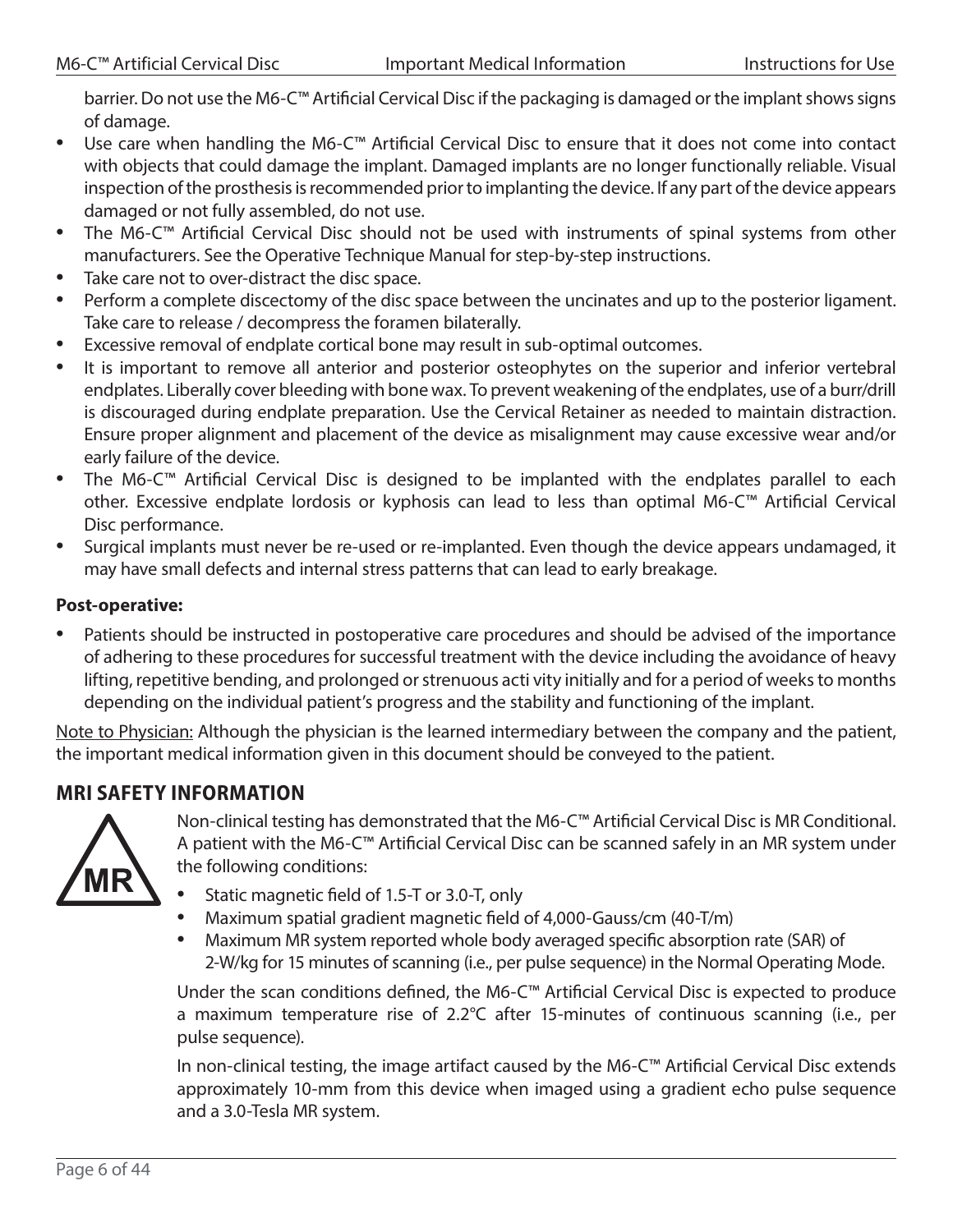barrier. Do not use the M6-C™ Artificial Cervical Disc if the packaging is damaged or the implant shows signs of damage.

- Use care when handling the M6-C™ Artificial Cervical Disc to ensure that it does not come into contact with objects that could damage the implant. Damaged implants are no longer functionally reliable. Visual inspection of the prosthesis is recommended prior to implanting the device. If any part of the device appears damaged or not fully assembled, do not use.
- The M6-C™ Artificial Cervical Disc should not be used with instruments of spinal systems from other manufacturers. See the Operative Technique Manual for step-by-step instructions.
- Take care not to over-distract the disc space.
- Perform a complete discectomy of the disc space between the uncinates and up to the posterior ligament. Take care to release / decompress the foramen bilaterally.
- Excessive removal of endplate cortical bone may result in sub-optimal outcomes.
- It is important to remove all anterior and posterior osteophytes on the superior and inferior vertebral endplates. Liberally cover bleeding with bone wax. To prevent weakening of the endplates, use of a burr/drill is discouraged during endplate preparation. Use the Cervical Retainer as needed to maintain distraction. Ensure proper alignment and placement of the device as misalignment may cause excessive wear and/or early failure of the device.
- The M6-C™ Artificial Cervical Disc is designed to be implanted with the endplates parallel to each other. Excessive endplate lordosis or kyphosis can lead to less than optimal M6-C™ Artificial Cervical Disc performance.
- Surgical implants must never be re-used or re-implanted. Even though the device appears undamaged, it may have small defects and internal stress patterns that can lead to early breakage.

**Post-operative:**

- Patients should be instructed in postoperative care procedures and should be advised of the importance of adhering to these procedures for successful treatment with the device including the avoidance of heavy lifting, repetitive bending, and prolonged or strenuous acti vity initially and for a period of weeks to months depending on the individual patient's progress and the stability and functioning of the implant.

Note to Physician: Although the physician is the learned intermediary between the company and the patient, the important medical information given in this document should be conveyed to the patient.

## MRI SAFETY INFORMATION

MR

Non-clinical testing has demonstrated that the M6-C™ Artificial Cervical Disc is MR Conditional. A patient with the M6-C™ Artificial Cervical Disc can be scanned safely in an MR system under the following conditions:

- Static magnetic field of 1.5-T or 3.0-T, only
- Maximum spatial gradient magnetic field of 4,000-Gauss/cm (40-T/m)
- Maximum MR system reported whole body averaged specific absorption rate (SAR) of 2-W/kg for 15 minutes of scanning (i.e., per pulse sequence) in the Normal Operating Mode.

Under the scan conditions defined, the M6-C™ Artificial Cervical Disc is expected to produce a maximum temperature rise of 2.2°C after 15-minutes of continuous scanning (i.e., per pulse sequence).

In non-clinical testing, the image artifact caused by the M6-C™ Artificial Cervical Disc extends approximately 10-mm from this device when imaged using a gradient echo pulse sequence and a 3.0-Tesla MR system.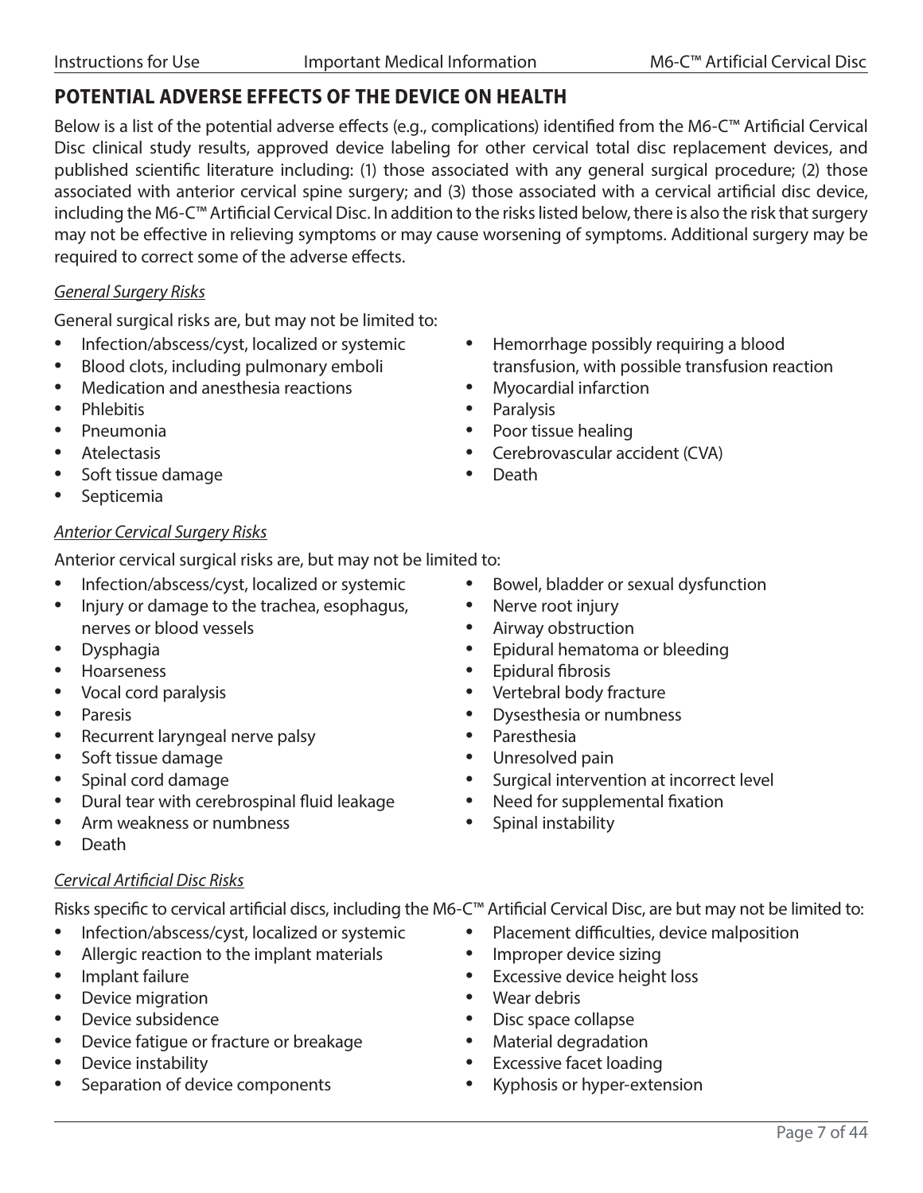## POTENTIAL ADVERSE EFFECTS OF THE DEVICE ON HEALTH

Below is a list of the potential adverse effects (e.g., complications) identified from the M6-C™ Artificial Cervical Disc clinical study results, approved device labeling for other cervical total disc replacement devices, and published scientific literature including: (1) those associated with any general surgical procedure; (2) those associated with anterior cervical spine surgery; and (3) those associated with a cervical artificial disc device, including the M6-C™ Artificial Cervical Disc. In addition to the risks listed below, there is also the risk that surgery may not be effective in relieving symptoms or may cause worsening of symptoms. Additional surgery may be required to correct some of the adverse effects.

*General Surgery Risks*

General surgical risks are, but may not be limited to:

- Infection/abscess/cyst, localized or systemic
- Blood clots, including pulmonary emboli
- Medication and anesthesia reactions
- Phlebitis
- Pneumonia
- Atelectasis
- Soft tissue damage
- Septicemia
- Hemorrhage possibly requiring a blood transfusion, with possible transfusion reaction
- Myocardial infarction
- Paralysis
- Poor tissue healing
- Cerebrovascular accident (CVA)
- Death

*Anterior Cervical Surgery Risks*

Anterior cervical surgical risks are, but may not be limited to:

- Infection/abscess/cyst, localized or systemic
- Injury or damage to the trachea, esophagus, nerves or blood vessels
- Dysphagia
- Hoarseness
- Vocal cord paralysis
- Paresis
- Recurrent laryngeal nerve palsy
- Soft tissue damage
- Spinal cord damage
- Dural tear with cerebrospinal fluid leakage
- Arm weakness or numbness
- Death
- Bowel, bladder or sexual dysfunction
- Nerve root injury
- Airway obstruction
- Epidural hematoma or bleeding
- Epidural fibrosis
- Vertebral body fracture
- Dysesthesia or numbness
- Paresthesia
- Unresolved pain
- Surgical intervention at incorrect level
- Need for supplemental fixation
- Spinal instability

*Cervical Artificial Disc Risks*

Risks specific to cervical artificial discs, including the M6-C™ Artificial Cervical Disc, are but may not be limited to:

- Infection/abscess/cyst, localized or systemic
- Allergic reaction to the implant materials
- Implant failure
- Device migration
- Device subsidence
- Device fatigue or fracture or breakage
- Device instability
- Separation of device components
- Placement difficulties, device malposition
- Improper device sizing
- Excessive device height loss
- Wear debris
- Disc space collapse
- Material degradation
- Excessive facet loading
- Kyphosis or hyper-extension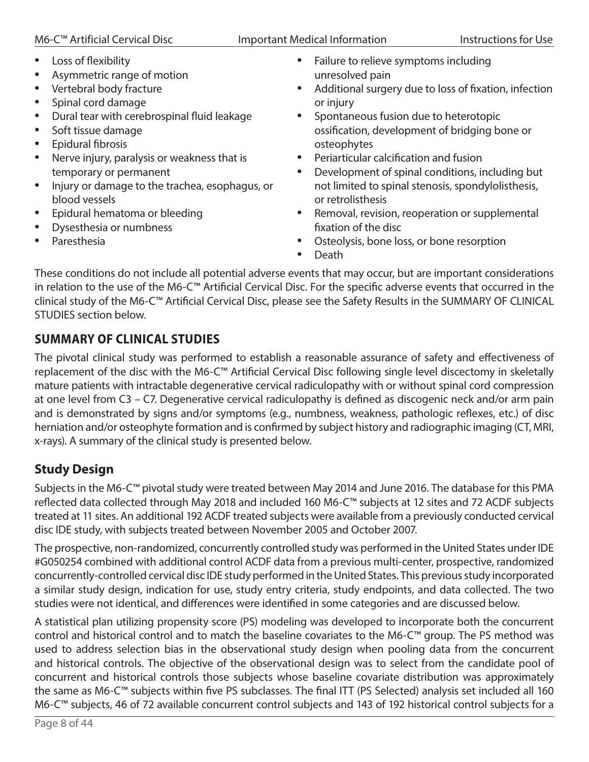- Loss of flexibility
- Asymmetric range of motion
- Vertebral body fracture
- Spinal cord damage
- Dural tear with cerebrospinal fluid leakage
- Soft tissue damage
- Epidural fibrosis
- Nerve injury, paralysis or weakness that is temporary or permanent
- Injury or damage to the trachea, esophagus, or blood vessels
- Epidural hematoma or bleeding
- Dysesthesia or numbness
- Paresthesia
- Failure to relieve symptoms including unresolved pain
- Additional surgery due to loss of fixation, infection or injury
- Spontaneous fusion due to heterotopic ossification, development of bridging bone or osteophytes
- Periarticular calcification and fusion
- Development of spinal conditions, including but not limited to spinal stenosis, spondylolisthesis, or retrolisthesis
- Removal, revision, reoperation or supplemental fixation of the disc
- Osteolysis, bone loss, or bone resorption
- Death

These conditions do not include all potential adverse events that may occur, but are important considerations in relation to the use of the M6-C™ Artificial Cervical Disc. For the specific adverse events that occurred in the clinical study of the M6-C™ Artificial Cervical Disc, please see the Safety Results in the SUMMARY OF CLINICAL STUDIES section below.

## SUMMARY OF CLINICAL STUDIES

The pivotal clinical study was performed to establish a reasonable assurance of safety and effectiveness of replacement of the disc with the M6-C™ Artificial Cervical Disc following single level discectomy in skeletally mature patients with intractable degenerative cervical radiculopathy with or without spinal cord compression at one level from C3 – C7. Degenerative cervical radiculopathy is defined as discogenic neck and/or arm pain and is demonstrated by signs and/or symptoms (e.g., numbness, weakness, pathologic reflexes, etc.) of disc herniation and/or osteophyte formation and is confirmed by subject history and radiographic imaging (CT, MRI, x-rays). A summary of the clinical study is presented below.

## Study Design

Subjects in the M6-C™ pivotal study were treated between May 2014 and June 2016. The database for this PMA reflected data collected through May 2018 and included 160 M6-C™ subjects at 12 sites and 72 ACDF subjects treated at 11 sites. An additional 192 ACDF treated subjects were available from a previously conducted cervical disc IDE study, with subjects treated between November 2005 and October 2007.

The prospective, non-randomized, concurrently controlled study was performed in the United States under IDE #G050254 combined with additional control ACDF data from a previous multi-center, prospective, randomized concurrently-controlled cervical disc IDE study performed in the United States. This previous study incorporated a similar study design, indication for use, study entry criteria, study endpoints, and data collected. The two studies were not identical, and differences were identified in some categories and are discussed below.

A statistical plan utilizing propensity score (PS) modeling was developed to incorporate both the concurrent control and historical control and to match the baseline covariates to the M6-C™ group. The PS method was used to address selection bias in the observational study design when pooling data from the concurrent and historical controls. The objective of the observational design was to select from the candidate pool of concurrent and historical controls those subjects whose baseline covariate distribution was approximately the same as M6-C™ subjects within five PS subclasses. The final ITT (PS Selected) analysis set included all 160 M6-C™ subjects, 46 of 72 available concurrent control subjects and 143 of 192 historical control subjects for a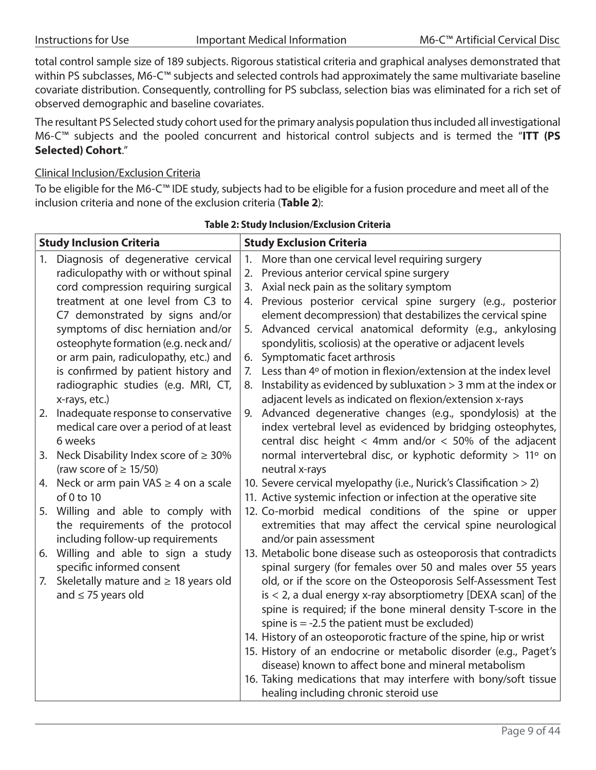total control sample size of 189 subjects. Rigorous statistical criteria and graphical analyses demonstrated that within PS subclasses, M6-C™ subjects and selected controls had approximately the same multivariate baseline covariate distribution. Consequently, controlling for PS subclass, selection bias was eliminated for a rich set of observed demographic and baseline covariates.

The resultant PS Selected study cohort used for the primary analysis population thus included all investigational M6-C™ subjects and the pooled concurrent and historical control subjects and is termed the "**ITT (PS Selected) Cohort**."

Clinical Inclusion/Exclusion Criteria

To be eligible for the M6-C™ IDE study, subjects had to be eligible for a fusion procedure and meet all of the inclusion criteria and none of the exclusion criteria (**Table 2**):

**Table 2: Study Inclusion/Exclusion Criteria**

| Study Inclusion Criteria | Study Exclusion Criteria |
|---|---|
| 1. Diagnosis of degenerative cervical radiculopathy with or without spinal cord compression requiring surgical treatment at one level from C3 to C7 demonstrated by signs and/or symptoms of disc herniation and/or osteophyte formation (e.g. neck and/or arm pain, radiculopathy, etc.) and is confirmed by patient history and radiographic studies (e.g. MRI, CT, x-rays, etc.)<br>2. Inadequate response to conservative medical care over a period of at least 6 weeks<br>3. Neck Disability Index score of ≥ 30% (raw score of ≥ 15/50)<br>4. Neck or arm pain VAS ≥ 4 on a scale of 0 to 10<br>5. Willing and able to comply with the requirements of the protocol including follow-up requirements<br>6. Willing and able to sign a study specific informed consent<br>7. Skeletally mature and ≥ 18 years old and ≤ 75 years old | 1. More than one cervical level requiring surgery<br>2. Previous anterior cervical spine surgery<br>3. Axial neck pain as the solitary symptom<br>4. Previous posterior cervical spine surgery (e.g., posterior element decompression) that destabilizes the cervical spine<br>5. Advanced cervical anatomical deformity (e.g., ankylosing spondylitis, scoliosis) at the operative or adjacent levels<br>6. Symptomatic facet arthrosis<br>7. Less than 4° of motion in flexion/extension at the index level<br>8. Instability as evidenced by subluxation > 3 mm at the index or adjacent levels as indicated on flexion/extension x-rays<br>9. Advanced degenerative changes (e.g., spondylosis) at the index vertebral level as evidenced by bridging osteophytes, central disc height < 4mm and/or < 50% of the adjacent normal intervertebral disc, or kyphotic deformity > 11° on neutral x-rays<br>10. Severe cervical myelopathy (i.e., Nurick's Classification > 2)<br>11. Active systemic infection or infection at the operative site<br>12. Co-morbid medical conditions of the spine or upper extremities that may affect the cervical spine neurological and/or pain assessment<br>13. Metabolic bone disease such as osteoporosis that contradicts spinal surgery (for females over 50 and males over 55 years old, or if the score on the Osteoporosis Self-Assessment Test is < 2, a dual energy x-ray absorptiometry [DEXA scan] of the spine is required; if the bone mineral density T-score in the spine is = -2.5 the patient must be excluded)<br>14. History of an osteoporotic fracture of the spine, hip or wrist<br>15. History of an endocrine or metabolic disorder (e.g., Paget's disease) known to affect bone and mineral metabolism<br>16. Taking medications that may interfere with bony/soft tissue healing including chronic steroid use |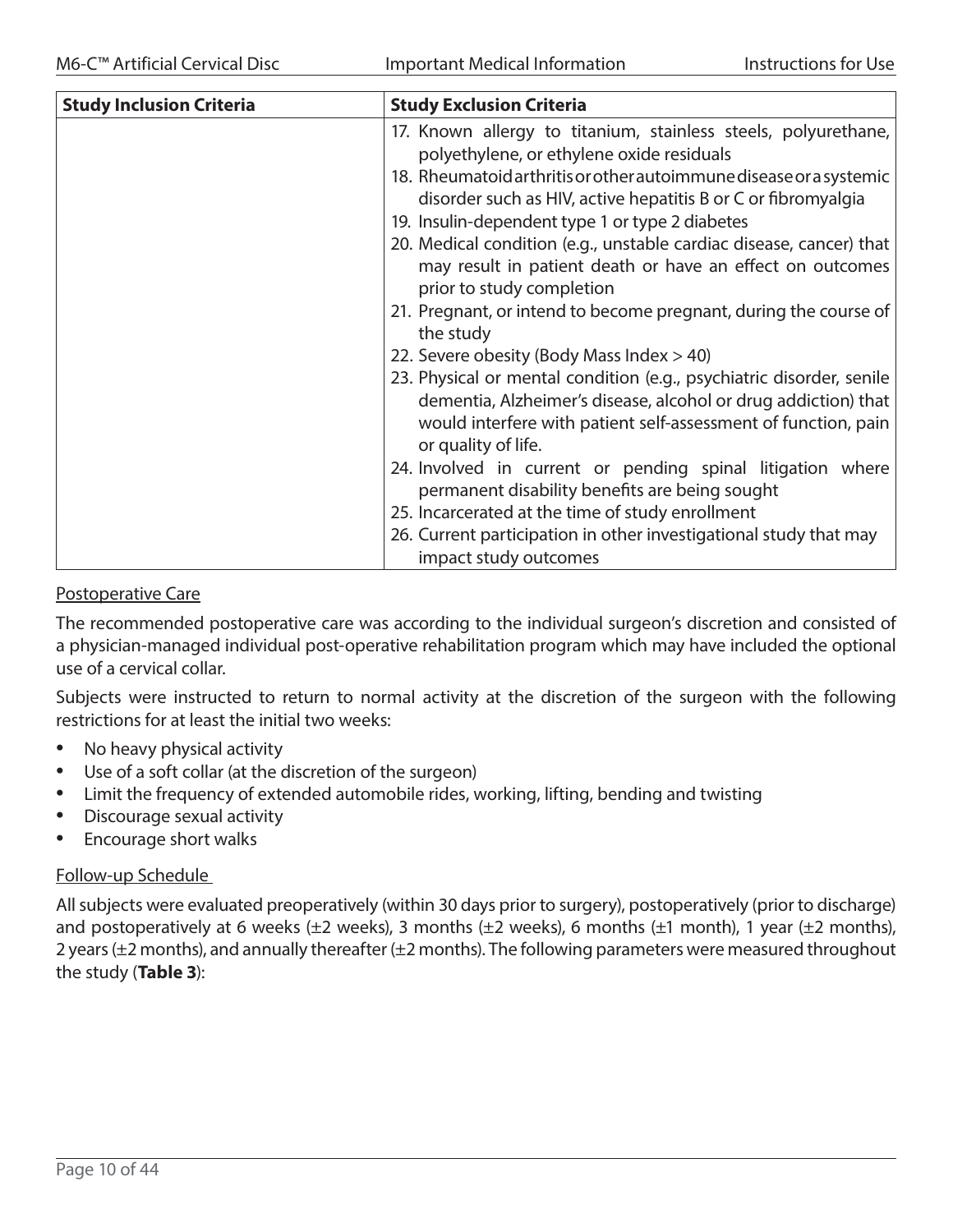| Study Inclusion Criteria | Study Exclusion Criteria |
|---|---|
| | 17. Known allergy to titanium, stainless steels, polyurethane, polyethylene, or ethylene oxide residuals<br>18. Rheumatoid arthritis or other autoimmune disease or a systemic disorder such as HIV, active hepatitis B or C or fibromyalgia<br>19. Insulin-dependent type 1 or type 2 diabetes<br>20. Medical condition (e.g., unstable cardiac disease, cancer) that may result in patient death or have an effect on outcomes prior to study completion<br>21. Pregnant, or intend to become pregnant, during the course of the study<br>22. Severe obesity (Body Mass Index > 40)<br>23. Physical or mental condition (e.g., psychiatric disorder, senile dementia, Alzheimer's disease, alcohol or drug addiction) that would interfere with patient self-assessment of function, pain or quality of life.<br>24. Involved in current or pending spinal litigation where permanent disability benefits are being sought<br>25. Incarcerated at the time of study enrollment<br>26. Current participation in other investigational study that may impact study outcomes |

Postoperative Care

The recommended postoperative care was according to the individual surgeon's discretion and consisted of a physician-managed individual post-operative rehabilitation program which may have included the optional use of a cervical collar.

Subjects were instructed to return to normal activity at the discretion of the surgeon with the following restrictions for at least the initial two weeks:

- No heavy physical activity
- Use of a soft collar (at the discretion of the surgeon)
- Limit the frequency of extended automobile rides, working, lifting, bending and twisting
- Discourage sexual activity
- Encourage short walks

Follow-up Schedule

All subjects were evaluated preoperatively (within 30 days prior to surgery), postoperatively (prior to discharge) and postoperatively at 6 weeks (±2 weeks), 3 months (±2 weeks), 6 months (±1 month), 1 year (±2 months), 2 years (±2 months), and annually thereafter (±2 months). The following parameters were measured throughout the study (**Table 3**):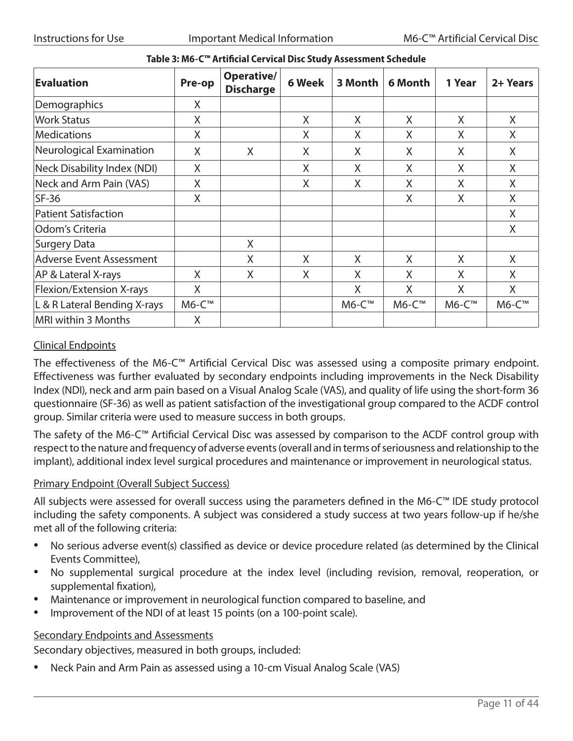**Table 3: M6-C™ Artificial Cervical Disc Study Assessment Schedule**

| Evaluation | Pre-op | Operative/ Discharge | 6 Week | 3 Month | 6 Month | 1 Year | 2+ Years |
|---|---|---|---|---|---|---|---|
| Demographics | X | | | | | | |
| Work Status | X | | X | X | X | X | X |
| Medications | X | | X | X | X | X | X |
| Neurological Examination | X | X | X | X | X | X | X |
| Neck Disability Index (NDI) | X | | X | X | X | X | X |
| Neck and Arm Pain (VAS) | X | | X | X | X | X | X |
| SF-36 | X | | | | X | X | X |
| Patient Satisfaction | | | | | | | X |
| Odom's Criteria | | | | | | | X |
| Surgery Data | | X | | | | | |
| Adverse Event Assessment | | X | X | X | X | X | X |
| AP & Lateral X-rays | X | X | X | X | X | X | X |
| Flexion/Extension X-rays | X | | | X | X | X | X |
| L & R Lateral Bending X-rays | M6-C™ | | | M6-C™ | M6-C™ | M6-C™ | M6-C™ |
| MRI within 3 Months | X | | | | | | |

## Clinical Endpoints

The effectiveness of the M6-C™ Artificial Cervical Disc was assessed using a composite primary endpoint. Effectiveness was further evaluated by secondary endpoints including improvements in the Neck Disability Index (NDI), neck and arm pain based on a Visual Analog Scale (VAS), and quality of life using the short-form 36 questionnaire (SF-36) as well as patient satisfaction of the investigational group compared to the ACDF control group. Similar criteria were used to measure success in both groups.

The safety of the M6-C™ Artificial Cervical Disc was assessed by comparison to the ACDF control group with respect to the nature and frequency of adverse events (overall and in terms of seriousness and relationship to the implant), additional index level surgical procedures and maintenance or improvement in neurological status.

## Primary Endpoint (Overall Subject Success)

All subjects were assessed for overall success using the parameters defined in the M6-C™ IDE study protocol including the safety components. A subject was considered a study success at two years follow-up if he/she met all of the following criteria:

- No serious adverse event(s) classified as device or device procedure related (as determined by the Clinical Events Committee),
- No supplemental surgical procedure at the index level (including revision, removal, reoperation, or supplemental fixation),
- Maintenance or improvement in neurological function compared to baseline, and
- Improvement of the NDI of at least 15 points (on a 100-point scale).

## Secondary Endpoints and Assessments

Secondary objectives, measured in both groups, included:

- Neck Pain and Arm Pain as assessed using a 10-cm Visual Analog Scale (VAS)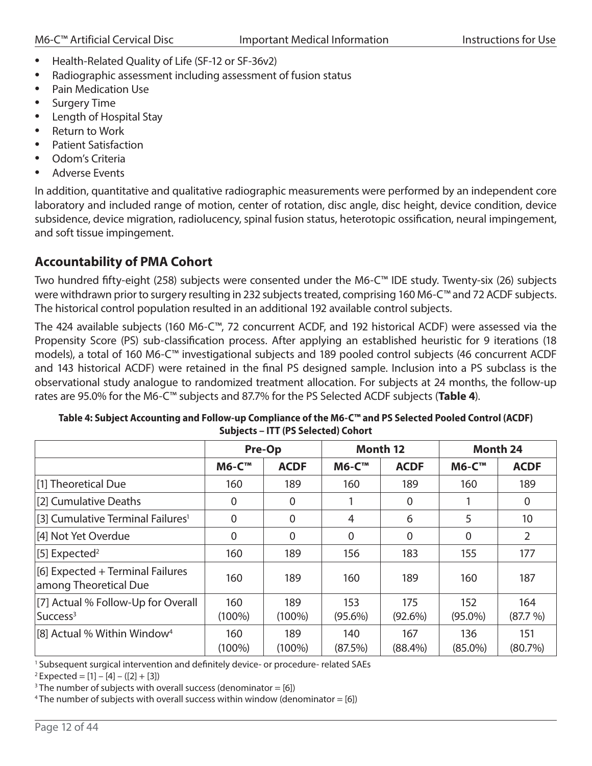- Health-Related Quality of Life (SF-12 or SF-36v2)
- Radiographic assessment including assessment of fusion status
- Pain Medication Use
- Surgery Time
- Length of Hospital Stay
- Return to Work
- Patient Satisfaction
- Odom's Criteria
- Adverse Events

In addition, quantitative and qualitative radiographic measurements were performed by an independent core laboratory and included range of motion, center of rotation, disc angle, disc height, device condition, device subsidence, device migration, radiolucency, spinal fusion status, heterotopic ossification, neural impingement, and soft tissue impingement.

## Accountability of PMA Cohort

Two hundred fifty-eight (258) subjects were consented under the M6-C™ IDE study. Twenty-six (26) subjects were withdrawn prior to surgery resulting in 232 subjects treated, comprising 160 M6-C™ and 72 ACDF subjects. The historical control population resulted in an additional 192 available control subjects.

The 424 available subjects (160 M6-C™, 72 concurrent ACDF, and 192 historical ACDF) were assessed via the Propensity Score (PS) sub-classification process. After applying an established heuristic for 9 iterations (18 models), a total of 160 M6-C™ investigational subjects and 189 pooled control subjects (46 concurrent ACDF and 143 historical ACDF) were retained in the final PS designed sample. Inclusion into a PS subclass is the observational study analogue to randomized treatment allocation. For subjects at 24 months, the follow-up rates are 95.0% for the M6-C™ subjects and 87.7% for the PS Selected ACDF subjects (**Table 4**).

**Table 4: Subject Accounting and Follow-up Compliance of the M6-C™ and PS Selected Pooled Control (ACDF) Subjects – ITT (PS Selected) Cohort**

| | Pre-Op | | Month 12 | | Month 24 | |
|---|---|---|---|---|---|---|
| | **M6-C™** | **ACDF** | **M6-C™** | **ACDF** | **M6-C™** | **ACDF** |
| [1] Theoretical Due | 160 | 189 | 160 | 189 | 160 | 189 |
| [2] Cumulative Deaths | 0 | 0 | 1 | 0 | 1 | 0 |
| [3] Cumulative Terminal Failures[1] | 0 | 0 | 4 | 6 | 5 | 10 |
| [4] Not Yet Overdue | 0 | 0 | 0 | 0 | 0 | 2 |
| [5] Expected[2] | 160 | 189 | 156 | 183 | 155 | 177 |
| [6] Expected + Terminal Failures among Theoretical Due | 160 | 189 | 160 | 189 | 160 | 187 |
| [7] Actual % Follow-Up for Overall Success[3] | 160 (100%) | 189 (100%) | 153 (95.6%) | 175 (92.6%) | 152 (95.0%) | 164 (87.7 %) |
| [8] Actual % Within Window[4] | 160 (100%) | 189 (100%) | 140 (87.5%) | 167 (88.4%) | 136 (85.0%) | 151 (80.7%) |

[1] Subsequent surgical intervention and definitely device- or procedure- related SAEs

[2] Expected = [1] – [4] – ([2] + [3])

[3] The number of subjects with overall success (denominator = [6])

[4] The number of subjects with overall success within window (denominator = [6])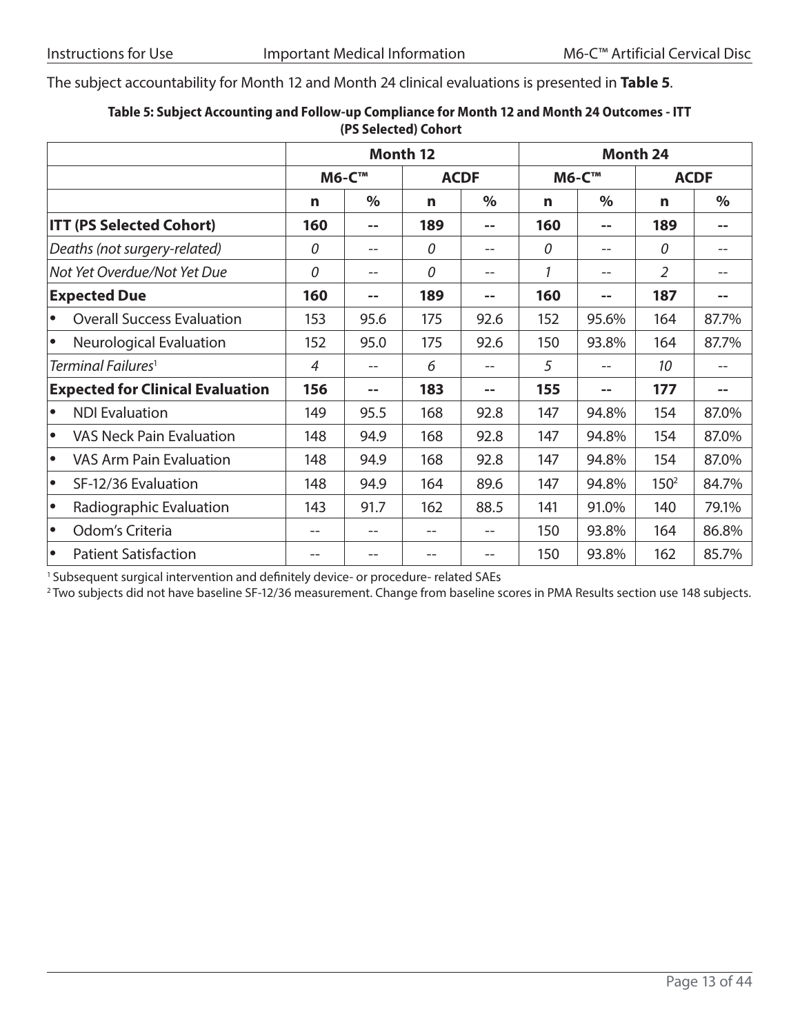The subject accountability for Month 12 and Month 24 clinical evaluations is presented in **Table 5**.

**Table 5: Subject Accounting and Follow-up Compliance for Month 12 and Month 24 Outcomes - ITT (PS Selected) Cohort**

| | Month 12 | | | | Month 24 | | | |
|---|---|---|---|---|---|---|---|---|
| | M6-C™ | | ACDF | | M6-C™ | | ACDF | |
| | n | % | n | % | n | % | n | % |
| **ITT (PS Selected Cohort)** | **160** | **--** | **189** | **--** | **160** | **--** | **189** | **--** |
| *Deaths (not surgery-related)* | *0* | -- | *0* | -- | *0* | -- | *0* | -- |
| *Not Yet Overdue/Not Yet Due* | *0* | -- | *0* | -- | *1* | -- | *2* | -- |
| **Expected Due** | **160** | **--** | **189** | **--** | **160** | **--** | **187** | **--** |
| • Overall Success Evaluation | 153 | 95.6 | 175 | 92.6 | 152 | 95.6% | 164 | 87.7% |
| • Neurological Evaluation | 152 | 95.0 | 175 | 92.6 | 150 | 93.8% | 164 | 87.7% |
| *Terminal Failures*[1] | *4* | -- | *6* | -- | *5* | -- | *10* | -- |
| **Expected for Clinical Evaluation** | **156** | **--** | **183** | **--** | **155** | **--** | **177** | **--** |
| • NDI Evaluation | 149 | 95.5 | 168 | 92.8 | 147 | 94.8% | 154 | 87.0% |
| • VAS Neck Pain Evaluation | 148 | 94.9 | 168 | 92.8 | 147 | 94.8% | 154 | 87.0% |
| • VAS Arm Pain Evaluation | 148 | 94.9 | 168 | 92.8 | 147 | 94.8% | 154 | 87.0% |
| • SF-12/36 Evaluation | 148 | 94.9 | 164 | 89.6 | 147 | 94.8% | 150[2] | 84.7% |
| • Radiographic Evaluation | 143 | 91.7 | 162 | 88.5 | 141 | 91.0% | 140 | 79.1% |
| • Odom's Criteria | -- | -- | -- | -- | 150 | 93.8% | 164 | 86.8% |
| • Patient Satisfaction | -- | -- | -- | -- | 150 | 93.8% | 162 | 85.7% |

[1] Subsequent surgical intervention and definitely device- or procedure- related SAEs

[2] Two subjects did not have baseline SF-12/36 measurement. Change from baseline scores in PMA Results section use 148 subjects.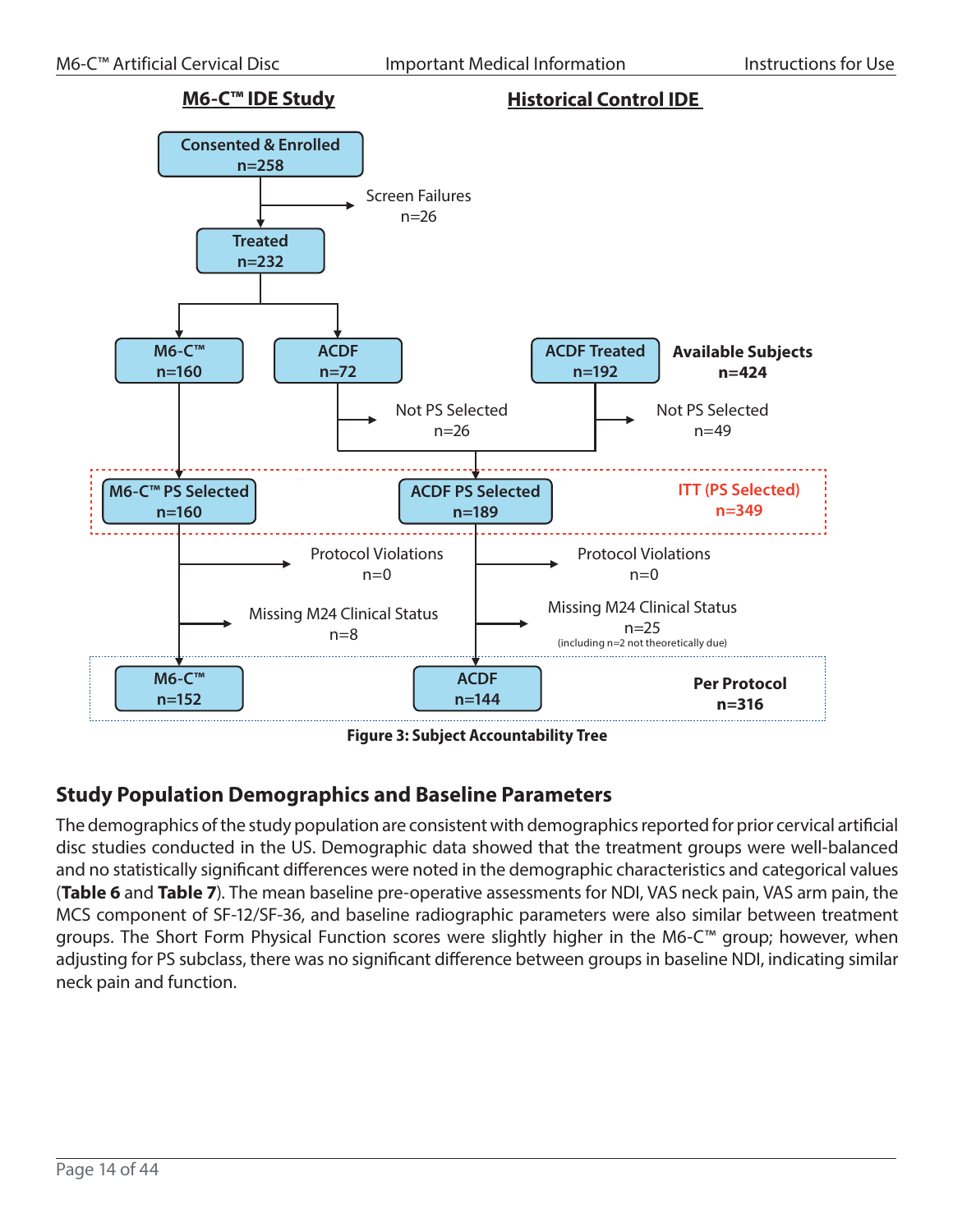**M6-C™ IDE Study** | **Historical Control IDE**

Consented & Enrolled n=258

Screen Failures n=26

Treated n=232

M6-C™ n=160

ACDF n=72

ACDF Treated n=192

**Available Subjects n=424**

Not PS Selected n=26

Not PS Selected n=49

M6-C™ PS Selected n=160

ACDF PS Selected n=189

ITT (PS Selected) n=349

Protocol Violations n=0

Protocol Violations n=0

Missing M24 Clinical Status n=8

Missing M24 Clinical Status n=25 (including n=2 not theoretically due)

M6-C™ n=152

ACDF n=144

**Per Protocol n=316**

**Figure 3: Subject Accountability Tree**

## Study Population Demographics and Baseline Parameters

The demographics of the study population are consistent with demographics reported for prior cervical artificial disc studies conducted in the US. Demographic data showed that the treatment groups were well-balanced and no statistically significant differences were noted in the demographic characteristics and categorical values (**Table 6** and **Table 7**). The mean baseline pre-operative assessments for NDI, VAS neck pain, VAS arm pain, the MCS component of SF-12/SF-36, and baseline radiographic parameters were also similar between treatment groups. The Short Form Physical Function scores were slightly higher in the M6-C™ group; however, when adjusting for PS subclass, there was no significant difference between groups in baseline NDI, indicating similar neck pain and function.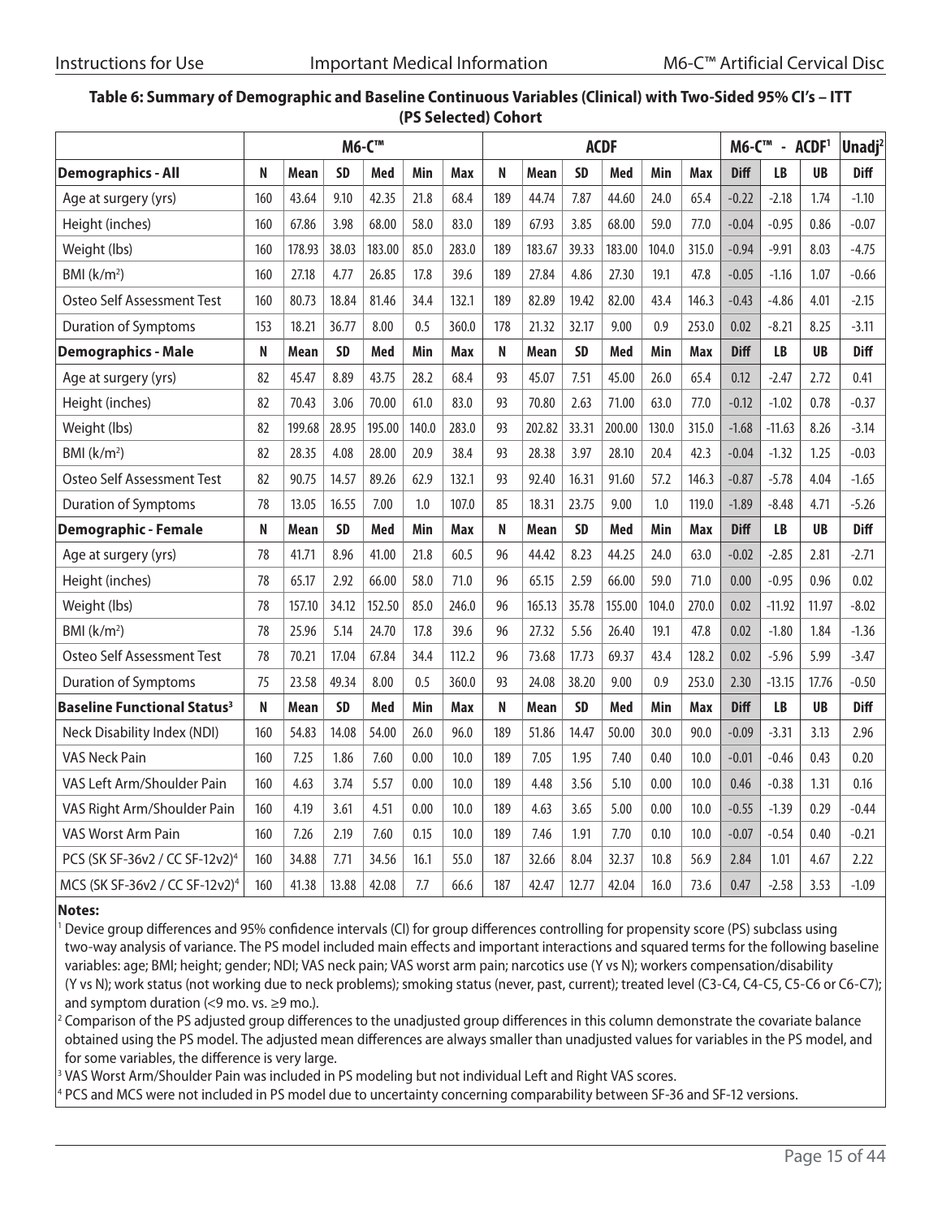**Table 6: Summary of Demographic and Baseline Continuous Variables (Clinical) with Two-Sided 95% CI's – ITT (PS Selected) Cohort**

| | M6-C™ | | | | | | ACDF | | | | | | M6-C™ - ACDF[1] | | | Unadj[2] |
|---|---|---|---|---|---|---|---|---|---|---|---|---|---|---|---|---|
| **Demographics - All** | **N** | **Mean** | **SD** | **Med** | **Min** | **Max** | **N** | **Mean** | **SD** | **Med** | **Min** | **Max** | **Diff** | **LB** | **UB** | **Diff** |
| Age at surgery (yrs) | 160 | 43.64 | 9.10 | 42.35 | 21.8 | 68.4 | 189 | 44.74 | 7.87 | 44.60 | 24.0 | 65.4 | -0.22 | -2.18 | 1.74 | -1.10 |
| Height (inches) | 160 | 67.86 | 3.98 | 68.00 | 58.0 | 83.0 | 189 | 67.93 | 3.85 | 68.00 | 59.0 | 77.0 | -0.04 | -0.95 | 0.86 | -0.07 |
| Weight (lbs) | 160 | 178.93 | 38.03 | 183.00 | 85.0 | 283.0 | 189 | 183.67 | 39.33 | 183.00 | 104.0 | 315.0 | -0.94 | -9.91 | 8.03 | -4.75 |
| BMI (k/m²) | 160 | 27.18 | 4.77 | 26.85 | 17.8 | 39.6 | 189 | 27.84 | 4.86 | 27.30 | 19.1 | 47.8 | -0.05 | -1.16 | 1.07 | -0.66 |
| Osteo Self Assessment Test | 160 | 80.73 | 18.84 | 81.46 | 34.4 | 132.1 | 189 | 82.89 | 19.42 | 82.00 | 43.4 | 146.3 | -0.43 | -4.86 | 4.01 | -2.15 |
| Duration of Symptoms | 153 | 18.21 | 36.77 | 8.00 | 0.5 | 360.0 | 178 | 21.32 | 32.17 | 9.00 | 0.9 | 253.0 | 0.02 | -8.21 | 8.25 | -3.11 |
| **Demographics - Male** | **N** | **Mean** | **SD** | **Med** | **Min** | **Max** | **N** | **Mean** | **SD** | **Med** | **Min** | **Max** | **Diff** | **LB** | **UB** | **Diff** |
| Age at surgery (yrs) | 82 | 45.47 | 8.89 | 43.75 | 28.2 | 68.4 | 93 | 45.07 | 7.51 | 45.00 | 26.0 | 65.4 | 0.12 | -2.47 | 2.72 | 0.41 |
| Height (inches) | 82 | 70.43 | 3.06 | 70.00 | 61.0 | 83.0 | 93 | 70.80 | 2.63 | 71.00 | 63.0 | 77.0 | -0.12 | -1.02 | 0.78 | -0.37 |
| Weight (lbs) | 82 | 199.68 | 28.95 | 195.00 | 140.0 | 283.0 | 93 | 202.82 | 33.31 | 200.00 | 130.0 | 315.0 | -1.68 | -11.63 | 8.26 | -3.14 |
| BMI (k/m²) | 82 | 28.35 | 4.08 | 28.00 | 20.9 | 38.4 | 93 | 28.38 | 3.97 | 28.10 | 20.4 | 42.3 | -0.04 | -1.32 | 1.25 | -0.03 |
| Osteo Self Assessment Test | 82 | 90.75 | 14.57 | 89.26 | 62.9 | 132.1 | 93 | 92.40 | 16.31 | 91.60 | 57.2 | 146.3 | -0.87 | -5.78 | 4.04 | -1.65 |
| Duration of Symptoms | 78 | 13.05 | 16.55 | 7.00 | 1.0 | 107.0 | 85 | 18.31 | 23.75 | 9.00 | 1.0 | 119.0 | -1.89 | -8.48 | 4.71 | -5.26 |
| **Demographic - Female** | **N** | **Mean** | **SD** | **Med** | **Min** | **Max** | **N** | **Mean** | **SD** | **Med** | **Min** | **Max** | **Diff** | **LB** | **UB** | **Diff** |
| Age at surgery (yrs) | 78 | 41.71 | 8.96 | 41.00 | 21.8 | 60.5 | 96 | 44.42 | 8.23 | 44.25 | 24.0 | 63.0 | -0.02 | -2.85 | 2.81 | -2.71 |
| Height (inches) | 78 | 65.17 | 2.92 | 66.00 | 58.0 | 71.0 | 96 | 65.15 | 2.59 | 66.00 | 59.0 | 71.0 | 0.00 | -0.95 | 0.96 | 0.02 |
| Weight (lbs) | 78 | 157.10 | 34.12 | 152.50 | 85.0 | 246.0 | 96 | 165.13 | 35.78 | 155.00 | 104.0 | 270.0 | 0.02 | -11.92 | 11.97 | -8.02 |
| BMI (k/m²) | 78 | 25.96 | 5.14 | 24.70 | 17.8 | 39.6 | 96 | 27.32 | 5.56 | 26.40 | 19.1 | 47.8 | 0.02 | -1.80 | 1.84 | -1.36 |
| Osteo Self Assessment Test | 78 | 70.21 | 17.04 | 67.84 | 34.4 | 112.2 | 96 | 73.68 | 17.73 | 69.37 | 43.4 | 128.2 | 0.02 | -5.96 | 5.99 | -3.47 |
| Duration of Symptoms | 75 | 23.58 | 49.34 | 8.00 | 0.5 | 360.0 | 93 | 24.08 | 38.20 | 9.00 | 0.9 | 253.0 | 2.30 | -13.15 | 17.76 | -0.50 |
| **Baseline Functional Status[3]** | **N** | **Mean** | **SD** | **Med** | **Min** | **Max** | **N** | **Mean** | **SD** | **Med** | **Min** | **Max** | **Diff** | **LB** | **UB** | **Diff** |
| Neck Disability Index (NDI) | 160 | 54.83 | 14.08 | 54.00 | 26.0 | 96.0 | 189 | 51.86 | 14.47 | 50.00 | 30.0 | 90.0 | -0.09 | -3.31 | 3.13 | 2.96 |
| VAS Neck Pain | 160 | 7.25 | 1.86 | 7.60 | 0.00 | 10.0 | 189 | 7.05 | 1.95 | 7.40 | 0.40 | 10.0 | -0.01 | -0.46 | 0.43 | 0.20 |
| VAS Left Arm/Shoulder Pain | 160 | 4.63 | 3.74 | 5.57 | 0.00 | 10.0 | 189 | 4.48 | 3.56 | 5.10 | 0.00 | 10.0 | 0.46 | -0.38 | 1.31 | 0.16 |
| VAS Right Arm/Shoulder Pain | 160 | 4.19 | 3.61 | 4.51 | 0.00 | 10.0 | 189 | 4.63 | 3.65 | 5.00 | 0.00 | 10.0 | -0.55 | -1.39 | 0.29 | -0.44 |
| VAS Worst Arm Pain | 160 | 7.26 | 2.19 | 7.60 | 0.15 | 10.0 | 189 | 7.46 | 1.91 | 7.70 | 0.10 | 10.0 | -0.07 | -0.54 | 0.40 | -0.21 |
| PCS (SK SF-36v2 / CC SF-12v2)[4] | 160 | 34.88 | 7.71 | 34.56 | 16.1 | 55.0 | 187 | 32.66 | 8.04 | 32.37 | 10.8 | 56.9 | 2.84 | 1.01 | 4.67 | 2.22 |
| MCS (SK SF-36v2 / CC SF-12v2)[4] | 160 | 41.38 | 13.88 | 42.08 | 7.7 | 66.6 | 187 | 42.47 | 12.77 | 42.04 | 16.0 | 73.6 | 0.47 | -2.58 | 3.53 | -1.09 |

**Notes:**

[1] Device group differences and 95% confidence intervals (CI) for group differences controlling for propensity score (PS) subclass using two-way analysis of variance. The PS model included main effects and important interactions and squared terms for the following baseline variables: age; BMI; height; gender; NDI; VAS neck pain; VAS worst arm pain; narcotics use (Y vs N); workers compensation/disability (Y vs N); work status (not working due to neck problems); smoking status (never, past, current); treated level (C3-C4, C4-C5, C5-C6 or C6-C7); and symptom duration (<9 mo. vs. ≥9 mo.).

[2] Comparison of the PS adjusted group differences to the unadjusted group differences in this column demonstrate the covariate balance obtained using the PS model. The adjusted mean differences are always smaller than unadjusted values for variables in the PS model, and for some variables, the difference is very large.

[3] VAS Worst Arm/Shoulder Pain was included in PS modeling but not individual Left and Right VAS scores.

[4] PCS and MCS were not included in PS model due to uncertainty concerning comparability between SF-36 and SF-12 versions.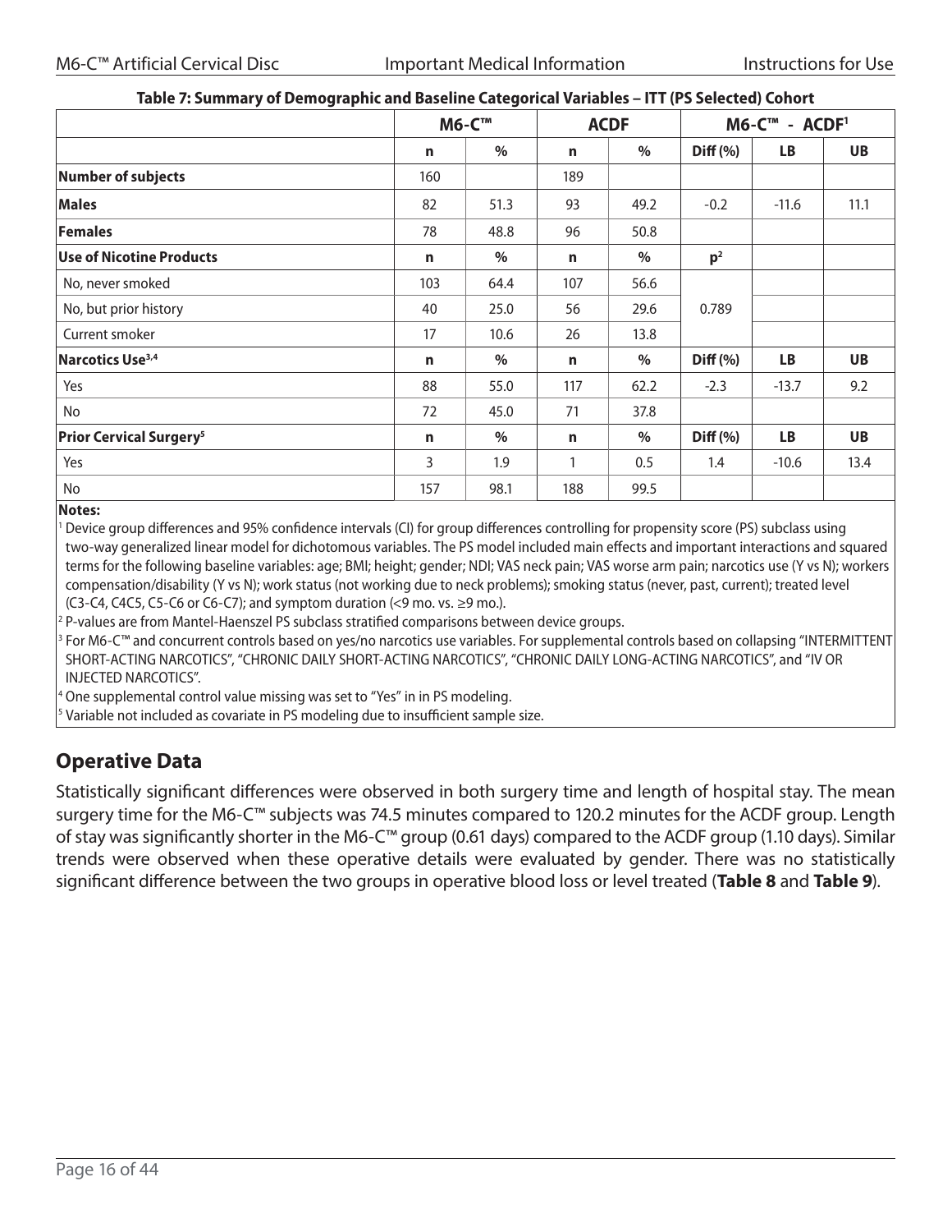**Table 7: Summary of Demographic and Baseline Categorical Variables – ITT (PS Selected) Cohort**

| | M6-C™ | | ACDF | | M6-C™ - ACDF[1] | | |
|---|---|---|---|---|---|---|---|
| | **n** | **%** | **n** | **%** | **Diff (%)** | **LB** | **UB** |
| **Number of subjects** | 160 | | 189 | | | | |
| **Males** | 82 | 51.3 | 93 | 49.2 | -0.2 | -11.6 | 11.1 |
| **Females** | 78 | 48.8 | 96 | 50.8 | | | |
| **Use of Nicotine Products** | **n** | **%** | **n** | **%** | **p[2]** | | |
| No, never smoked | 103 | 64.4 | 107 | 56.6 | 0.789 | | |
| No, but prior history | 40 | 25.0 | 56 | 29.6 | | | |
| Current smoker | 17 | 10.6 | 26 | 13.8 | | | |
| **Narcotics Use[3,4]** | **n** | **%** | **n** | **%** | **Diff (%)** | **LB** | **UB** |
| Yes | 88 | 55.0 | 117 | 62.2 | -2.3 | -13.7 | 9.2 |
| No | 72 | 45.0 | 71 | 37.8 | | | |
| **Prior Cervical Surgery[5]** | **n** | **%** | **n** | **%** | **Diff (%)** | **LB** | **UB** |
| Yes | 3 | 1.9 | 1 | 0.5 | 1.4 | -10.6 | 13.4 |
| No | 157 | 98.1 | 188 | 99.5 | | | |

**Notes:**

[1] Device group differences and 95% confidence intervals (CI) for group differences controlling for propensity score (PS) subclass using two-way generalized linear model for dichotomous variables. The PS model included main effects and important interactions and squared terms for the following baseline variables: age; BMI; height; gender; NDI; VAS neck pain; VAS worse arm pain; narcotics use (Y vs N); workers compensation/disability (Y vs N); work status (not working due to neck problems); smoking status (never, past, current); treated level (C3-C4, C4C5, C5-C6 or C6-C7); and symptom duration (<9 mo. vs. ≥9 mo.).

[2] P-values are from Mantel-Haenszel PS subclass stratified comparisons between device groups.

[3] For M6-C™ and concurrent controls based on yes/no narcotics use variables. For supplemental controls based on collapsing "INTERMITTENT SHORT-ACTING NARCOTICS", "CHRONIC DAILY SHORT-ACTING NARCOTICS", "CHRONIC DAILY LONG-ACTING NARCOTICS", and "IV OR INJECTED NARCOTICS".

[4] One supplemental control value missing was set to "Yes" in in PS modeling.

[5] Variable not included as covariate in PS modeling due to insufficient sample size.

## Operative Data

Statistically significant differences were observed in both surgery time and length of hospital stay. The mean surgery time for the M6-C™ subjects was 74.5 minutes compared to 120.2 minutes for the ACDF group. Length of stay was significantly shorter in the M6-C™ group (0.61 days) compared to the ACDF group (1.10 days). Similar trends were observed when these operative details were evaluated by gender. There was no statistically significant difference between the two groups in operative blood loss or level treated (**Table 8** and **Table 9**).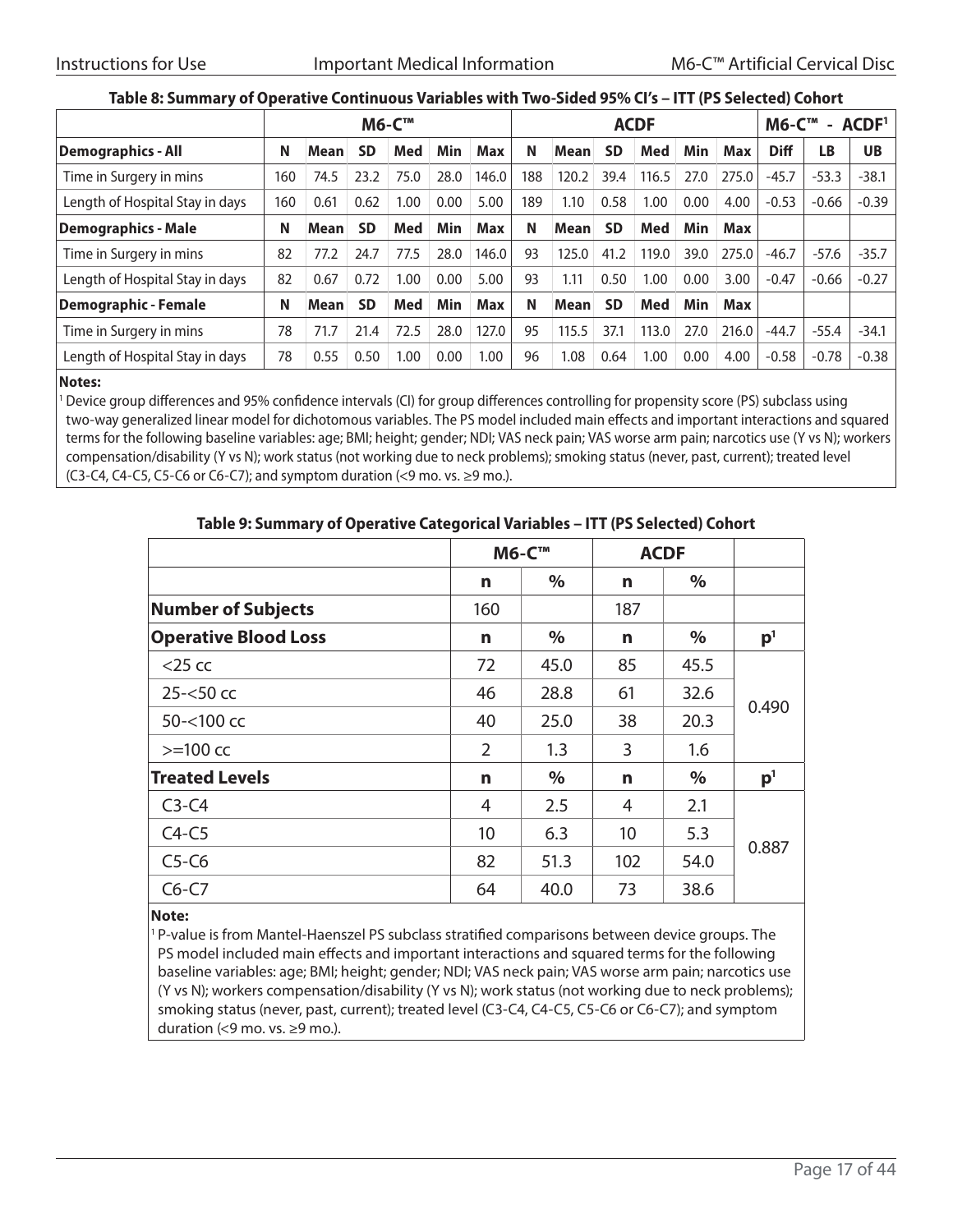**Table 8: Summary of Operative Continuous Variables with Two-Sided 95% CI's – ITT (PS Selected) Cohort**

| | M6-C™ | | | | | | ACDF | | | | | | M6-C™ - ACDF[1] | | |
|---|---|---|---|---|---|---|---|---|---|---|---|---|---|---|---|
| **Demographics - All** | **N** | **Mean** | **SD** | **Med** | **Min** | **Max** | **N** | **Mean** | **SD** | **Med** | **Min** | **Max** | **Diff** | **LB** | **UB** |
| Time in Surgery in mins | 160 | 74.5 | 23.2 | 75.0 | 28.0 | 146.0 | 188 | 120.2 | 39.4 | 116.5 | 27.0 | 275.0 | -45.7 | -53.3 | -38.1 |
| Length of Hospital Stay in days | 160 | 0.61 | 0.62 | 1.00 | 0.00 | 5.00 | 189 | 1.10 | 0.58 | 1.00 | 0.00 | 4.00 | -0.53 | -0.66 | -0.39 |
| **Demographics - Male** | **N** | **Mean** | **SD** | **Med** | **Min** | **Max** | **N** | **Mean** | **SD** | **Med** | **Min** | **Max** | | | |
| Time in Surgery in mins | 82 | 77.2 | 24.7 | 77.5 | 28.0 | 146.0 | 93 | 125.0 | 41.2 | 119.0 | 39.0 | 275.0 | -46.7 | -57.6 | -35.7 |
| Length of Hospital Stay in days | 82 | 0.67 | 0.72 | 1.00 | 0.00 | 5.00 | 93 | 1.11 | 0.50 | 1.00 | 0.00 | 3.00 | -0.47 | -0.66 | -0.27 |
| **Demographic - Female** | **N** | **Mean** | **SD** | **Med** | **Min** | **Max** | **N** | **Mean** | **SD** | **Med** | **Min** | **Max** | | | |
| Time in Surgery in mins | 78 | 71.7 | 21.4 | 72.5 | 28.0 | 127.0 | 95 | 115.5 | 37.1 | 113.0 | 27.0 | 216.0 | -44.7 | -55.4 | -34.1 |
| Length of Hospital Stay in days | 78 | 0.55 | 0.50 | 1.00 | 0.00 | 1.00 | 96 | 1.08 | 0.64 | 1.00 | 0.00 | 4.00 | -0.58 | -0.78 | -0.38 |

**Notes:**

[1] Device group differences and 95% confidence intervals (CI) for group differences controlling for propensity score (PS) subclass using two-way generalized linear model for dichotomous variables. The PS model included main effects and important interactions and squared terms for the following baseline variables: age; BMI; height; gender; NDI; VAS neck pain; VAS worse arm pain; narcotics use (Y vs N); workers compensation/disability (Y vs N); work status (not working due to neck problems); smoking status (never, past, current); treated level (C3-C4, C4-C5, C5-C6 or C6-C7); and symptom duration (<9 mo. vs. ≥9 mo.).

**Table 9: Summary of Operative Categorical Variables – ITT (PS Selected) Cohort**

| | M6-C™ | | ACDF | | |
|---|---|---|---|---|---|
| | **n** | **%** | **n** | **%** | |
| **Number of Subjects** | 160 | | 187 | | |
| **Operative Blood Loss** | **n** | **%** | **n** | **%** | **p[1]** |
| <25 cc | 72 | 45.0 | 85 | 45.5 | 0.490 |
| 25-<50 cc | 46 | 28.8 | 61 | 32.6 | |
| 50-<100 cc | 40 | 25.0 | 38 | 20.3 | |
| >=100 cc | 2 | 1.3 | 3 | 1.6 | |
| **Treated Levels** | **n** | **%** | **n** | **%** | **p[1]** |
| C3-C4 | 4 | 2.5 | 4 | 2.1 | 0.887 |
| C4-C5 | 10 | 6.3 | 10 | 5.3 | |
| C5-C6 | 82 | 51.3 | 102 | 54.0 | |
| C6-C7 | 64 | 40.0 | 73 | 38.6 | |

**Note:**

[1] P-value is from Mantel-Haenszel PS subclass stratified comparisons between device groups. The PS model included main effects and important interactions and squared terms for the following baseline variables: age; BMI; height; gender; NDI; VAS neck pain; VAS worse arm pain; narcotics use (Y vs N); workers compensation/disability (Y vs N); work status (not working due to neck problems); smoking status (never, past, current); treated level (C3-C4, C4-C5, C5-C6 or C6-C7); and symptom duration (<9 mo. vs. ≥9 mo.).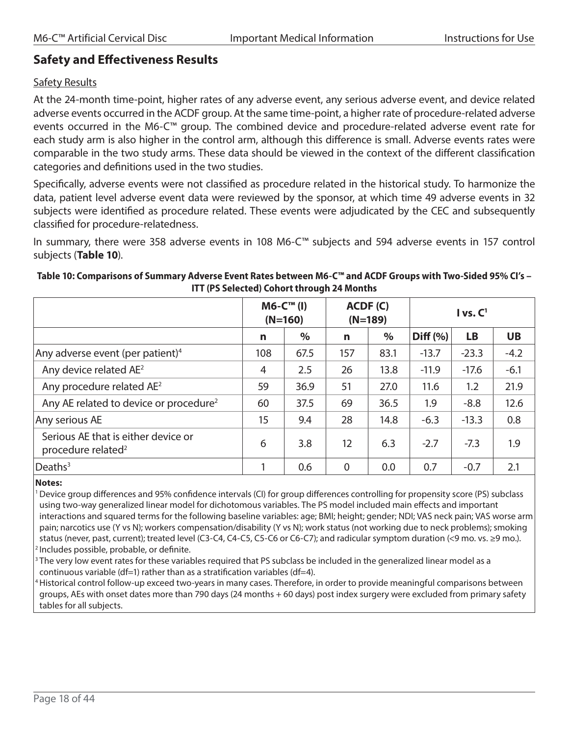## Safety and Effectiveness Results

### Safety Results

At the 24-month time-point, higher rates of any adverse event, any serious adverse event, and device related adverse events occurred in the ACDF group. At the same time-point, a higher rate of procedure-related adverse events occurred in the M6-C™ group. The combined device and procedure-related adverse event rate for each study arm is also higher in the control arm, although this difference is small. Adverse events rates were comparable in the two study arms. These data should be viewed in the context of the different classification categories and definitions used in the two studies.

Specifically, adverse events were not classified as procedure related in the historical study. To harmonize the data, patient level adverse event data were reviewed by the sponsor, at which time 49 adverse events in 32 subjects were identified as procedure related. These events were adjudicated by the CEC and subsequently classified for procedure-relatedness.

In summary, there were 358 adverse events in 108 M6-C™ subjects and 594 adverse events in 157 control subjects (**Table 10**).

**Table 10: Comparisons of Summary Adverse Event Rates between M6-C™ and ACDF Groups with Two-Sided 95% CI's – ITT (PS Selected) Cohort through 24 Months**

| | M6-C™ (I) (N=160) | | ACDF (C) (N=189) | | I vs. C[1] | | |
|---|---|---|---|---|---|---|---|
| | **n** | **%** | **n** | **%** | **Diff (%)** | **LB** | **UB** |
| Any adverse event (per patient)[4] | 108 | 67.5 | 157 | 83.1 | -13.7 | -23.3 | -4.2 |
| Any device related AE[2] | 4 | 2.5 | 26 | 13.8 | -11.9 | -17.6 | -6.1 |
| Any procedure related AE[2] | 59 | 36.9 | 51 | 27.0 | 11.6 | 1.2 | 21.9 |
| Any AE related to device or procedure[2] | 60 | 37.5 | 69 | 36.5 | 1.9 | -8.8 | 12.6 |
| Any serious AE | 15 | 9.4 | 28 | 14.8 | -6.3 | -13.3 | 0.8 |
| Serious AE that is either device or procedure related[2] | 6 | 3.8 | 12 | 6.3 | -2.7 | -7.3 | 1.9 |
| Deaths[3] | 1 | 0.6 | 0 | 0.0 | 0.7 | -0.7 | 2.1 |

**Notes:**

[1] Device group differences and 95% confidence intervals (CI) for group differences controlling for propensity score (PS) subclass using two-way generalized linear model for dichotomous variables. The PS model included main effects and important interactions and squared terms for the following baseline variables: age; BMI; height; gender; NDI; VAS neck pain; VAS worse arm pain; narcotics use (Y vs N); workers compensation/disability (Y vs N); work status (not working due to neck problems); smoking status (never, past, current); treated level (C3-C4, C4-C5, C5-C6 or C6-C7); and radicular symptom duration (<9 mo. vs. ≥9 mo.).

[2] Includes possible, probable, or definite.

[3] The very low event rates for these variables required that PS subclass be included in the generalized linear model as a continuous variable (df=1) rather than as a stratification variables (df=4).

[4] Historical control follow-up exceed two-years in many cases. Therefore, in order to provide meaningful comparisons between groups, AEs with onset dates more than 790 days (24 months + 60 days) post index surgery were excluded from primary safety tables for all subjects.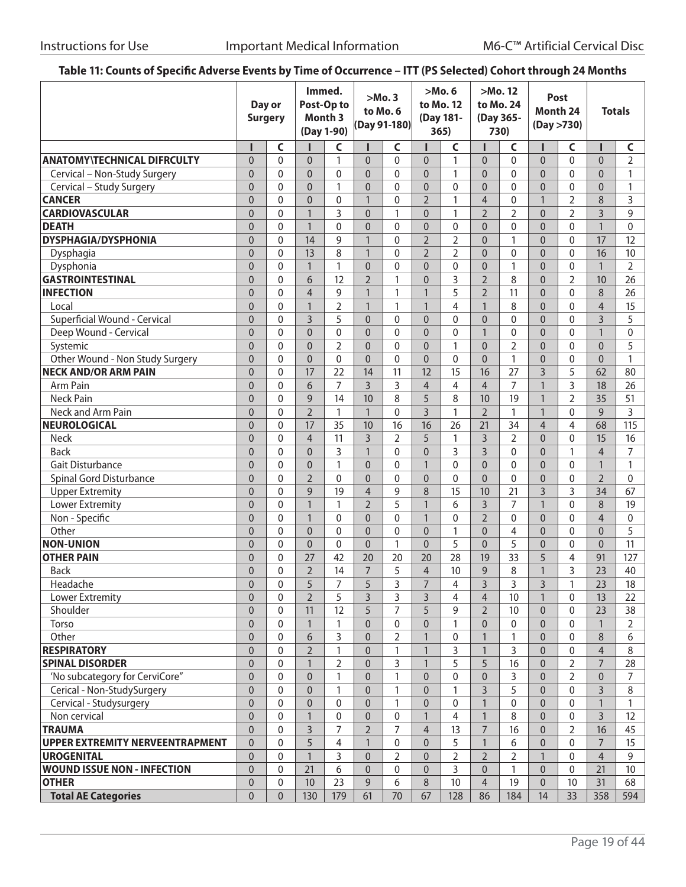### Table 11: Counts of Specific Adverse Events by Time of Occurrence – ITT (PS Selected) Cohort through 24 Months

| | Day or Surgery | | Immed. Post-Op to Month 3 (Day 1-90) | | >Mo. 3 to Mo. 6 (Day 91-180) | | >Mo. 6 to Mo. 12 (Day 181-365) | | >Mo. 12 to Mo. 24 (Day 365-730) | | Post Month 24 (Day >730) | | Totals | |
|---|---|---|---|---|---|---|---|---|---|---|---|---|---|---|
| | I | C | I | C | I | C | I | C | I | C | I | C | I | C |
| **ANATOMY\TECHNICAL DIFRCULTY** | 0 | 0 | 0 | 1 | 0 | 0 | 0 | 1 | 0 | 0 | 0 | 0 | 0 | 2 |
| Cervical – Non-Study Surgery | 0 | 0 | 0 | 0 | 0 | 0 | 0 | 1 | 0 | 0 | 0 | 0 | 0 | 1 |
| Cervical – Study Surgery | 0 | 0 | 0 | 1 | 0 | 0 | 0 | 0 | 0 | 0 | 0 | 0 | 0 | 1 |
| **CANCER** | 0 | 0 | 0 | 0 | 1 | 0 | 2 | 1 | 4 | 0 | 1 | 2 | 8 | 3 |
| **CARDIOVASCULAR** | 0 | 0 | 1 | 3 | 0 | 1 | 0 | 1 | 2 | 2 | 0 | 2 | 3 | 9 |
| **DEATH** | 0 | 0 | 1 | 0 | 0 | 0 | 0 | 0 | 0 | 0 | 0 | 0 | 1 | 0 |
| **DYSPHAGIA/DYSPHONIA** | 0 | 0 | 14 | 9 | 1 | 0 | 2 | 2 | 0 | 1 | 0 | 0 | 17 | 12 |
| Dysphagia | 0 | 0 | 13 | 8 | 1 | 0 | 2 | 2 | 0 | 0 | 0 | 0 | 16 | 10 |
| Dysphonia | 0 | 0 | 1 | 1 | 0 | 0 | 0 | 0 | 0 | 1 | 0 | 0 | 1 | 2 |
| **GASTROINTESTINAL** | 0 | 0 | 6 | 12 | 2 | 1 | 0 | 3 | 2 | 8 | 0 | 2 | 10 | 26 |
| **INFECTION** | 0 | 0 | 4 | 9 | 1 | 1 | 1 | 5 | 2 | 11 | 0 | 0 | 8 | 26 |
| Local | 0 | 0 | 1 | 2 | 1 | 1 | 1 | 4 | 1 | 8 | 0 | 0 | 4 | 15 |
| Superficial Wound - Cervical | 0 | 0 | 3 | 5 | 0 | 0 | 0 | 0 | 0 | 0 | 0 | 0 | 3 | 5 |
| Deep Wound - Cervical | 0 | 0 | 0 | 0 | 0 | 0 | 0 | 0 | 1 | 0 | 0 | 0 | 1 | 0 |
| Systemic | 0 | 0 | 0 | 2 | 0 | 0 | 0 | 1 | 0 | 2 | 0 | 0 | 0 | 5 |
| Other Wound - Non Study Surgery | 0 | 0 | 0 | 0 | 0 | 0 | 0 | 0 | 0 | 1 | 0 | 0 | 0 | 1 |
| **NECK AND/OR ARM PAIN** | 0 | 0 | 17 | 22 | 14 | 11 | 12 | 15 | 16 | 27 | 3 | 5 | 62 | 80 |
| Arm Pain | 0 | 0 | 6 | 7 | 3 | 3 | 4 | 4 | 4 | 7 | 1 | 3 | 18 | 26 |
| Neck Pain | 0 | 0 | 9 | 14 | 10 | 8 | 5 | 8 | 10 | 19 | 1 | 2 | 35 | 51 |
| Neck and Arm Pain | 0 | 0 | 2 | 1 | 1 | 0 | 3 | 1 | 2 | 1 | 1 | 0 | 9 | 3 |
| **NEUROLOGICAL** | 0 | 0 | 17 | 35 | 10 | 16 | 16 | 26 | 21 | 34 | 4 | 4 | 68 | 115 |
| Neck | 0 | 0 | 4 | 11 | 3 | 2 | 5 | 1 | 3 | 2 | 0 | 0 | 15 | 16 |
| Back | 0 | 0 | 0 | 3 | 1 | 0 | 0 | 3 | 3 | 0 | 0 | 1 | 4 | 7 |
| Gait Disturbance | 0 | 0 | 0 | 1 | 0 | 0 | 1 | 0 | 0 | 0 | 0 | 0 | 1 | 1 |
| Spinal Gord Disturbance | 0 | 0 | 2 | 0 | 0 | 0 | 0 | 0 | 0 | 0 | 0 | 0 | 2 | 0 |
| Upper Extremity | 0 | 0 | 9 | 19 | 4 | 9 | 8 | 15 | 10 | 21 | 3 | 3 | 34 | 67 |
| Lower Extremity | 0 | 0 | 1 | 1 | 2 | 5 | 1 | 6 | 3 | 7 | 1 | 0 | 8 | 19 |
| Non - Specific | 0 | 0 | 1 | 0 | 0 | 0 | 1 | 0 | 2 | 0 | 0 | 0 | 4 | 0 |
| Other | 0 | 0 | 0 | 0 | 0 | 0 | 0 | 1 | 0 | 4 | 0 | 0 | 0 | 5 |
| **NON-UNION** | 0 | 0 | 0 | 0 | 0 | 1 | 0 | 5 | 0 | 5 | 0 | 0 | 0 | 11 |
| **OTHER PAIN** | 0 | 0 | 27 | 42 | 20 | 20 | 20 | 28 | 19 | 33 | 5 | 4 | 91 | 127 |
| Back | 0 | 0 | 2 | 14 | 7 | 5 | 4 | 10 | 9 | 8 | 1 | 3 | 23 | 40 |
| Headache | 0 | 0 | 5 | 7 | 5 | 3 | 7 | 4 | 3 | 3 | 3 | 1 | 23 | 18 |
| Lower Extremity | 0 | 0 | 2 | 5 | 3 | 3 | 3 | 4 | 4 | 10 | 1 | 0 | 13 | 22 |
| Shoulder | 0 | 0 | 11 | 12 | 5 | 7 | 5 | 9 | 2 | 10 | 0 | 0 | 23 | 38 |
| Torso | 0 | 0 | 1 | 1 | 0 | 0 | 0 | 1 | 0 | 0 | 0 | 0 | 1 | 2 |
| Other | 0 | 0 | 6 | 3 | 0 | 2 | 1 | 0 | 1 | 1 | 0 | 0 | 8 | 6 |
| **RESPIRATORY** | 0 | 0 | 2 | 1 | 0 | 1 | 1 | 3 | 1 | 3 | 0 | 0 | 4 | 8 |
| **SPINAL DISORDER** | 0 | 0 | 1 | 2 | 0 | 3 | 1 | 5 | 5 | 16 | 0 | 2 | 7 | 28 |
| 'No subcategory for CerviCore" | 0 | 0 | 0 | 1 | 0 | 1 | 0 | 0 | 0 | 3 | 0 | 2 | 0 | 7 |
| Cerical - Non-StudySurgery | 0 | 0 | 0 | 1 | 0 | 1 | 0 | 1 | 3 | 5 | 0 | 0 | 3 | 8 |
| Cervical - Studysurgery | 0 | 0 | 0 | 0 | 0 | 1 | 0 | 0 | 1 | 0 | 0 | 0 | 1 | 1 |
| Non cervical | 0 | 0 | 1 | 0 | 0 | 0 | 1 | 4 | 1 | 8 | 0 | 0 | 3 | 12 |
| **TRAUMA** | 0 | 0 | 3 | 7 | 2 | 7 | 4 | 13 | 7 | 16 | 0 | 2 | 16 | 45 |
| **UPPER EXTREMITY NERVEENTRAPMENT** | 0 | 0 | 5 | 4 | 1 | 0 | 0 | 5 | 1 | 6 | 0 | 0 | 7 | 15 |
| **UROGENITAL** | 0 | 0 | 1 | 3 | 0 | 2 | 0 | 2 | 2 | 2 | 1 | 0 | 4 | 9 |
| **WOUND ISSUE NON - INFECTION** | 0 | 0 | 21 | 6 | 0 | 0 | 0 | 3 | 0 | 1 | 0 | 0 | 21 | 10 |
| **OTHER** | 0 | 0 | 10 | 23 | 9 | 6 | 8 | 10 | 4 | 19 | 0 | 10 | 31 | 68 |
| **Total AE Categories** | 0 | 0 | 130 | 179 | 61 | 70 | 67 | 128 | 86 | 184 | 14 | 33 | 358 | 594 |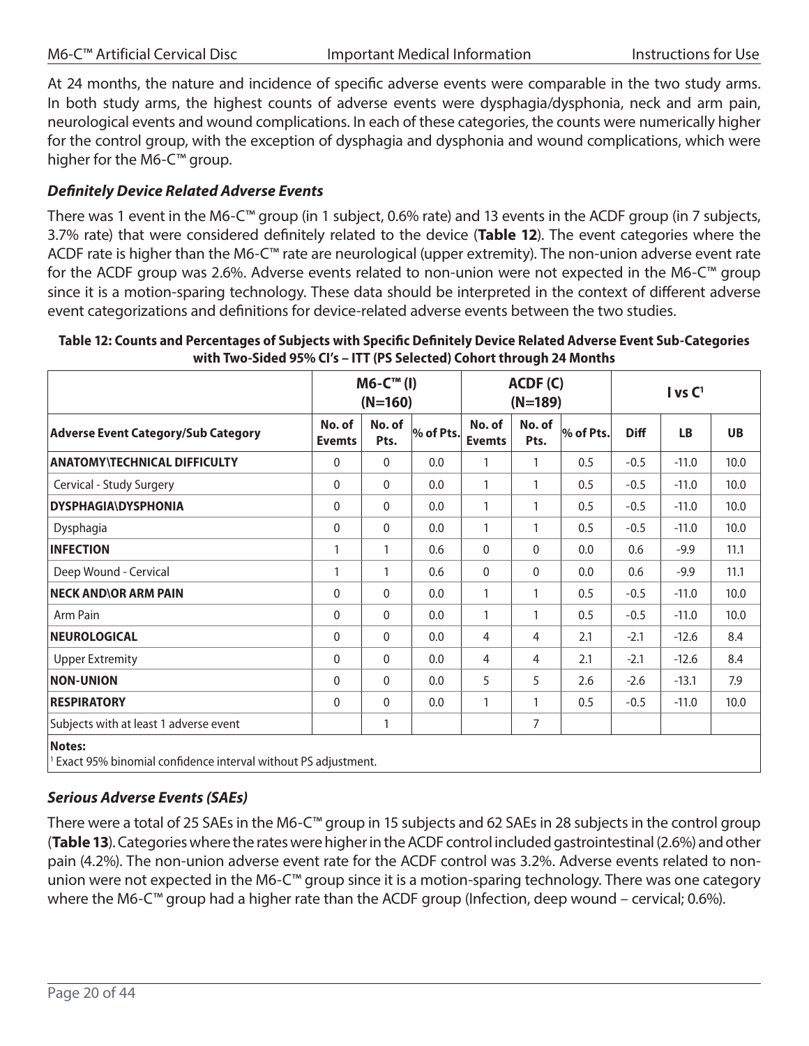At 24 months, the nature and incidence of specific adverse events were comparable in the two study arms. In both study arms, the highest counts of adverse events were dysphagia/dysphonia, neck and arm pain, neurological events and wound complications. In each of these categories, the counts were numerically higher for the control group, with the exception of dysphagia and dysphonia and wound complications, which were higher for the M6-C™ group.

### *Definitely Device Related Adverse Events*

There was 1 event in the M6-C™ group (in 1 subject, 0.6% rate) and 13 events in the ACDF group (in 7 subjects, 3.7% rate) that were considered definitely related to the device (**Table 12**). The event categories where the ACDF rate is higher than the M6-C™ rate are neurological (upper extremity). The non-union adverse event rate for the ACDF group was 2.6%. Adverse events related to non-union were not expected in the M6-C™ group since it is a motion-sparing technology. These data should be interpreted in the context of different adverse event categorizations and definitions for device-related adverse events between the two studies.

**Table 12: Counts and Percentages of Subjects with Specific Definitely Device Related Adverse Event Sub-Categories with Two-Sided 95% CI's – ITT (PS Selected) Cohort through 24 Months**

| | M6-C™ (I) (N=160) | | | ACDF (C) (N=189) | | | I vs C[1] | | |
|---|---|---|---|---|---|---|---|---|---|
| **Adverse Event Category/Sub Category** | **No. of Evemts** | **No. of Pts.** | **% of Pts.** | **No. of Evemts** | **No. of Pts.** | **% of Pts.** | **Diff** | **LB** | **UB** |
| **ANATOMY\TECHNICAL DIFFICULTY** | 0 | 0 | 0.0 | 1 | 1 | 0.5 | -0.5 | -11.0 | 10.0 |
| Cervical - Study Surgery | 0 | 0 | 0.0 | 1 | 1 | 0.5 | -0.5 | -11.0 | 10.0 |
| **DYSPHAGIA\DYSPHONIA** | 0 | 0 | 0.0 | 1 | 1 | 0.5 | -0.5 | -11.0 | 10.0 |
| Dysphagia | 0 | 0 | 0.0 | 1 | 1 | 0.5 | -0.5 | -11.0 | 10.0 |
| **INFECTION** | 1 | 1 | 0.6 | 0 | 0 | 0.0 | 0.6 | -9.9 | 11.1 |
| Deep Wound - Cervical | 1 | 1 | 0.6 | 0 | 0 | 0.0 | 0.6 | -9.9 | 11.1 |
| **NECK AND\OR ARM PAIN** | 0 | 0 | 0.0 | 1 | 1 | 0.5 | -0.5 | -11.0 | 10.0 |
| Arm Pain | 0 | 0 | 0.0 | 1 | 1 | 0.5 | -0.5 | -11.0 | 10.0 |
| **NEUROLOGICAL** | 0 | 0 | 0.0 | 4 | 4 | 2.1 | -2.1 | -12.6 | 8.4 |
| Upper Extremity | 0 | 0 | 0.0 | 4 | 4 | 2.1 | -2.1 | -12.6 | 8.4 |
| **NON-UNION** | 0 | 0 | 0.0 | 5 | 5 | 2.6 | -2.6 | -13.1 | 7.9 |
| **RESPIRATORY** | 0 | 0 | 0.0 | 1 | 1 | 0.5 | -0.5 | -11.0 | 10.0 |
| Subjects with at least 1 adverse event | | 1 | | | 7 | | | | |

**Notes:**
[1] Exact 95% binomial confidence interval without PS adjustment.

### *Serious Adverse Events (SAEs)*

There were a total of 25 SAEs in the M6-C™ group in 15 subjects and 62 SAEs in 28 subjects in the control group (**Table 13**). Categories where the rates were higher in the ACDF control included gastrointestinal (2.6%) and other pain (4.2%). The non-union adverse event rate for the ACDF control was 3.2%. Adverse events related to non-union were not expected in the M6-C™ group since it is a motion-sparing technology. There was one category where the M6-C™ group had a higher rate than the ACDF group (Infection, deep wound – cervical; 0.6%).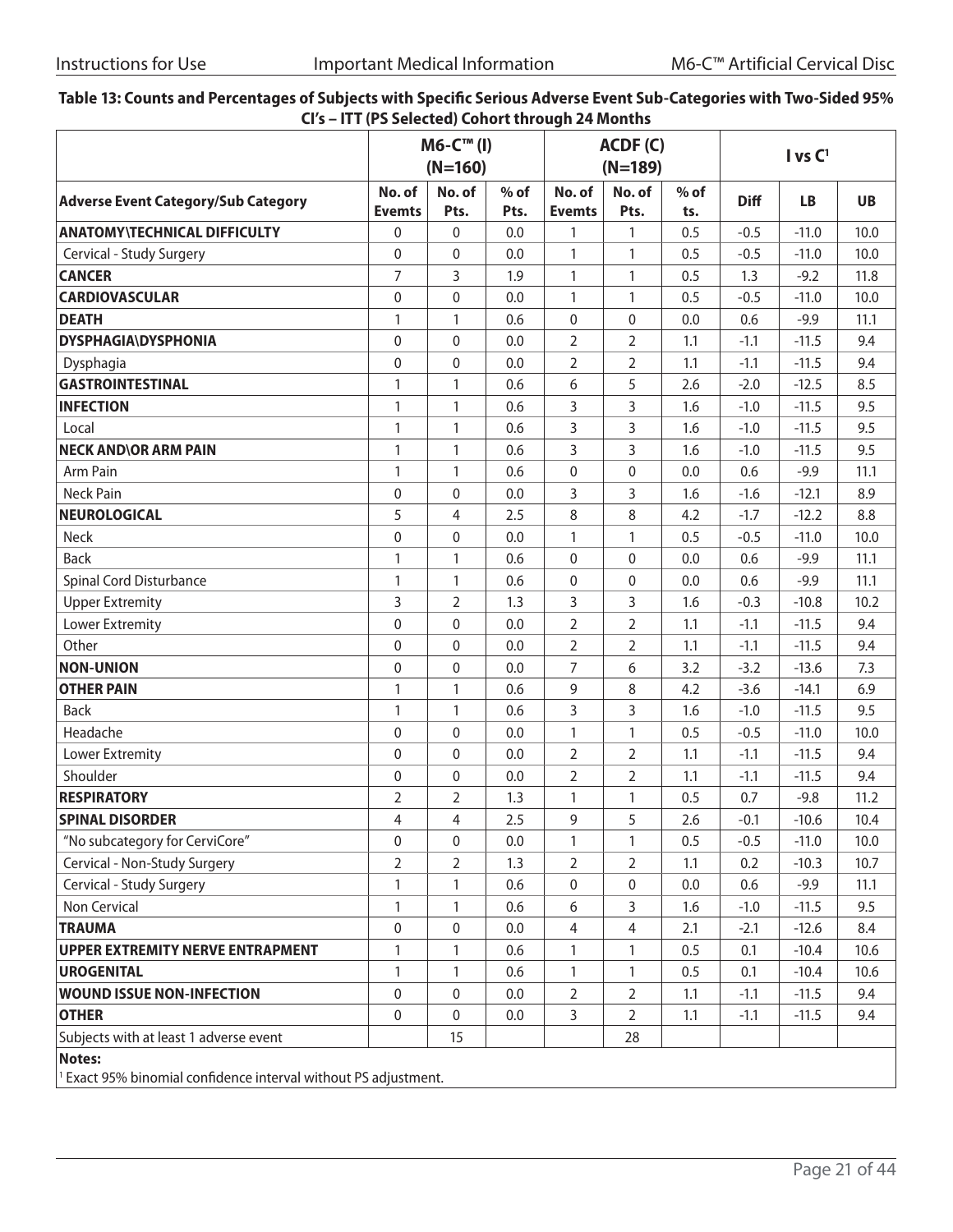**Table 13: Counts and Percentages of Subjects with Specific Serious Adverse Event Sub-Categories with Two-Sided 95% CI's – ITT (PS Selected) Cohort through 24 Months**

| | M6-C™ (I) (N=160) | | | ACDF (C) (N=189) | | | I vs C[1] | | |
|---|---|---|---|---|---|---|---|---|---|
| **Adverse Event Category/Sub Category** | **No. of Evemts** | **No. of Pts.** | **% of Pts.** | **No. of Evemts** | **No. of Pts.** | **% of ts.** | **Diff** | **LB** | **UB** |
| **ANATOMY\TECHNICAL DIFFICULTY** | 0 | 0 | 0.0 | 1 | 1 | 0.5 | -0.5 | -11.0 | 10.0 |
| Cervical - Study Surgery | 0 | 0 | 0.0 | 1 | 1 | 0.5 | -0.5 | -11.0 | 10.0 |
| **CANCER** | 7 | 3 | 1.9 | 1 | 1 | 0.5 | 1.3 | -9.2 | 11.8 |
| **CARDIOVASCULAR** | 0 | 0 | 0.0 | 1 | 1 | 0.5 | -0.5 | -11.0 | 10.0 |
| **DEATH** | 1 | 1 | 0.6 | 0 | 0 | 0.0 | 0.6 | -9.9 | 11.1 |
| **DYSPHAGIA\DYSPHONIA** | 0 | 0 | 0.0 | 2 | 2 | 1.1 | -1.1 | -11.5 | 9.4 |
| Dysphagia | 0 | 0 | 0.0 | 2 | 2 | 1.1 | -1.1 | -11.5 | 9.4 |
| **GASTROINTESTINAL** | 1 | 1 | 0.6 | 6 | 5 | 2.6 | -2.0 | -12.5 | 8.5 |
| **INFECTION** | 1 | 1 | 0.6 | 3 | 3 | 1.6 | -1.0 | -11.5 | 9.5 |
| Local | 1 | 1 | 0.6 | 3 | 3 | 1.6 | -1.0 | -11.5 | 9.5 |
| **NECK AND\OR ARM PAIN** | 1 | 1 | 0.6 | 3 | 3 | 1.6 | -1.0 | -11.5 | 9.5 |
| Arm Pain | 1 | 1 | 0.6 | 0 | 0 | 0.0 | 0.6 | -9.9 | 11.1 |
| Neck Pain | 0 | 0 | 0.0 | 3 | 3 | 1.6 | -1.6 | -12.1 | 8.9 |
| **NEUROLOGICAL** | 5 | 4 | 2.5 | 8 | 8 | 4.2 | -1.7 | -12.2 | 8.8 |
| Neck | 0 | 0 | 0.0 | 1 | 1 | 0.5 | -0.5 | -11.0 | 10.0 |
| Back | 1 | 1 | 0.6 | 0 | 0 | 0.0 | 0.6 | -9.9 | 11.1 |
| Spinal Cord Disturbance | 1 | 1 | 0.6 | 0 | 0 | 0.0 | 0.6 | -9.9 | 11.1 |
| Upper Extremity | 3 | 2 | 1.3 | 3 | 3 | 1.6 | -0.3 | -10.8 | 10.2 |
| Lower Extremity | 0 | 0 | 0.0 | 2 | 2 | 1.1 | -1.1 | -11.5 | 9.4 |
| Other | 0 | 0 | 0.0 | 2 | 2 | 1.1 | -1.1 | -11.5 | 9.4 |
| **NON-UNION** | 0 | 0 | 0.0 | 7 | 6 | 3.2 | -3.2 | -13.6 | 7.3 |
| **OTHER PAIN** | 1 | 1 | 0.6 | 9 | 8 | 4.2 | -3.6 | -14.1 | 6.9 |
| Back | 1 | 1 | 0.6 | 3 | 3 | 1.6 | -1.0 | -11.5 | 9.5 |
| Headache | 0 | 0 | 0.0 | 1 | 1 | 0.5 | -0.5 | -11.0 | 10.0 |
| Lower Extremity | 0 | 0 | 0.0 | 2 | 2 | 1.1 | -1.1 | -11.5 | 9.4 |
| Shoulder | 0 | 0 | 0.0 | 2 | 2 | 1.1 | -1.1 | -11.5 | 9.4 |
| **RESPIRATORY** | 2 | 2 | 1.3 | 1 | 1 | 0.5 | 0.7 | -9.8 | 11.2 |
| **SPINAL DISORDER** | 4 | 4 | 2.5 | 9 | 5 | 2.6 | -0.1 | -10.6 | 10.4 |
| "No subcategory for CerviCore" | 0 | 0 | 0.0 | 1 | 1 | 0.5 | -0.5 | -11.0 | 10.0 |
| Cervical - Non-Study Surgery | 2 | 2 | 1.3 | 2 | 2 | 1.1 | 0.2 | -10.3 | 10.7 |
| Cervical - Study Surgery | 1 | 1 | 0.6 | 0 | 0 | 0.0 | 0.6 | -9.9 | 11.1 |
| Non Cervical | 1 | 1 | 0.6 | 6 | 3 | 1.6 | -1.0 | -11.5 | 9.5 |
| **TRAUMA** | 0 | 0 | 0.0 | 4 | 4 | 2.1 | -2.1 | -12.6 | 8.4 |
| **UPPER EXTREMITY NERVE ENTRAPMENT** | 1 | 1 | 0.6 | 1 | 1 | 0.5 | 0.1 | -10.4 | 10.6 |
| **UROGENITAL** | 1 | 1 | 0.6 | 1 | 1 | 0.5 | 0.1 | -10.4 | 10.6 |
| **WOUND ISSUE NON-INFECTION** | 0 | 0 | 0.0 | 2 | 2 | 1.1 | -1.1 | -11.5 | 9.4 |
| **OTHER** | 0 | 0 | 0.0 | 3 | 2 | 1.1 | -1.1 | -11.5 | 9.4 |
| Subjects with at least 1 adverse event | | 15 | | | 28 | | | | |

**Notes:**

[1] Exact 95% binomial confidence interval without PS adjustment.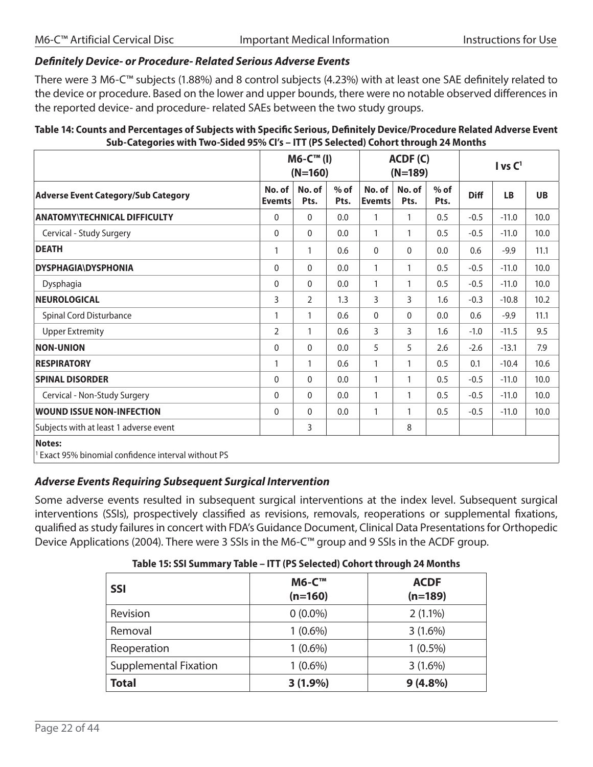### *Definitely Device- or Procedure- Related Serious Adverse Events*

There were 3 M6-C™ subjects (1.88%) and 8 control subjects (4.23%) with at least one SAE definitely related to the device or procedure. Based on the lower and upper bounds, there were no notable observed differences in the reported device- and procedure- related SAEs between the two study groups.

**Table 14: Counts and Percentages of Subjects with Specific Serious, Definitely Device/Procedure Related Adverse Event Sub-Categories with Two-Sided 95% CI's – ITT (PS Selected) Cohort through 24 Months**

| | M6-C™ (I) (N=160) | | | ACDF (C) (N=189) | | | I vs C[1] | | |
|---|---|---|---|---|---|---|---|---|---|
| **Adverse Event Category/Sub Category** | **No. of Evemts** | **No. of Pts.** | **% of Pts.** | **No. of Evemts** | **No. of Pts.** | **% of Pts.** | **Diff** | **LB** | **UB** |
| **ANATOMY\TECHNICAL DIFFICULTY** | 0 | 0 | 0.0 | 1 | 1 | 0.5 | -0.5 | -11.0 | 10.0 |
| Cervical - Study Surgery | 0 | 0 | 0.0 | 1 | 1 | 0.5 | -0.5 | -11.0 | 10.0 |
| **DEATH** | 1 | 1 | 0.6 | 0 | 0 | 0.0 | 0.6 | -9.9 | 11.1 |
| **DYSPHAGIA\DYSPHONIA** | 0 | 0 | 0.0 | 1 | 1 | 0.5 | -0.5 | -11.0 | 10.0 |
| Dysphagia | 0 | 0 | 0.0 | 1 | 1 | 0.5 | -0.5 | -11.0 | 10.0 |
| **NEUROLOGICAL** | 3 | 2 | 1.3 | 3 | 3 | 1.6 | -0.3 | -10.8 | 10.2 |
| Spinal Cord Disturbance | 1 | 1 | 0.6 | 0 | 0 | 0.0 | 0.6 | -9.9 | 11.1 |
| Upper Extremity | 2 | 1 | 0.6 | 3 | 3 | 1.6 | -1.0 | -11.5 | 9.5 |
| **NON-UNION** | 0 | 0 | 0.0 | 5 | 5 | 2.6 | -2.6 | -13.1 | 7.9 |
| **RESPIRATORY** | 1 | 1 | 0.6 | 1 | 1 | 0.5 | 0.1 | -10.4 | 10.6 |
| **SPINAL DISORDER** | 0 | 0 | 0.0 | 1 | 1 | 0.5 | -0.5 | -11.0 | 10.0 |
| Cervical - Non-Study Surgery | 0 | 0 | 0.0 | 1 | 1 | 0.5 | -0.5 | -11.0 | 10.0 |
| **WOUND ISSUE NON-INFECTION** | 0 | 0 | 0.0 | 1 | 1 | 0.5 | -0.5 | -11.0 | 10.0 |
| Subjects with at least 1 adverse event | | 3 | | | 8 | | | | |

**Notes:**
[1] Exact 95% binomial confidence interval without PS

### *Adverse Events Requiring Subsequent Surgical Intervention*

Some adverse events resulted in subsequent surgical interventions at the index level. Subsequent surgical interventions (SSIs), prospectively classified as revisions, removals, reoperations or supplemental fixations, qualified as study failures in concert with FDA's Guidance Document, Clinical Data Presentations for Orthopedic Device Applications (2004). There were 3 SSIs in the M6-C™ group and 9 SSIs in the ACDF group.

**Table 15: SSI Summary Table – ITT (PS Selected) Cohort through 24 Months**

| SSI | M6-C™ (n=160) | ACDF (n=189) |
|---|---|---|
| Revision | 0 (0.0%) | 2 (1.1%) |
| Removal | 1 (0.6%) | 3 (1.6%) |
| Reoperation | 1 (0.6%) | 1 (0.5%) |
| Supplemental Fixation | 1 (0.6%) | 3 (1.6%) |
| **Total** | **3 (1.9%)** | **9 (4.8%)** |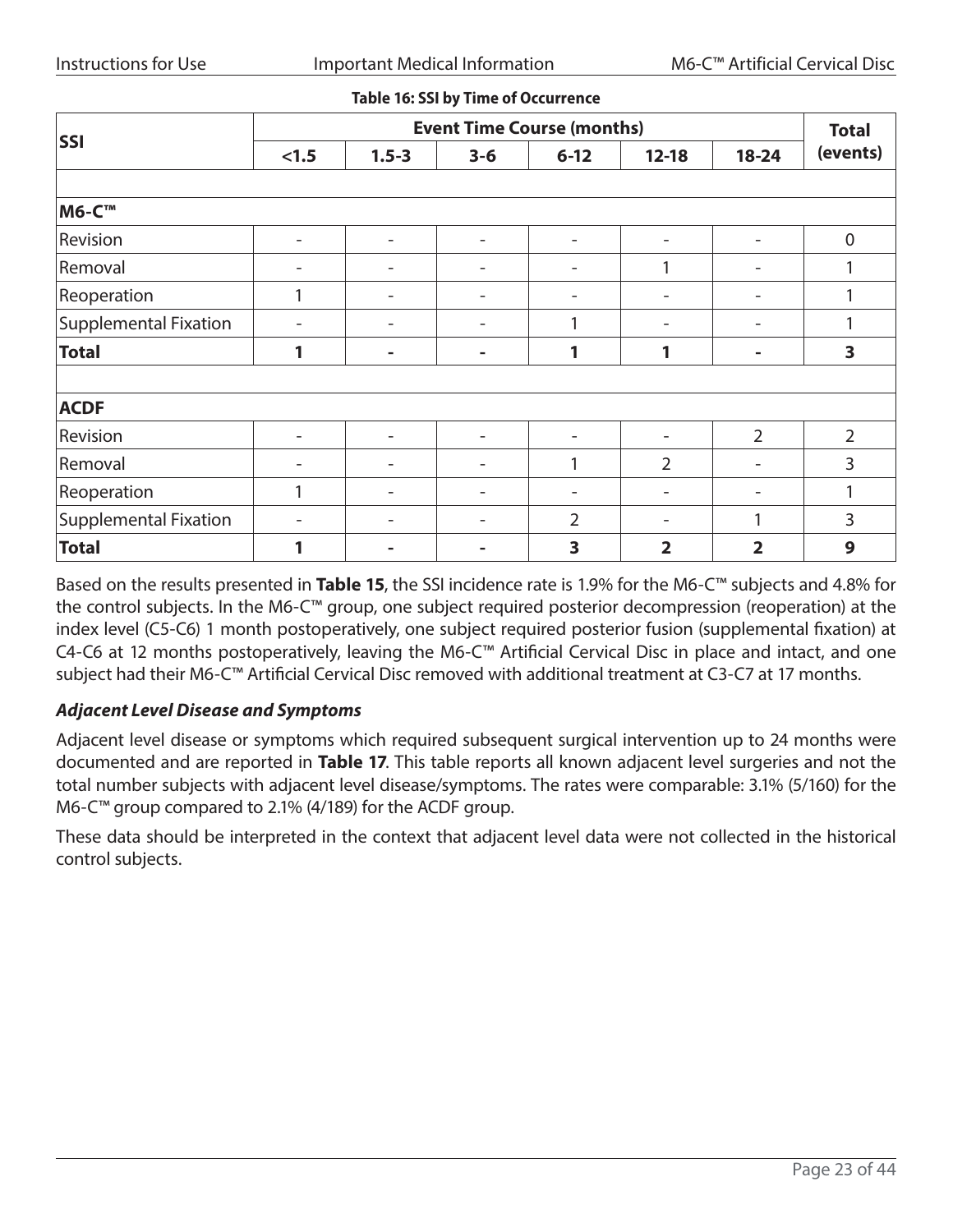**Table 16: SSI by Time of Occurrence**

| SSI | Event Time Course (months) | | | | | | Total (events) |
|---|---|---|---|---|---|---|---|
| | <1.5 | 1.5-3 | 3-6 | 6-12 | 12-18 | 18-24 | |
| | | | | | | | |
| **M6-C™** | | | | | | | |
| Revision | - | - | - | - | - | - | 0 |
| Removal | - | - | - | - | 1 | - | 1 |
| Reoperation | 1 | - | - | - | - | - | 1 |
| Supplemental Fixation | - | - | - | 1 | - | - | 1 |
| **Total** | **1** | **-** | **-** | **1** | **1** | **-** | **3** |
| | | | | | | | |
| **ACDF** | | | | | | | |
| Revision | - | - | - | - | - | 2 | 2 |
| Removal | - | - | - | 1 | 2 | - | 3 |
| Reoperation | 1 | - | - | - | - | - | 1 |
| Supplemental Fixation | - | - | - | 2 | - | 1 | 3 |
| **Total** | **1** | **-** | **-** | **3** | **2** | **2** | **9** |

Based on the results presented in **Table 15**, the SSI incidence rate is 1.9% for the M6-C™ subjects and 4.8% for the control subjects. In the M6-C™ group, one subject required posterior decompression (reoperation) at the index level (C5-C6) 1 month postoperatively, one subject required posterior fusion (supplemental fixation) at C4-C6 at 12 months postoperatively, leaving the M6-C™ Artificial Cervical Disc in place and intact, and one subject had their M6-C™ Artificial Cervical Disc removed with additional treatment at C3-C7 at 17 months.

### *Adjacent Level Disease and Symptoms*

Adjacent level disease or symptoms which required subsequent surgical intervention up to 24 months were documented and are reported in **Table 17**. This table reports all known adjacent level surgeries and not the total number subjects with adjacent level disease/symptoms. The rates were comparable: 3.1% (5/160) for the M6-C™ group compared to 2.1% (4/189) for the ACDF group.

These data should be interpreted in the context that adjacent level data were not collected in the historical control subjects.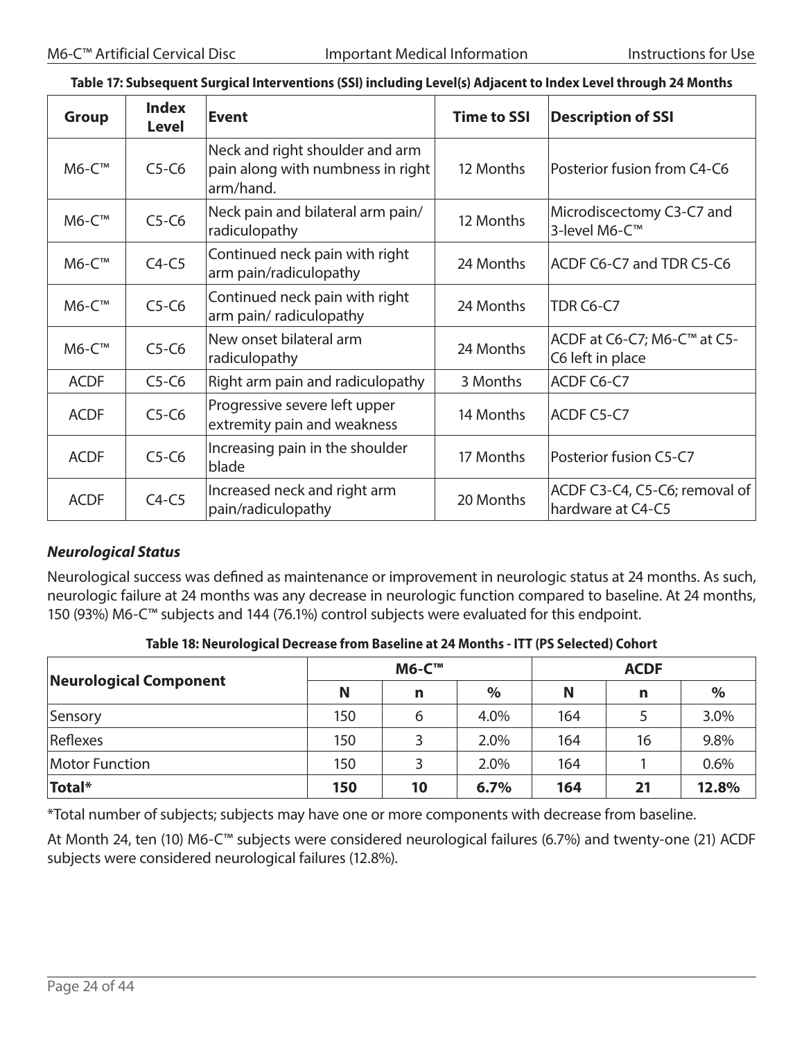**Table 17: Subsequent Surgical Interventions (SSI) including Level(s) Adjacent to Index Level through 24 Months**

| Group | Index Level | Event | Time to SSI | Description of SSI |
|---|---|---|---|---|
| M6-C™ | C5-C6 | Neck and right shoulder and arm pain along with numbness in right arm/hand. | 12 Months | Posterior fusion from C4-C6 |
| M6-C™ | C5-C6 | Neck pain and bilateral arm pain/ radiculopathy | 12 Months | Microdiscectomy C3-C7 and 3-level M6-C™ |
| M6-C™ | C4-C5 | Continued neck pain with right arm pain/radiculopathy | 24 Months | ACDF C6-C7 and TDR C5-C6 |
| M6-C™ | C5-C6 | Continued neck pain with right arm pain/ radiculopathy | 24 Months | TDR C6-C7 |
| M6-C™ | C5-C6 | New onset bilateral arm radiculopathy | 24 Months | ACDF at C6-C7; M6-C™ at C5-C6 left in place |
| ACDF | C5-C6 | Right arm pain and radiculopathy | 3 Months | ACDF C6-C7 |
| ACDF | C5-C6 | Progressive severe left upper extremity pain and weakness | 14 Months | ACDF C5-C7 |
| ACDF | C5-C6 | Increasing pain in the shoulder blade | 17 Months | Posterior fusion C5-C7 |
| ACDF | C4-C5 | Increased neck and right arm pain/radiculopathy | 20 Months | ACDF C3-C4, C5-C6; removal of hardware at C4-C5 |

### *Neurological Status*

Neurological success was defined as maintenance or improvement in neurologic status at 24 months. As such, neurologic failure at 24 months was any decrease in neurologic function compared to baseline. At 24 months, 150 (93%) M6-C™ subjects and 144 (76.1%) control subjects were evaluated for this endpoint.

**Table 18: Neurological Decrease from Baseline at 24 Months - ITT (PS Selected) Cohort**

| Neurological Component | M6-C™ | | | ACDF | | |
|---|---|---|---|---|---|---|
| | N | n | % | N | n | % |
| Sensory | 150 | 6 | 4.0% | 164 | 5 | 3.0% |
| Reflexes | 150 | 3 | 2.0% | 164 | 16 | 9.8% |
| Motor Function | 150 | 3 | 2.0% | 164 | 1 | 0.6% |
| **Total*** | **150** | **10** | **6.7%** | **164** | **21** | **12.8%** |

*Total number of subjects; subjects may have one or more components with decrease from baseline.

At Month 24, ten (10) M6-C™ subjects were considered neurological failures (6.7%) and twenty-one (21) ACDF subjects were considered neurological failures (12.8%).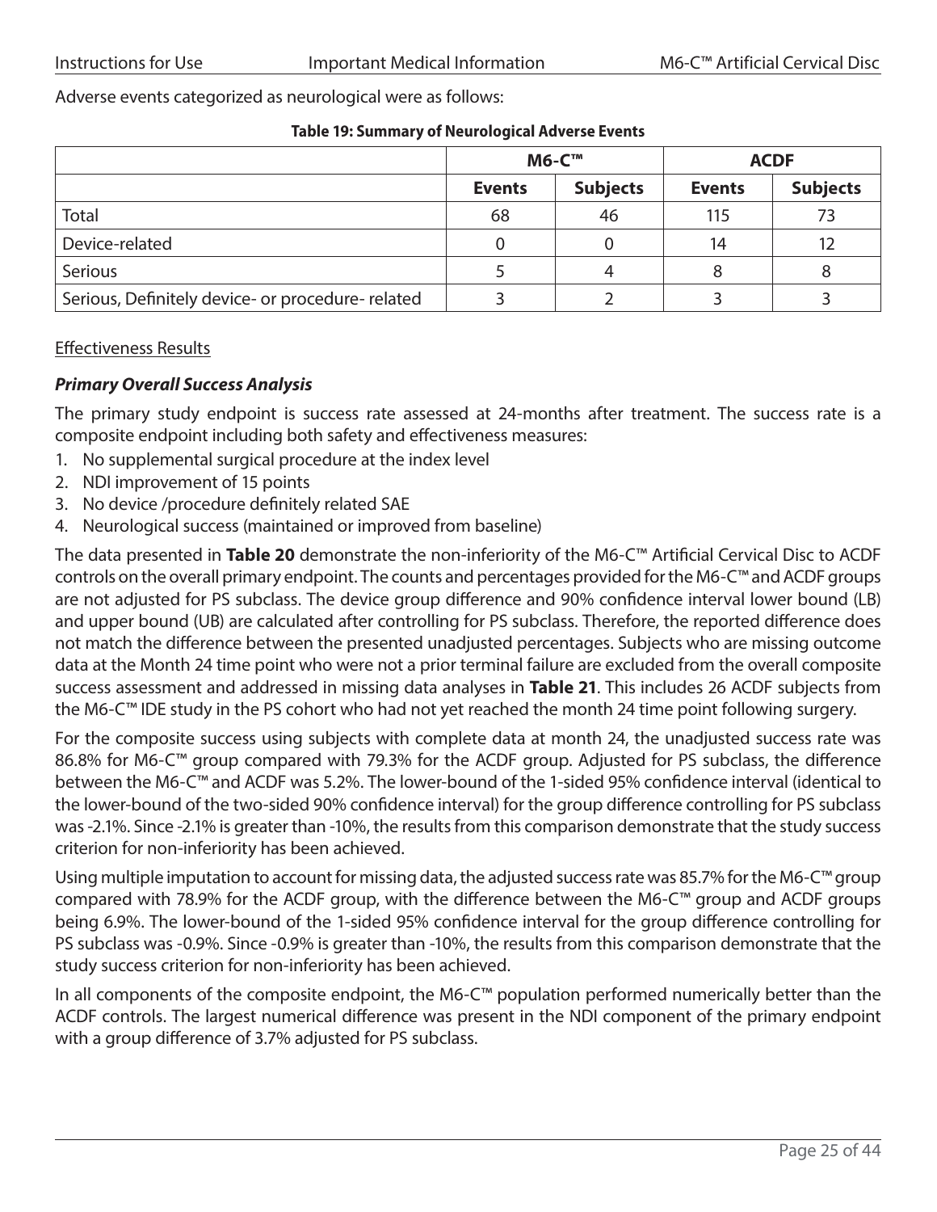Adverse events categorized as neurological were as follows:

**Table 19: Summary of Neurological Adverse Events**

| | M6-C™ | | ACDF | |
|---|---|---|---|---|
| | **Events** | **Subjects** | **Events** | **Subjects** |
| Total | 68 | 46 | 115 | 73 |
| Device-related | 0 | 0 | 14 | 12 |
| Serious | 5 | 4 | 8 | 8 |
| Serious, Definitely device- or procedure- related | 3 | 2 | 3 | 3 |

Effectiveness Results

***Primary Overall Success Analysis***

The primary study endpoint is success rate assessed at 24-months after treatment. The success rate is a composite endpoint including both safety and effectiveness measures:

1. No supplemental surgical procedure at the index level
2. NDI improvement of 15 points
3. No device /procedure definitely related SAE
4. Neurological success (maintained or improved from baseline)

The data presented in **Table 20** demonstrate the non-inferiority of the M6-C™ Artificial Cervical Disc to ACDF controls on the overall primary endpoint. The counts and percentages provided for the M6-C™ and ACDF groups are not adjusted for PS subclass. The device group difference and 90% confidence interval lower bound (LB) and upper bound (UB) are calculated after controlling for PS subclass. Therefore, the reported difference does not match the difference between the presented unadjusted percentages. Subjects who are missing outcome data at the Month 24 time point who were not a prior terminal failure are excluded from the overall composite success assessment and addressed in missing data analyses in **Table 21**. This includes 26 ACDF subjects from the M6-C™ IDE study in the PS cohort who had not yet reached the month 24 time point following surgery.

For the composite success using subjects with complete data at month 24, the unadjusted success rate was 86.8% for M6-C™ group compared with 79.3% for the ACDF group. Adjusted for PS subclass, the difference between the M6-C™ and ACDF was 5.2%. The lower-bound of the 1-sided 95% confidence interval (identical to the lower-bound of the two-sided 90% confidence interval) for the group difference controlling for PS subclass was -2.1%. Since -2.1% is greater than -10%, the results from this comparison demonstrate that the study success criterion for non-inferiority has been achieved.

Using multiple imputation to account for missing data, the adjusted success rate was 85.7% for the M6-C™ group compared with 78.9% for the ACDF group, with the difference between the M6-C™ group and ACDF groups being 6.9%. The lower-bound of the 1-sided 95% confidence interval for the group difference controlling for PS subclass was -0.9%. Since -0.9% is greater than -10%, the results from this comparison demonstrate that the study success criterion for non-inferiority has been achieved.

In all components of the composite endpoint, the M6-C™ population performed numerically better than the ACDF controls. The largest numerical difference was present in the NDI component of the primary endpoint with a group difference of 3.7% adjusted for PS subclass.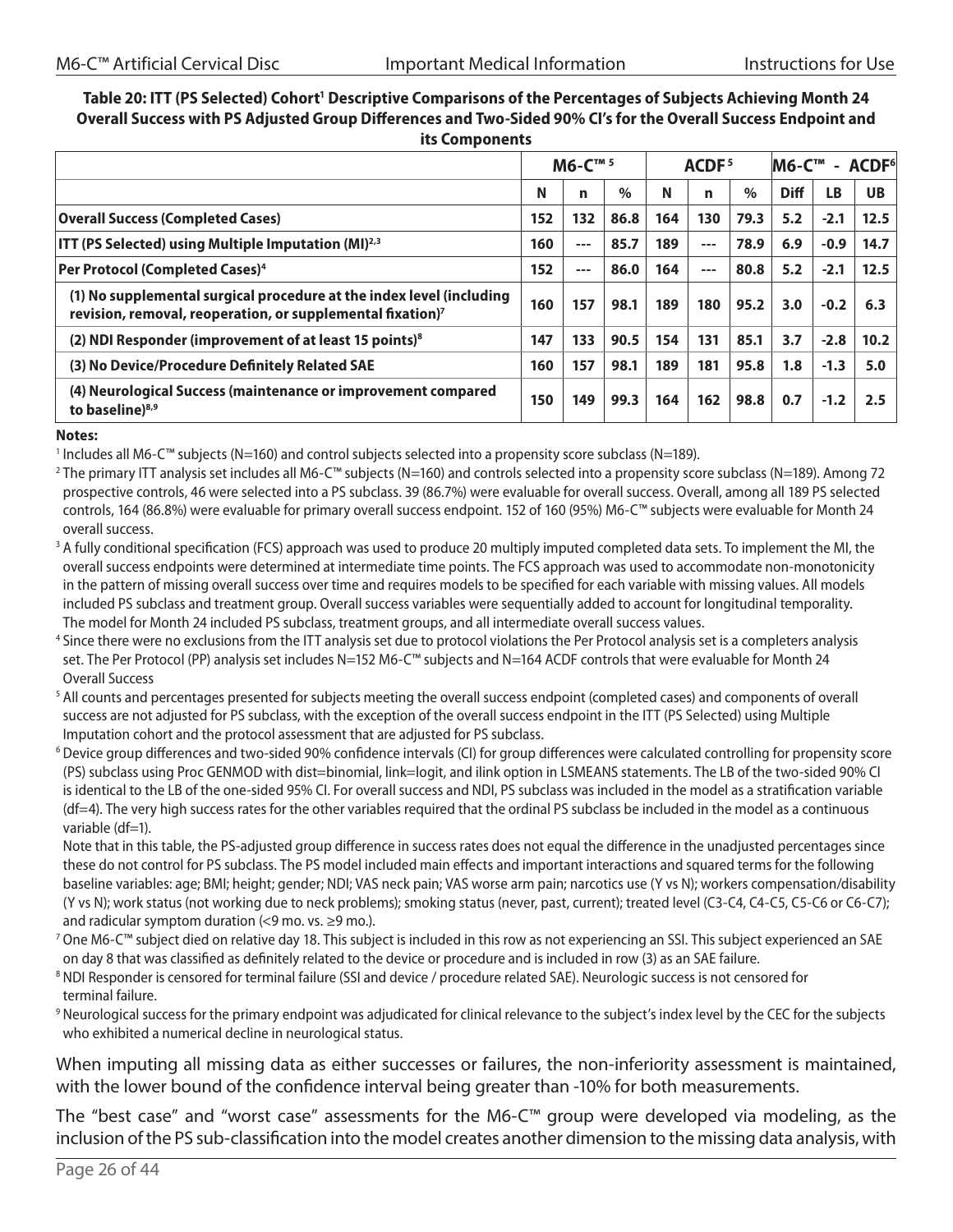**Table 20: ITT (PS Selected) Cohort[1] Descriptive Comparisons of the Percentages of Subjects Achieving Month 24 Overall Success with PS Adjusted Group Differences and Two-Sided 90% CI's for the Overall Success Endpoint and its Components**

| | M6-C™ [5] | | | ACDF [5] | | | M6-C™ - ACDF[6] | | |
|---|---|---|---|---|---|---|---|---|---|
| | N | n | % | N | n | % | Diff | LB | UB |
| **Overall Success (Completed Cases)** | 152 | 132 | 86.8 | 164 | 130 | 79.3 | 5.2 | -2.1 | 12.5 |
| **ITT (PS Selected) using Multiple Imputation (MI)[2,3]** | 160 | --- | 85.7 | 189 | --- | 78.9 | 6.9 | -0.9 | 14.7 |
| **Per Protocol (Completed Cases)[4]** | 152 | --- | 86.0 | 164 | --- | 80.8 | 5.2 | -2.1 | 12.5 |
| **(1) No supplemental surgical procedure at the index level (including revision, removal, reoperation, or supplemental fixation)[7]** | 160 | 157 | 98.1 | 189 | 180 | 95.2 | 3.0 | -0.2 | 6.3 |
| **(2) NDI Responder (improvement of at least 15 points)[8]** | 147 | 133 | 90.5 | 154 | 131 | 85.1 | 3.7 | -2.8 | 10.2 |
| **(3) No Device/Procedure Definitely Related SAE** | 160 | 157 | 98.1 | 189 | 181 | 95.8 | 1.8 | -1.3 | 5.0 |
| **(4) Neurological Success (maintenance or improvement compared to baseline)[8,9]** | 150 | 149 | 99.3 | 164 | 162 | 98.8 | 0.7 | -1.2 | 2.5 |

**Notes:**

[1] Includes all M6-C™ subjects (N=160) and control subjects selected into a propensity score subclass (N=189).

[2] The primary ITT analysis set includes all M6-C™ subjects (N=160) and controls selected into a propensity score subclass (N=189). Among 72 prospective controls, 46 were selected into a PS subclass. 39 (86.7%) were evaluable for overall success. Overall, among all 189 PS selected controls, 164 (86.8%) were evaluable for primary overall success endpoint. 152 of 160 (95%) M6-C™ subjects were evaluable for Month 24 overall success.

[3] A fully conditional specification (FCS) approach was used to produce 20 multiply imputed completed data sets. To implement the MI, the overall success endpoints were determined at intermediate time points. The FCS approach was used to accommodate non-monotonicity in the pattern of missing overall success over time and requires models to be specified for each variable with missing values. All models included PS subclass and treatment group. Overall success variables were sequentially added to account for longitudinal temporality. The model for Month 24 included PS subclass, treatment groups, and all intermediate overall success values.

[4] Since there were no exclusions from the ITT analysis set due to protocol violations the Per Protocol analysis set is a completers analysis set. The Per Protocol (PP) analysis set includes N=152 M6-C™ subjects and N=164 ACDF controls that were evaluable for Month 24 Overall Success

[5] All counts and percentages presented for subjects meeting the overall success endpoint (completed cases) and components of overall success are not adjusted for PS subclass, with the exception of the overall success endpoint in the ITT (PS Selected) using Multiple Imputation cohort and the protocol assessment that are adjusted for PS subclass.

[6] Device group differences and two-sided 90% confidence intervals (CI) for group differences were calculated controlling for propensity score (PS) subclass using Proc GENMOD with dist=binomial, link=logit, and ilink option in LSMEANS statements. The LB of the two-sided 90% CI is identical to the LB of the one-sided 95% CI. For overall success and NDI, PS subclass was included in the model as a stratification variable (df=4). The very high success rates for the other variables required that the ordinal PS subclass be included in the model as a continuous variable (df=1).

Note that in this table, the PS-adjusted group difference in success rates does not equal the difference in the unadjusted percentages since these do not control for PS subclass. The PS model included main effects and important interactions and squared terms for the following baseline variables: age; BMI; height; gender; NDI; VAS neck pain; VAS worse arm pain; narcotics use (Y vs N); workers compensation/disability (Y vs N); work status (not working due to neck problems); smoking status (never, past, current); treated level (C3-C4, C4-C5, C5-C6 or C6-C7); and radicular symptom duration (<9 mo. vs. ≥9 mo.).

[7] One M6-C™ subject died on relative day 18. This subject is included in this row as not experiencing an SSI. This subject experienced an SAE on day 8 that was classified as definitely related to the device or procedure and is included in row (3) as an SAE failure.

[8] NDI Responder is censored for terminal failure (SSI and device / procedure related SAE). Neurologic success is not censored for terminal failure.

[9] Neurological success for the primary endpoint was adjudicated for clinical relevance to the subject's index level by the CEC for the subjects who exhibited a numerical decline in neurological status.

When imputing all missing data as either successes or failures, the non-inferiority assessment is maintained, with the lower bound of the confidence interval being greater than -10% for both measurements.

The "best case" and "worst case" assessments for the M6-C™ group were developed via modeling, as the inclusion of the PS sub-classification into the model creates another dimension to the missing data analysis, with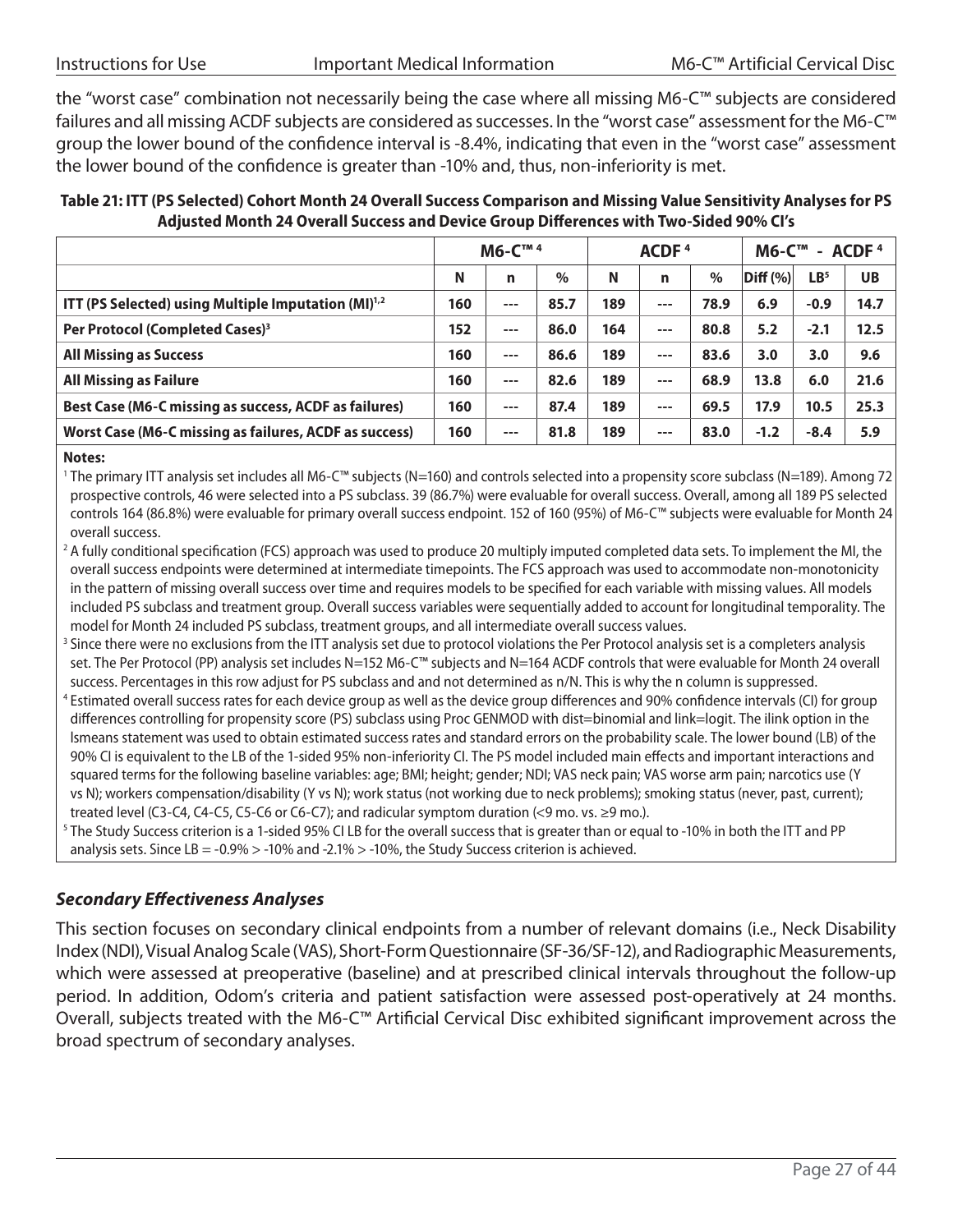the "worst case" combination not necessarily being the case where all missing M6-C™ subjects are considered failures and all missing ACDF subjects are considered as successes. In the "worst case" assessment for the M6-C™ group the lower bound of the confidence interval is -8.4%, indicating that even in the "worst case" assessment the lower bound of the confidence is greater than -10% and, thus, non-inferiority is met.

**Table 21: ITT (PS Selected) Cohort Month 24 Overall Success Comparison and Missing Value Sensitivity Analyses for PS Adjusted Month 24 Overall Success and Device Group Differences with Two-Sided 90% CI's**

| | M6-C™ [4] | | | ACDF [4] | | | M6-C™ - ACDF [4] | | |
|---|---|---|---|---|---|---|---|---|---|
| | N | n | % | N | n | % | Diff (%) | LB[5] | UB |
| **ITT (PS Selected) using Multiple Imputation (MI)[1,2]** | 160 | --- | 85.7 | 189 | --- | 78.9 | 6.9 | -0.9 | 14.7 |
| **Per Protocol (Completed Cases)[3]** | 152 | --- | 86.0 | 164 | --- | 80.8 | 5.2 | -2.1 | 12.5 |
| **All Missing as Success** | 160 | --- | 86.6 | 189 | --- | 83.6 | 3.0 | 3.0 | 9.6 |
| **All Missing as Failure** | 160 | --- | 82.6 | 189 | --- | 68.9 | 13.8 | 6.0 | 21.6 |
| **Best Case (M6-C missing as success, ACDF as failures)** | 160 | --- | 87.4 | 189 | --- | 69.5 | 17.9 | 10.5 | 25.3 |
| **Worst Case (M6-C missing as failures, ACDF as success)** | 160 | --- | 81.8 | 189 | --- | 83.0 | -1.2 | -8.4 | 5.9 |

**Notes:**

[1] The primary ITT analysis set includes all M6-C™ subjects (N=160) and controls selected into a propensity score subclass (N=189). Among 72 prospective controls, 46 were selected into a PS subclass. 39 (86.7%) were evaluable for overall success. Overall, among all 189 PS selected controls 164 (86.8%) were evaluable for primary overall success endpoint. 152 of 160 (95%) of M6-C™ subjects were evaluable for Month 24 overall success.

[2] A fully conditional specification (FCS) approach was used to produce 20 multiply imputed completed data sets. To implement the MI, the overall success endpoints were determined at intermediate timepoints. The FCS approach was used to accommodate non-monotonicity in the pattern of missing overall success over time and requires models to be specified for each variable with missing values. All models included PS subclass and treatment group. Overall success variables were sequentially added to account for longitudinal temporality. The model for Month 24 included PS subclass, treatment groups, and all intermediate overall success values.

[3] Since there were no exclusions from the ITT analysis set due to protocol violations the Per Protocol analysis set is a completers analysis set. The Per Protocol (PP) analysis set includes N=152 M6-C™ subjects and N=164 ACDF controls that were evaluable for Month 24 overall success. Percentages in this row adjust for PS subclass and and not determined as n/N. This is why the n column is suppressed.

[4] Estimated overall success rates for each device group as well as the device group differences and 90% confidence intervals (CI) for group differences controlling for propensity score (PS) subclass using Proc GENMOD with dist=binomial and link=logit. The ilink option in the lsmeans statement was used to obtain estimated success rates and standard errors on the probability scale. The lower bound (LB) of the 90% CI is equivalent to the LB of the 1-sided 95% non-inferiority CI. The PS model included main effects and important interactions and squared terms for the following baseline variables: age; BMI; height; gender; NDI; VAS neck pain; VAS worse arm pain; narcotics use (Y vs N); workers compensation/disability (Y vs N); work status (not working due to neck problems); smoking status (never, past, current); treated level (C3-C4, C4-C5, C5-C6 or C6-C7); and radicular symptom duration (<9 mo. vs. ≥9 mo.).

[5] The Study Success criterion is a 1-sided 95% CI LB for the overall success that is greater than or equal to -10% in both the ITT and PP analysis sets. Since LB = -0.9% > -10% and -2.1% > -10%, the Study Success criterion is achieved.

### *Secondary Effectiveness Analyses*

This section focuses on secondary clinical endpoints from a number of relevant domains (i.e., Neck Disability Index (NDI), Visual Analog Scale (VAS), Short-Form Questionnaire (SF-36/SF-12), and Radiographic Measurements, which were assessed at preoperative (baseline) and at prescribed clinical intervals throughout the follow-up period. In addition, Odom's criteria and patient satisfaction were assessed post-operatively at 24 months. Overall, subjects treated with the M6-C™ Artificial Cervical Disc exhibited significant improvement across the broad spectrum of secondary analyses.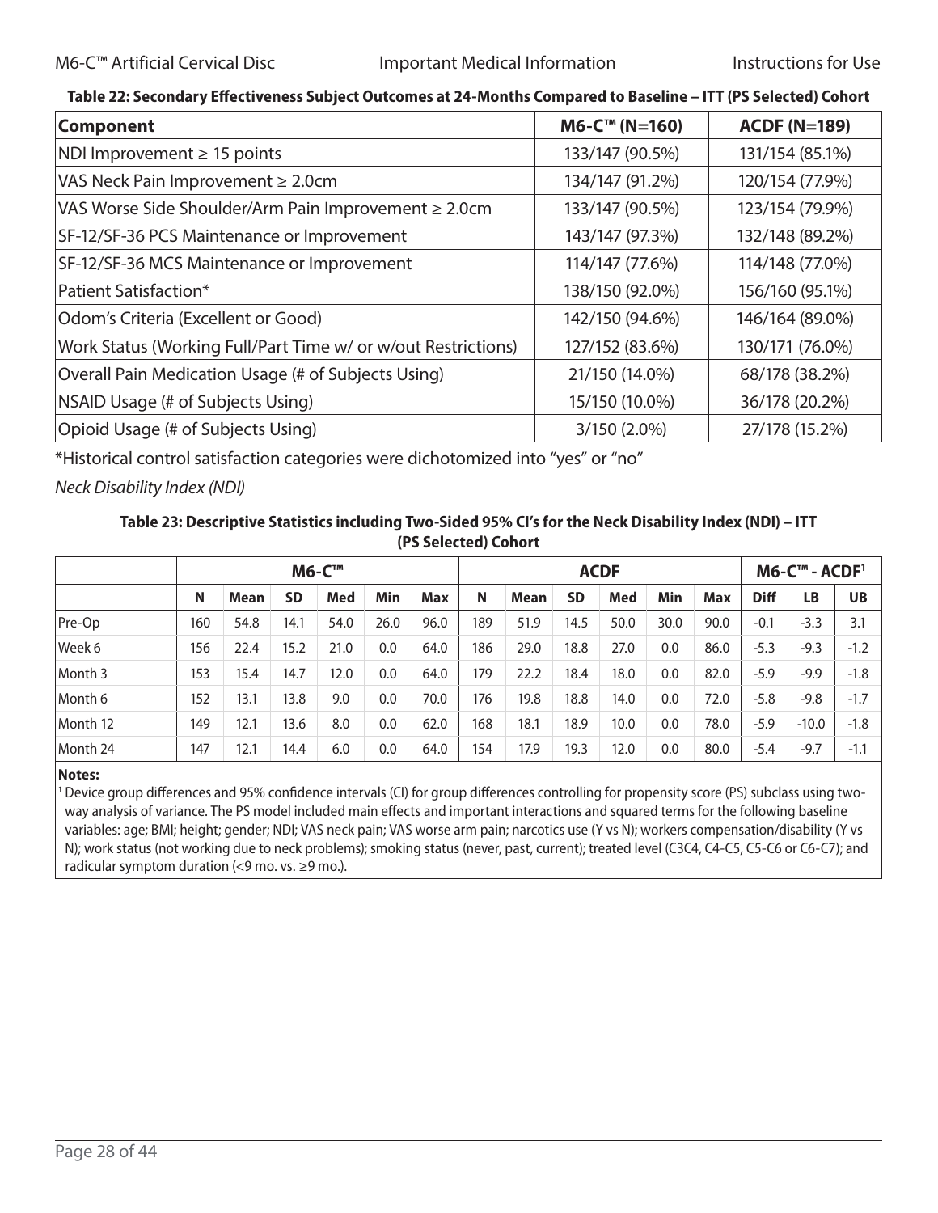**Table 22: Secondary Effectiveness Subject Outcomes at 24-Months Compared to Baseline – ITT (PS Selected) Cohort**

| Component | M6-C™ (N=160) | ACDF (N=189) |
|---|---|---|
| NDI Improvement ≥ 15 points | 133/147 (90.5%) | 131/154 (85.1%) |
| VAS Neck Pain Improvement ≥ 2.0cm | 134/147 (91.2%) | 120/154 (77.9%) |
| VAS Worse Side Shoulder/Arm Pain Improvement ≥ 2.0cm | 133/147 (90.5%) | 123/154 (79.9%) |
| SF-12/SF-36 PCS Maintenance or Improvement | 143/147 (97.3%) | 132/148 (89.2%) |
| SF-12/SF-36 MCS Maintenance or Improvement | 114/147 (77.6%) | 114/148 (77.0%) |
| Patient Satisfaction* | 138/150 (92.0%) | 156/160 (95.1%) |
| Odom's Criteria (Excellent or Good) | 142/150 (94.6%) | 146/164 (89.0%) |
| Work Status (Working Full/Part Time w/ or w/out Restrictions) | 127/152 (83.6%) | 130/171 (76.0%) |
| Overall Pain Medication Usage (# of Subjects Using) | 21/150 (14.0%) | 68/178 (38.2%) |
| NSAID Usage (# of Subjects Using) | 15/150 (10.0%) | 36/178 (20.2%) |
| Opioid Usage (# of Subjects Using) | 3/150 (2.0%) | 27/178 (15.2%) |

*Historical control satisfaction categories were dichotomized into "yes" or "no"

*Neck Disability Index (NDI)*

**Table 23: Descriptive Statistics including Two-Sided 95% CI's for the Neck Disability Index (NDI) – ITT (PS Selected) Cohort**

| | M6-C™ | | | | | | ACDF | | | | | | M6-C™ - ACDF[1] | | |
|---|---|---|---|---|---|---|---|---|---|---|---|---|---|---|---|
| | N | Mean | SD | Med | Min | Max | N | Mean | SD | Med | Min | Max | Diff | LB | UB |
| Pre-Op | 160 | 54.8 | 14.1 | 54.0 | 26.0 | 96.0 | 189 | 51.9 | 14.5 | 50.0 | 30.0 | 90.0 | -0.1 | -3.3 | 3.1 |
| Week 6 | 156 | 22.4 | 15.2 | 21.0 | 0.0 | 64.0 | 186 | 29.0 | 18.8 | 27.0 | 0.0 | 86.0 | -5.3 | -9.3 | -1.2 |
| Month 3 | 153 | 15.4 | 14.7 | 12.0 | 0.0 | 64.0 | 179 | 22.2 | 18.4 | 18.0 | 0.0 | 82.0 | -5.9 | -9.9 | -1.8 |
| Month 6 | 152 | 13.1 | 13.8 | 9.0 | 0.0 | 70.0 | 176 | 19.8 | 18.8 | 14.0 | 0.0 | 72.0 | -5.8 | -9.8 | -1.7 |
| Month 12 | 149 | 12.1 | 13.6 | 8.0 | 0.0 | 62.0 | 168 | 18.1 | 18.9 | 10.0 | 0.0 | 78.0 | -5.9 | -10.0 | -1.8 |
| Month 24 | 147 | 12.1 | 14.4 | 6.0 | 0.0 | 64.0 | 154 | 17.9 | 19.3 | 12.0 | 0.0 | 80.0 | -5.4 | -9.7 | -1.1 |

**Notes:**

[1] Device group differences and 95% confidence intervals (CI) for group differences controlling for propensity score (PS) subclass using two-way analysis of variance. The PS model included main effects and important interactions and squared terms for the following baseline variables: age; BMI; height; gender; NDI; VAS neck pain; VAS worse arm pain; narcotics use (Y vs N); workers compensation/disability (Y vs N); work status (not working due to neck problems); smoking status (never, past, current); treated level (C3C4, C4-C5, C5-C6 or C6-C7); and radicular symptom duration (<9 mo. vs. ≥9 mo.).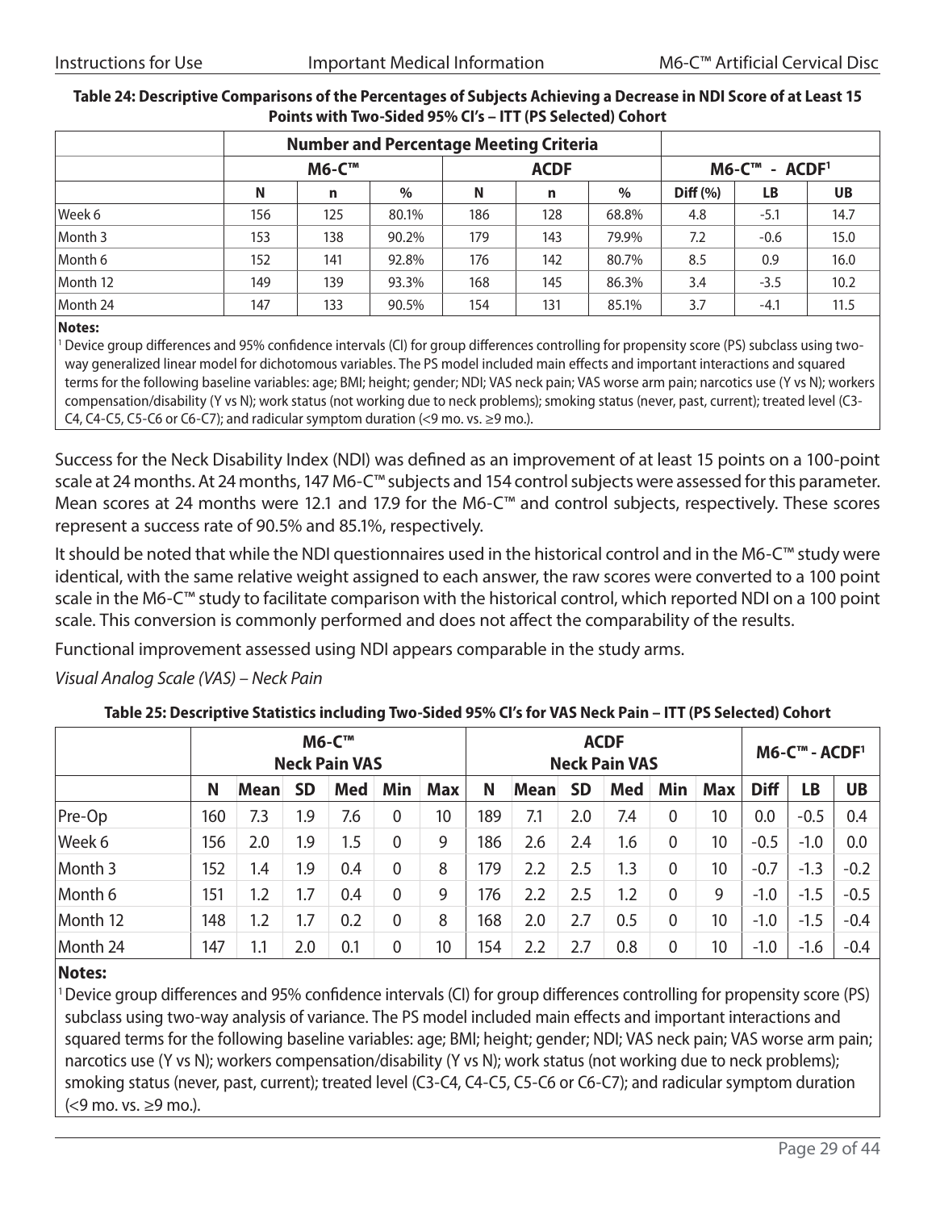**Table 24: Descriptive Comparisons of the Percentages of Subjects Achieving a Decrease in NDI Score of at Least 15 Points with Two-Sided 95% CI's – ITT (PS Selected) Cohort**

| | Number and Percentage Meeting Criteria | | | | | | | | |
|---|---|---|---|---|---|---|---|---|---|
| | M6-C™ | | | ACDF | | | M6-C™ - ACDF[1] | | |
| | N | n | % | N | n | % | Diff (%) | LB | UB |
| Week 6 | 156 | 125 | 80.1% | 186 | 128 | 68.8% | 4.8 | -5.1 | 14.7 |
| Month 3 | 153 | 138 | 90.2% | 179 | 143 | 79.9% | 7.2 | -0.6 | 15.0 |
| Month 6 | 152 | 141 | 92.8% | 176 | 142 | 80.7% | 8.5 | 0.9 | 16.0 |
| Month 12 | 149 | 139 | 93.3% | 168 | 145 | 86.3% | 3.4 | -3.5 | 10.2 |
| Month 24 | 147 | 133 | 90.5% | 154 | 131 | 85.1% | 3.7 | -4.1 | 11.5 |

**Notes:**

[1] Device group differences and 95% confidence intervals (CI) for group differences controlling for propensity score (PS) subclass using two-way generalized linear model for dichotomous variables. The PS model included main effects and important interactions and squared terms for the following baseline variables: age; BMI; height; gender; NDI; VAS neck pain; VAS worse arm pain; narcotics use (Y vs N); workers compensation/disability (Y vs N); work status (not working due to neck problems); smoking status (never, past, current); treated level (C3-C4, C4-C5, C5-C6 or C6-C7); and radicular symptom duration (<9 mo. vs. ≥9 mo.).

Success for the Neck Disability Index (NDI) was defined as an improvement of at least 15 points on a 100-point scale at 24 months. At 24 months, 147 M6-C™ subjects and 154 control subjects were assessed for this parameter. Mean scores at 24 months were 12.1 and 17.9 for the M6-C™ and control subjects, respectively. These scores represent a success rate of 90.5% and 85.1%, respectively.

It should be noted that while the NDI questionnaires used in the historical control and in the M6-C™ study were identical, with the same relative weight assigned to each answer, the raw scores were converted to a 100 point scale in the M6-C™ study to facilitate comparison with the historical control, which reported NDI on a 100 point scale. This conversion is commonly performed and does not affect the comparability of the results.

Functional improvement assessed using NDI appears comparable in the study arms.

*Visual Analog Scale (VAS) – Neck Pain*

**Table 25: Descriptive Statistics including Two-Sided 95% CI's for VAS Neck Pain – ITT (PS Selected) Cohort**

| | M6-C™ Neck Pain VAS | | | | | | ACDF Neck Pain VAS | | | | | | M6-C™ - ACDF[1] | | |
|---|---|---|---|---|---|---|---|---|---|---|---|---|---|---|---|
| | N | Mean | SD | Med | Min | Max | N | Mean | SD | Med | Min | Max | Diff | LB | UB |
| Pre-Op | 160 | 7.3 | 1.9 | 7.6 | 0 | 10 | 189 | 7.1 | 2.0 | 7.4 | 0 | 10 | 0.0 | -0.5 | 0.4 |
| Week 6 | 156 | 2.0 | 1.9 | 1.5 | 0 | 9 | 186 | 2.6 | 2.4 | 1.6 | 0 | 10 | -0.5 | -1.0 | 0.0 |
| Month 3 | 152 | 1.4 | 1.9 | 0.4 | 0 | 8 | 179 | 2.2 | 2.5 | 1.3 | 0 | 10 | -0.7 | -1.3 | -0.2 |
| Month 6 | 151 | 1.2 | 1.7 | 0.4 | 0 | 9 | 176 | 2.2 | 2.5 | 1.2 | 0 | 9 | -1.0 | -1.5 | -0.5 |
| Month 12 | 148 | 1.2 | 1.7 | 0.2 | 0 | 8 | 168 | 2.0 | 2.7 | 0.5 | 0 | 10 | -1.0 | -1.5 | -0.4 |
| Month 24 | 147 | 1.1 | 2.0 | 0.1 | 0 | 10 | 154 | 2.2 | 2.7 | 0.8 | 0 | 10 | -1.0 | -1.6 | -0.4 |

**Notes:**

[1] Device group differences and 95% confidence intervals (CI) for group differences controlling for propensity score (PS) subclass using two-way analysis of variance. The PS model included main effects and important interactions and squared terms for the following baseline variables: age; BMI; height; gender; NDI; VAS neck pain; VAS worse arm pain; narcotics use (Y vs N); workers compensation/disability (Y vs N); work status (not working due to neck problems); smoking status (never, past, current); treated level (C3-C4, C4-C5, C5-C6 or C6-C7); and radicular symptom duration (<9 mo. vs. ≥9 mo.).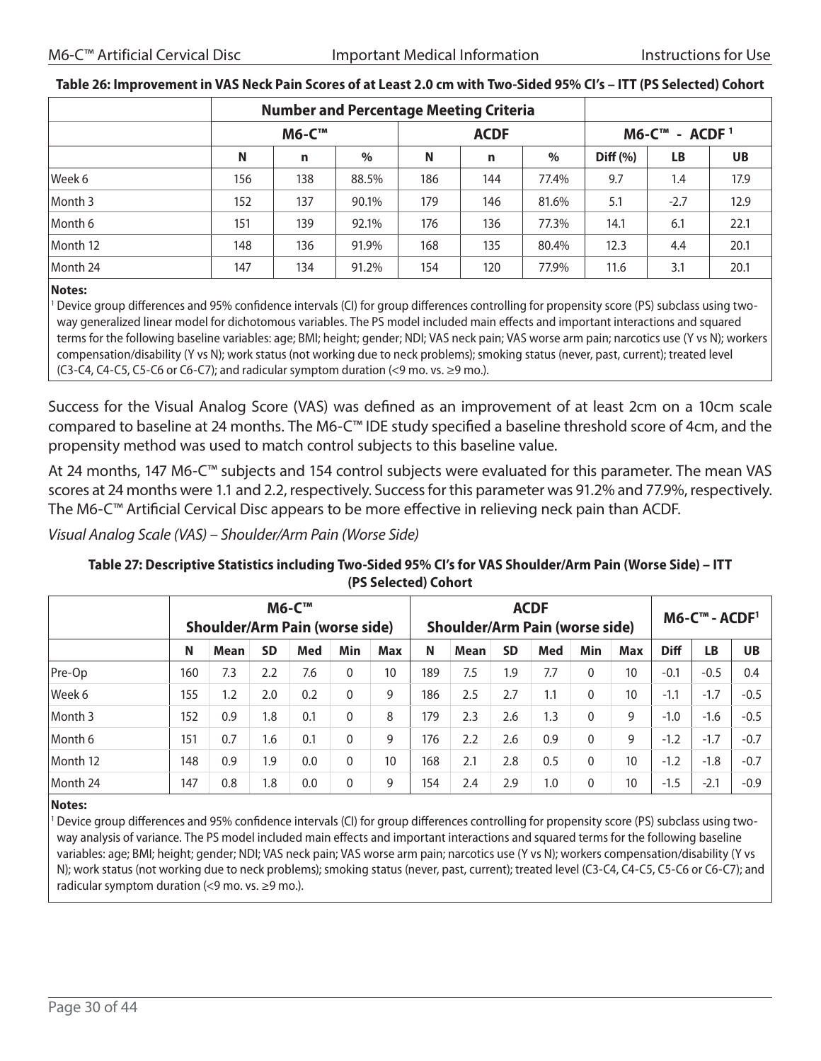**Table 26: Improvement in VAS Neck Pain Scores of at Least 2.0 cm with Two-Sided 95% CI's – ITT (PS Selected) Cohort**

| | Number and Percentage Meeting Criteria | | | | | | | | |
|---|---|---|---|---|---|---|---|---|---|
| | M6-C™ | | | ACDF | | | M6-C™ - ACDF [1] | | |
| | N | n | % | N | n | % | Diff (%) | LB | UB |
| Week 6 | 156 | 138 | 88.5% | 186 | 144 | 77.4% | 9.7 | 1.4 | 17.9 |
| Month 3 | 152 | 137 | 90.1% | 179 | 146 | 81.6% | 5.1 | -2.7 | 12.9 |
| Month 6 | 151 | 139 | 92.1% | 176 | 136 | 77.3% | 14.1 | 6.1 | 22.1 |
| Month 12 | 148 | 136 | 91.9% | 168 | 135 | 80.4% | 12.3 | 4.4 | 20.1 |
| Month 24 | 147 | 134 | 91.2% | 154 | 120 | 77.9% | 11.6 | 3.1 | 20.1 |

**Notes:**
[1] Device group differences and 95% confidence intervals (CI) for group differences controlling for propensity score (PS) subclass using two-way generalized linear model for dichotomous variables. The PS model included main effects and important interactions and squared terms for the following baseline variables: age; BMI; height; gender; NDI; VAS neck pain; VAS worse arm pain; narcotics use (Y vs N); workers compensation/disability (Y vs N); work status (not working due to neck problems); smoking status (never, past, current); treated level (C3-C4, C4-C5, C5-C6 or C6-C7); and radicular symptom duration (<9 mo. vs. ≥9 mo.).

Success for the Visual Analog Score (VAS) was defined as an improvement of at least 2cm on a 10cm scale compared to baseline at 24 months. The M6-C™ IDE study specified a baseline threshold score of 4cm, and the propensity method was used to match control subjects to this baseline value.

At 24 months, 147 M6-C™ subjects and 154 control subjects were evaluated for this parameter. The mean VAS scores at 24 months were 1.1 and 2.2, respectively. Success for this parameter was 91.2% and 77.9%, respectively. The M6-C™ Artificial Cervical Disc appears to be more effective in relieving neck pain than ACDF.

*Visual Analog Scale (VAS) – Shoulder/Arm Pain (Worse Side)*

**Table 27: Descriptive Statistics including Two-Sided 95% CI's for VAS Shoulder/Arm Pain (Worse Side) – ITT (PS Selected) Cohort**

| | M6-C™ Shoulder/Arm Pain (worse side) | | | | | | ACDF Shoulder/Arm Pain (worse side) | | | | | | M6-C™ - ACDF[1] | | |
|---|---|---|---|---|---|---|---|---|---|---|---|---|---|---|---|
| | N | Mean | SD | Med | Min | Max | N | Mean | SD | Med | Min | Max | Diff | LB | UB |
| Pre-Op | 160 | 7.3 | 2.2 | 7.6 | 0 | 10 | 189 | 7.5 | 1.9 | 7.7 | 0 | 10 | -0.1 | -0.5 | 0.4 |
| Week 6 | 155 | 1.2 | 2.0 | 0.2 | 0 | 9 | 186 | 2.5 | 2.7 | 1.1 | 0 | 10 | -1.1 | -1.7 | -0.5 |
| Month 3 | 152 | 0.9 | 1.8 | 0.1 | 0 | 8 | 179 | 2.3 | 2.6 | 1.3 | 0 | 9 | -1.0 | -1.6 | -0.5 |
| Month 6 | 151 | 0.7 | 1.6 | 0.1 | 0 | 9 | 176 | 2.2 | 2.6 | 0.9 | 0 | 9 | -1.2 | -1.7 | -0.7 |
| Month 12 | 148 | 0.9 | 1.9 | 0.0 | 0 | 10 | 168 | 2.1 | 2.8 | 0.5 | 0 | 10 | -1.2 | -1.8 | -0.7 |
| Month 24 | 147 | 0.8 | 1.8 | 0.0 | 0 | 9 | 154 | 2.4 | 2.9 | 1.0 | 0 | 10 | -1.5 | -2.1 | -0.9 |

**Notes:**
[1] Device group differences and 95% confidence intervals (CI) for group differences controlling for propensity score (PS) subclass using two-way analysis of variance. The PS model included main effects and important interactions and squared terms for the following baseline variables: age; BMI; height; gender; NDI; VAS neck pain; VAS worse arm pain; narcotics use (Y vs N); workers compensation/disability (Y vs N); work status (not working due to neck problems); smoking status (never, past, current); treated level (C3-C4, C4-C5, C5-C6 or C6-C7); and radicular symptom duration (<9 mo. vs. ≥9 mo.).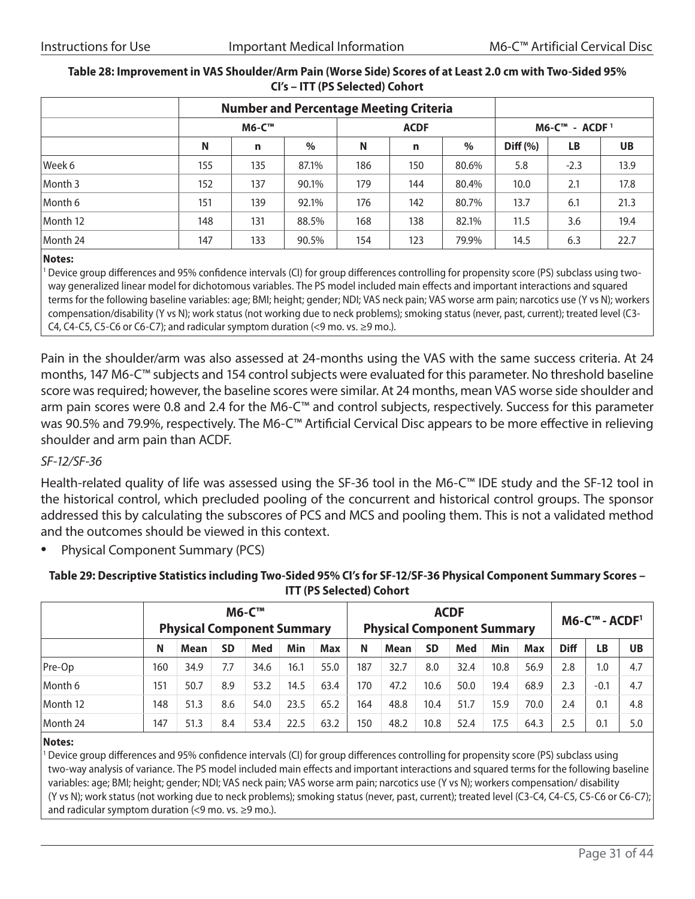**Table 28: Improvement in VAS Shoulder/Arm Pain (Worse Side) Scores of at Least 2.0 cm with Two-Sided 95% CI's – ITT (PS Selected) Cohort**

| | Number and Percentage Meeting Criteria | | | | | | | | |
|---|---|---|---|---|---|---|---|---|---|
| | M6-C™ | | | ACDF | | | M6-C™ - ACDF[1] | | |
| | N | n | % | N | n | % | Diff (%) | LB | UB |
| Week 6 | 155 | 135 | 87.1% | 186 | 150 | 80.6% | 5.8 | -2.3 | 13.9 |
| Month 3 | 152 | 137 | 90.1% | 179 | 144 | 80.4% | 10.0 | 2.1 | 17.8 |
| Month 6 | 151 | 139 | 92.1% | 176 | 142 | 80.7% | 13.7 | 6.1 | 21.3 |
| Month 12 | 148 | 131 | 88.5% | 168 | 138 | 82.1% | 11.5 | 3.6 | 19.4 |
| Month 24 | 147 | 133 | 90.5% | 154 | 123 | 79.9% | 14.5 | 6.3 | 22.7 |

**Notes:**

[1] Device group differences and 95% confidence intervals (CI) for group differences controlling for propensity score (PS) subclass using two-way generalized linear model for dichotomous variables. The PS model included main effects and important interactions and squared terms for the following baseline variables: age; BMI; height; gender; NDI; VAS neck pain; VAS worse arm pain; narcotics use (Y vs N); workers compensation/disability (Y vs N); work status (not working due to neck problems); smoking status (never, past, current); treated level (C3-C4, C4-C5, C5-C6 or C6-C7); and radicular symptom duration (<9 mo. vs. ≥9 mo.).

Pain in the shoulder/arm was also assessed at 24-months using the VAS with the same success criteria. At 24 months, 147 M6-C™ subjects and 154 control subjects were evaluated for this parameter. No threshold baseline score was required; however, the baseline scores were similar. At 24 months, mean VAS worse side shoulder and arm pain scores were 0.8 and 2.4 for the M6-C™ and control subjects, respectively. Success for this parameter was 90.5% and 79.9%, respectively. The M6-C™ Artificial Cervical Disc appears to be more effective in relieving shoulder and arm pain than ACDF.

*SF-12/SF-36*

Health-related quality of life was assessed using the SF-36 tool in the M6-C™ IDE study and the SF-12 tool in the historical control, which precluded pooling of the concurrent and historical control groups. The sponsor addressed this by calculating the subscores of PCS and MCS and pooling them. This is not a validated method and the outcomes should be viewed in this context.

- Physical Component Summary (PCS)

**Table 29: Descriptive Statistics including Two-Sided 95% CI's for SF-12/SF-36 Physical Component Summary Scores – ITT (PS Selected) Cohort**

| | M6-C™ Physical Component Summary | | | | | | ACDF Physical Component Summary | | | | | | M6-C™ - ACDF[1] | | |
|---|---|---|---|---|---|---|---|---|---|---|---|---|---|---|---|
| | N | Mean | SD | Med | Min | Max | N | Mean | SD | Med | Min | Max | Diff | LB | UB |
| Pre-Op | 160 | 34.9 | 7.7 | 34.6 | 16.1 | 55.0 | 187 | 32.7 | 8.0 | 32.4 | 10.8 | 56.9 | 2.8 | 1.0 | 4.7 |
| Month 6 | 151 | 50.7 | 8.9 | 53.2 | 14.5 | 63.4 | 170 | 47.2 | 10.6 | 50.0 | 19.4 | 68.9 | 2.3 | -0.1 | 4.7 |
| Month 12 | 148 | 51.3 | 8.6 | 54.0 | 23.5 | 65.2 | 164 | 48.8 | 10.4 | 51.7 | 15.9 | 70.0 | 2.4 | 0.1 | 4.8 |
| Month 24 | 147 | 51.3 | 8.4 | 53.4 | 22.5 | 63.2 | 150 | 48.2 | 10.8 | 52.4 | 17.5 | 64.3 | 2.5 | 0.1 | 5.0 |

**Notes:**

[1] Device group differences and 95% confidence intervals (CI) for group differences controlling for propensity score (PS) subclass using two-way analysis of variance. The PS model included main effects and important interactions and squared terms for the following baseline variables: age; BMI; height; gender; NDI; VAS neck pain; VAS worse arm pain; narcotics use (Y vs N); workers compensation/ disability (Y vs N); work status (not working due to neck problems); smoking status (never, past, current); treated level (C3-C4, C4-C5, C5-C6 or C6-C7); and radicular symptom duration (<9 mo. vs. ≥9 mo.).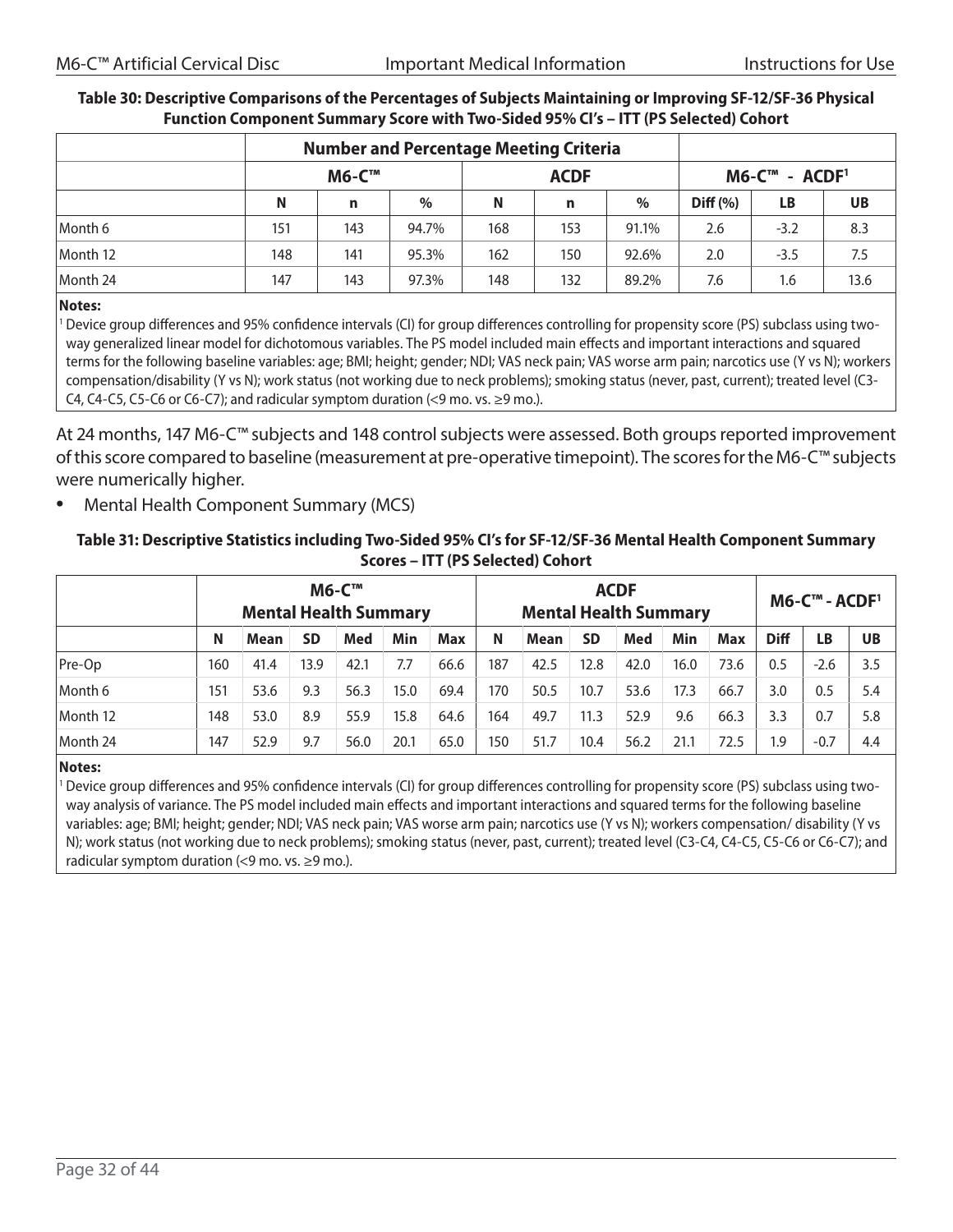**Table 30: Descriptive Comparisons of the Percentages of Subjects Maintaining or Improving SF-12/SF-36 Physical Function Component Summary Score with Two-Sided 95% CI's – ITT (PS Selected) Cohort**

| | Number and Percentage Meeting Criteria | | | | | | | | |
|---|---|---|---|---|---|---|---|---|---|
| | M6-C™ | | | ACDF | | | M6-C™ - ACDF[1] | | |
| | N | n | % | N | n | % | Diff (%) | LB | UB |
| Month 6 | 151 | 143 | 94.7% | 168 | 153 | 91.1% | 2.6 | -3.2 | 8.3 |
| Month 12 | 148 | 141 | 95.3% | 162 | 150 | 92.6% | 2.0 | -3.5 | 7.5 |
| Month 24 | 147 | 143 | 97.3% | 148 | 132 | 89.2% | 7.6 | 1.6 | 13.6 |

**Notes:**
[1] Device group differences and 95% confidence intervals (CI) for group differences controlling for propensity score (PS) subclass using two-way generalized linear model for dichotomous variables. The PS model included main effects and important interactions and squared terms for the following baseline variables: age; BMI; height; gender; NDI; VAS neck pain; VAS worse arm pain; narcotics use (Y vs N); workers compensation/disability (Y vs N); work status (not working due to neck problems); smoking status (never, past, current); treated level (C3-C4, C4-C5, C5-C6 or C6-C7); and radicular symptom duration (<9 mo. vs. ≥9 mo.).

At 24 months, 147 M6-C™ subjects and 148 control subjects were assessed. Both groups reported improvement of this score compared to baseline (measurement at pre-operative timepoint). The scores for the M6-C™ subjects were numerically higher.

- Mental Health Component Summary (MCS)

**Table 31: Descriptive Statistics including Two-Sided 95% CI's for SF-12/SF-36 Mental Health Component Summary Scores – ITT (PS Selected) Cohort**

| | M6-C™ Mental Health Summary | | | | | | ACDF Mental Health Summary | | | | | | M6-C™ - ACDF[1] | | |
|---|---|---|---|---|---|---|---|---|---|---|---|---|---|---|---|
| | N | Mean | SD | Med | Min | Max | N | Mean | SD | Med | Min | Max | Diff | LB | UB |
| Pre-Op | 160 | 41.4 | 13.9 | 42.1 | 7.7 | 66.6 | 187 | 42.5 | 12.8 | 42.0 | 16.0 | 73.6 | 0.5 | -2.6 | 3.5 |
| Month 6 | 151 | 53.6 | 9.3 | 56.3 | 15.0 | 69.4 | 170 | 50.5 | 10.7 | 53.6 | 17.3 | 66.7 | 3.0 | 0.5 | 5.4 |
| Month 12 | 148 | 53.0 | 8.9 | 55.9 | 15.8 | 64.6 | 164 | 49.7 | 11.3 | 52.9 | 9.6 | 66.3 | 3.3 | 0.7 | 5.8 |
| Month 24 | 147 | 52.9 | 9.7 | 56.0 | 20.1 | 65.0 | 150 | 51.7 | 10.4 | 56.2 | 21.1 | 72.5 | 1.9 | -0.7 | 4.4 |

**Notes:**
[1] Device group differences and 95% confidence intervals (CI) for group differences controlling for propensity score (PS) subclass using two-way analysis of variance. The PS model included main effects and important interactions and squared terms for the following baseline variables: age; BMI; height; gender; NDI; VAS neck pain; VAS worse arm pain; narcotics use (Y vs N); workers compensation/ disability (Y vs N); work status (not working due to neck problems); smoking status (never, past, current); treated level (C3-C4, C4-C5, C5-C6 or C6-C7); and radicular symptom duration (<9 mo. vs. ≥9 mo.).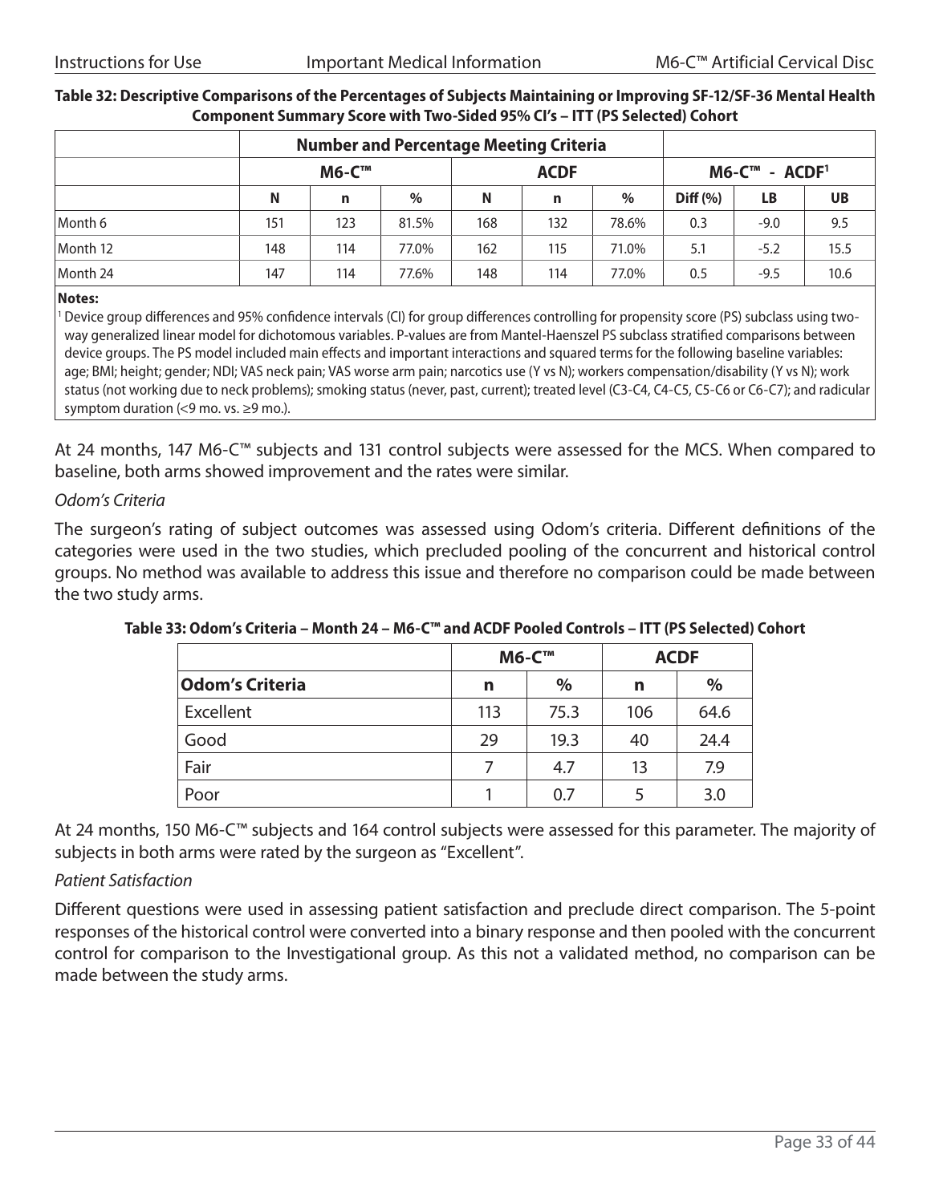**Table 32: Descriptive Comparisons of the Percentages of Subjects Maintaining or Improving SF-12/SF-36 Mental Health Component Summary Score with Two-Sided 95% CI's – ITT (PS Selected) Cohort**

| | Number and Percentage Meeting Criteria | | | | | | | | |
|---|---|---|---|---|---|---|---|---|---|
| | M6-C™ | | | ACDF | | | M6-C™ - ACDF[1] | | |
| | N | n | % | N | n | % | Diff (%) | LB | UB |
| Month 6 | 151 | 123 | 81.5% | 168 | 132 | 78.6% | 0.3 | -9.0 | 9.5 |
| Month 12 | 148 | 114 | 77.0% | 162 | 115 | 71.0% | 5.1 | -5.2 | 15.5 |
| Month 24 | 147 | 114 | 77.6% | 148 | 114 | 77.0% | 0.5 | -9.5 | 10.6 |

**Notes:**

[1] Device group differences and 95% confidence intervals (CI) for group differences controlling for propensity score (PS) subclass using two-way generalized linear model for dichotomous variables. P-values are from Mantel-Haenszel PS subclass stratified comparisons between device groups. The PS model included main effects and important interactions and squared terms for the following baseline variables: age; BMI; height; gender; NDI; VAS neck pain; VAS worse arm pain; narcotics use (Y vs N); workers compensation/disability (Y vs N); work status (not working due to neck problems); smoking status (never, past, current); treated level (C3-C4, C4-C5, C5-C6 or C6-C7); and radicular symptom duration (<9 mo. vs. ≥9 mo.).

At 24 months, 147 M6-C™ subjects and 131 control subjects were assessed for the MCS. When compared to baseline, both arms showed improvement and the rates were similar.

*Odom's Criteria*

The surgeon's rating of subject outcomes was assessed using Odom's criteria. Different definitions of the categories were used in the two studies, which precluded pooling of the concurrent and historical control groups. No method was available to address this issue and therefore no comparison could be made between the two study arms.

**Table 33: Odom's Criteria – Month 24 – M6-C™ and ACDF Pooled Controls – ITT (PS Selected) Cohort**

| | M6-C™ | | ACDF | |
|---|---|---|---|---|
| **Odom's Criteria** | n | % | n | % |
| Excellent | 113 | 75.3 | 106 | 64.6 |
| Good | 29 | 19.3 | 40 | 24.4 |
| Fair | 7 | 4.7 | 13 | 7.9 |
| Poor | 1 | 0.7 | 5 | 3.0 |

At 24 months, 150 M6-C™ subjects and 164 control subjects were assessed for this parameter. The majority of subjects in both arms were rated by the surgeon as "Excellent".

*Patient Satisfaction*

Different questions were used in assessing patient satisfaction and preclude direct comparison. The 5-point responses of the historical control were converted into a binary response and then pooled with the concurrent control for comparison to the Investigational group. As this not a validated method, no comparison can be made between the study arms.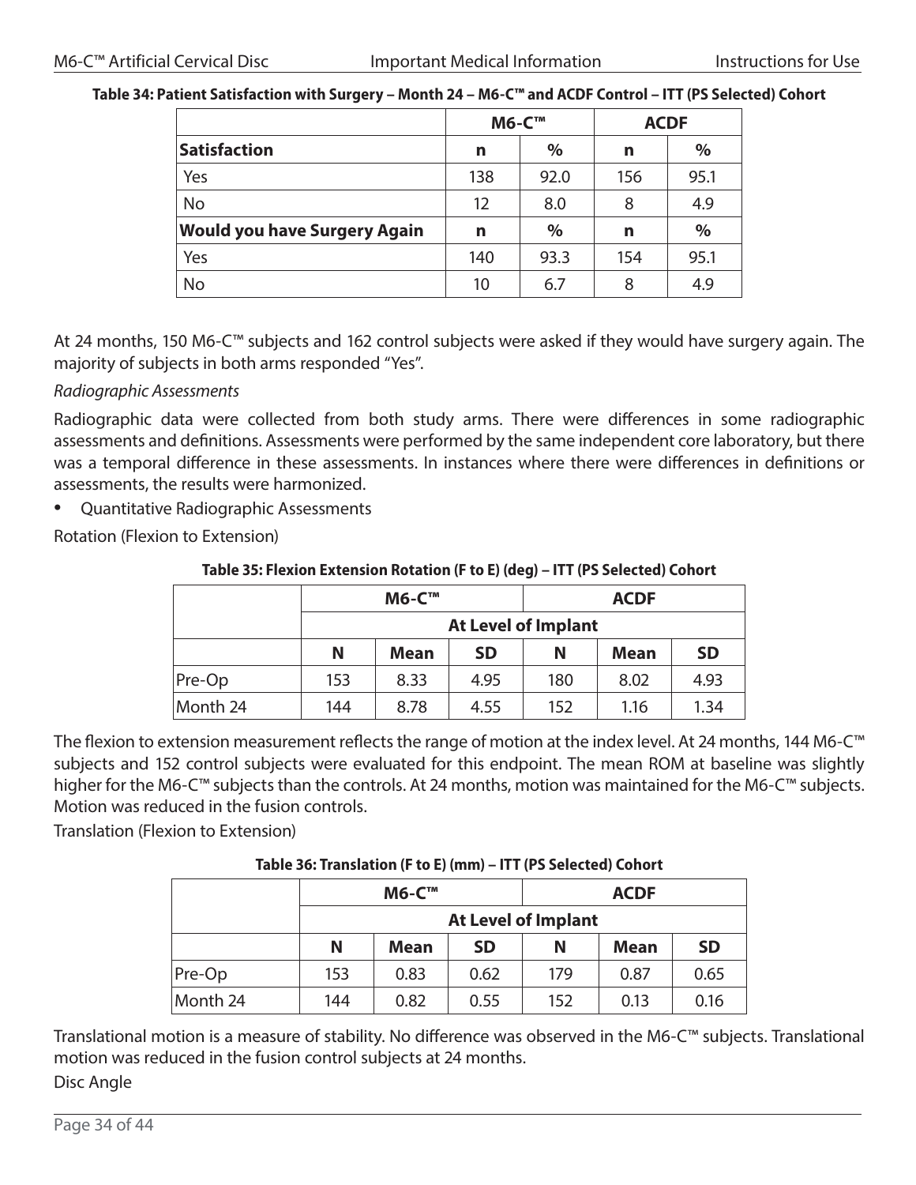**Table 34: Patient Satisfaction with Surgery – Month 24 – M6-C™ and ACDF Control – ITT (PS Selected) Cohort**

| | M6-C™ | | ACDF | |
|---|---|---|---|---|
| **Satisfaction** | **n** | **%** | **n** | **%** |
| Yes | 138 | 92.0 | 156 | 95.1 |
| No | 12 | 8.0 | 8 | 4.9 |
| **Would you have Surgery Again** | **n** | **%** | **n** | **%** |
| Yes | 140 | 93.3 | 154 | 95.1 |
| No | 10 | 6.7 | 8 | 4.9 |

At 24 months, 150 M6-C™ subjects and 162 control subjects were asked if they would have surgery again. The majority of subjects in both arms responded "Yes".

*Radiographic Assessments*

Radiographic data were collected from both study arms. There were differences in some radiographic assessments and definitions. Assessments were performed by the same independent core laboratory, but there was a temporal difference in these assessments. In instances where there were differences in definitions or assessments, the results were harmonized.

- Quantitative Radiographic Assessments

Rotation (Flexion to Extension)

**Table 35: Flexion Extension Rotation (F to E) (deg) – ITT (PS Selected) Cohort**

| | M6-C™ | | | ACDF | | |
|---|---|---|---|---|---|---|
| | At Level of Implant | | | | | |
| | **N** | **Mean** | **SD** | **N** | **Mean** | **SD** |
| Pre-Op | 153 | 8.33 | 4.95 | 180 | 8.02 | 4.93 |
| Month 24 | 144 | 8.78 | 4.55 | 152 | 1.16 | 1.34 |

The flexion to extension measurement reflects the range of motion at the index level. At 24 months, 144 M6-C™ subjects and 152 control subjects were evaluated for this endpoint. The mean ROM at baseline was slightly higher for the M6-C™ subjects than the controls. At 24 months, motion was maintained for the M6-C™ subjects. Motion was reduced in the fusion controls.

Translation (Flexion to Extension)

**Table 36: Translation (F to E) (mm) – ITT (PS Selected) Cohort**

| | M6-C™ | | | ACDF | | |
|---|---|---|---|---|---|---|
| | At Level of Implant | | | | | |
| | **N** | **Mean** | **SD** | **N** | **Mean** | **SD** |
| Pre-Op | 153 | 0.83 | 0.62 | 179 | 0.87 | 0.65 |
| Month 24 | 144 | 0.82 | 0.55 | 152 | 0.13 | 0.16 |

Translational motion is a measure of stability. No difference was observed in the M6-C™ subjects. Translational motion was reduced in the fusion control subjects at 24 months.

Disc Angle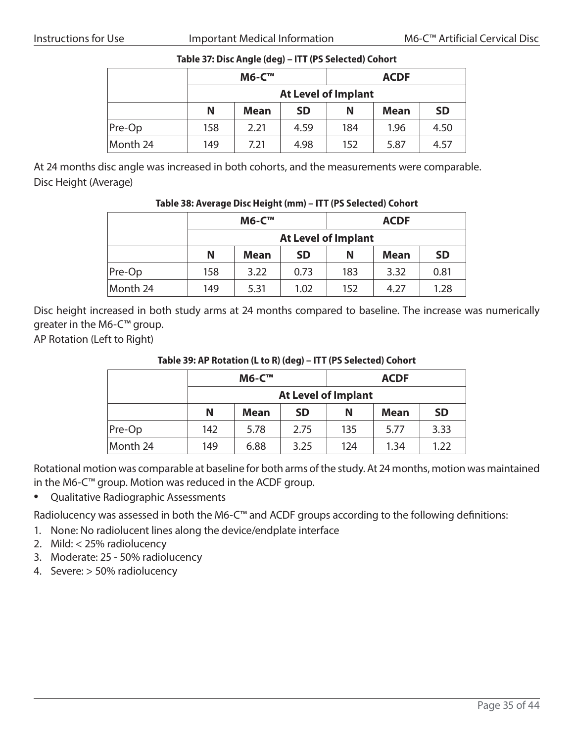**Table 37: Disc Angle (deg) – ITT (PS Selected) Cohort**

| | M6-C™ | | | ACDF | | |
|---|---|---|---|---|---|---|
| | At Level of Implant | | | | | |
| | N | Mean | SD | N | Mean | SD |
| Pre-Op | 158 | 2.21 | 4.59 | 184 | 1.96 | 4.50 |
| Month 24 | 149 | 7.21 | 4.98 | 152 | 5.87 | 4.57 |

At 24 months disc angle was increased in both cohorts, and the measurements were comparable.

Disc Height (Average)

**Table 38: Average Disc Height (mm) – ITT (PS Selected) Cohort**

| | M6-C™ | | | ACDF | | |
|---|---|---|---|---|---|---|
| | At Level of Implant | | | | | |
| | N | Mean | SD | N | Mean | SD |
| Pre-Op | 158 | 3.22 | 0.73 | 183 | 3.32 | 0.81 |
| Month 24 | 149 | 5.31 | 1.02 | 152 | 4.27 | 1.28 |

Disc height increased in both study arms at 24 months compared to baseline. The increase was numerically greater in the M6-C™ group.

AP Rotation (Left to Right)

**Table 39: AP Rotation (L to R) (deg) – ITT (PS Selected) Cohort**

| | M6-C™ | | | ACDF | | |
|---|---|---|---|---|---|---|
| | At Level of Implant | | | | | |
| | N | Mean | SD | N | Mean | SD |
| Pre-Op | 142 | 5.78 | 2.75 | 135 | 5.77 | 3.33 |
| Month 24 | 149 | 6.88 | 3.25 | 124 | 1.34 | 1.22 |

Rotational motion was comparable at baseline for both arms of the study. At 24 months, motion was maintained in the M6-C™ group. Motion was reduced in the ACDF group.

- Qualitative Radiographic Assessments

Radiolucency was assessed in both the M6-C™ and ACDF groups according to the following definitions:

1. None: No radiolucent lines along the device/endplate interface
2. Mild: < 25% radiolucency
3. Moderate: 25 - 50% radiolucency
4. Severe: > 50% radiolucency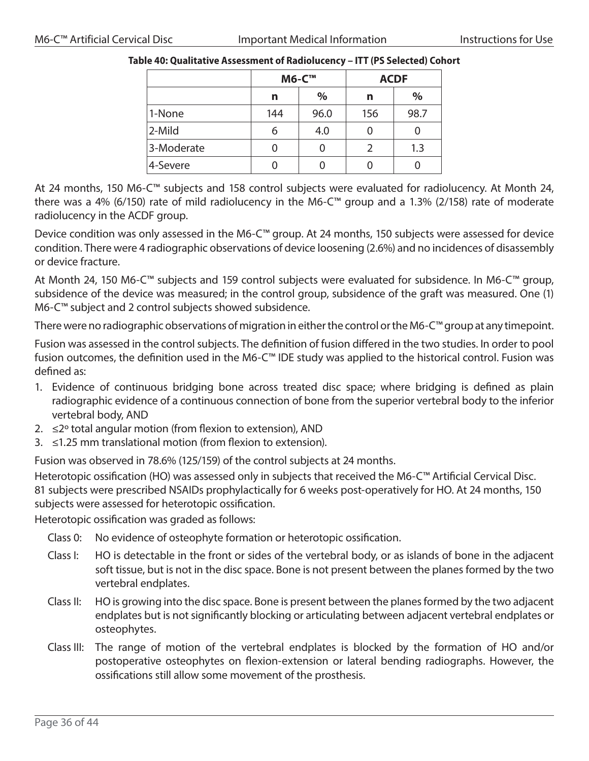**Table 40: Qualitative Assessment of Radiolucency – ITT (PS Selected) Cohort**

| | M6-C™ | | ACDF | |
|---|---|---|---|---|
| | n | % | n | % |
| 1-None | 144 | 96.0 | 156 | 98.7 |
| 2-Mild | 6 | 4.0 | 0 | 0 |
| 3-Moderate | 0 | 0 | 2 | 1.3 |
| 4-Severe | 0 | 0 | 0 | 0 |

At 24 months, 150 M6-C™ subjects and 158 control subjects were evaluated for radiolucency. At Month 24, there was a 4% (6/150) rate of mild radiolucency in the M6-C™ group and a 1.3% (2/158) rate of moderate radiolucency in the ACDF group.

Device condition was only assessed in the M6-C™ group. At 24 months, 150 subjects were assessed for device condition. There were 4 radiographic observations of device loosening (2.6%) and no incidences of disassembly or device fracture.

At Month 24, 150 M6-C™ subjects and 159 control subjects were evaluated for subsidence. In M6-C™ group, subsidence of the device was measured; in the control group, subsidence of the graft was measured. One (1) M6-C™ subject and 2 control subjects showed subsidence.

There were no radiographic observations of migration in either the control or the M6-C™ group at any timepoint.

Fusion was assessed in the control subjects. The definition of fusion differed in the two studies. In order to pool fusion outcomes, the definition used in the M6-C™ IDE study was applied to the historical control. Fusion was defined as:

1. Evidence of continuous bridging bone across treated disc space; where bridging is defined as plain radiographic evidence of a continuous connection of bone from the superior vertebral body to the inferior vertebral body, AND
2. ≤2° total angular motion (from flexion to extension), AND
3. ≤1.25 mm translational motion (from flexion to extension).

Fusion was observed in 78.6% (125/159) of the control subjects at 24 months.

Heterotopic ossification (HO) was assessed only in subjects that received the M6-C™ Artificial Cervical Disc. 81 subjects were prescribed NSAIDs prophylactically for 6 weeks post-operatively for HO. At 24 months, 150 subjects were assessed for heterotopic ossification.

Heterotopic ossification was graded as follows:

- Class 0: No evidence of osteophyte formation or heterotopic ossification.
- Class I: HO is detectable in the front or sides of the vertebral body, or as islands of bone in the adjacent soft tissue, but is not in the disc space. Bone is not present between the planes formed by the two vertebral endplates.
- Class II: HO is growing into the disc space. Bone is present between the planes formed by the two adjacent endplates but is not significantly blocking or articulating between adjacent vertebral endplates or osteophytes.
- Class III: The range of motion of the vertebral endplates is blocked by the formation of HO and/or postoperative osteophytes on flexion-extension or lateral bending radiographs. However, the ossifications still allow some movement of the prosthesis.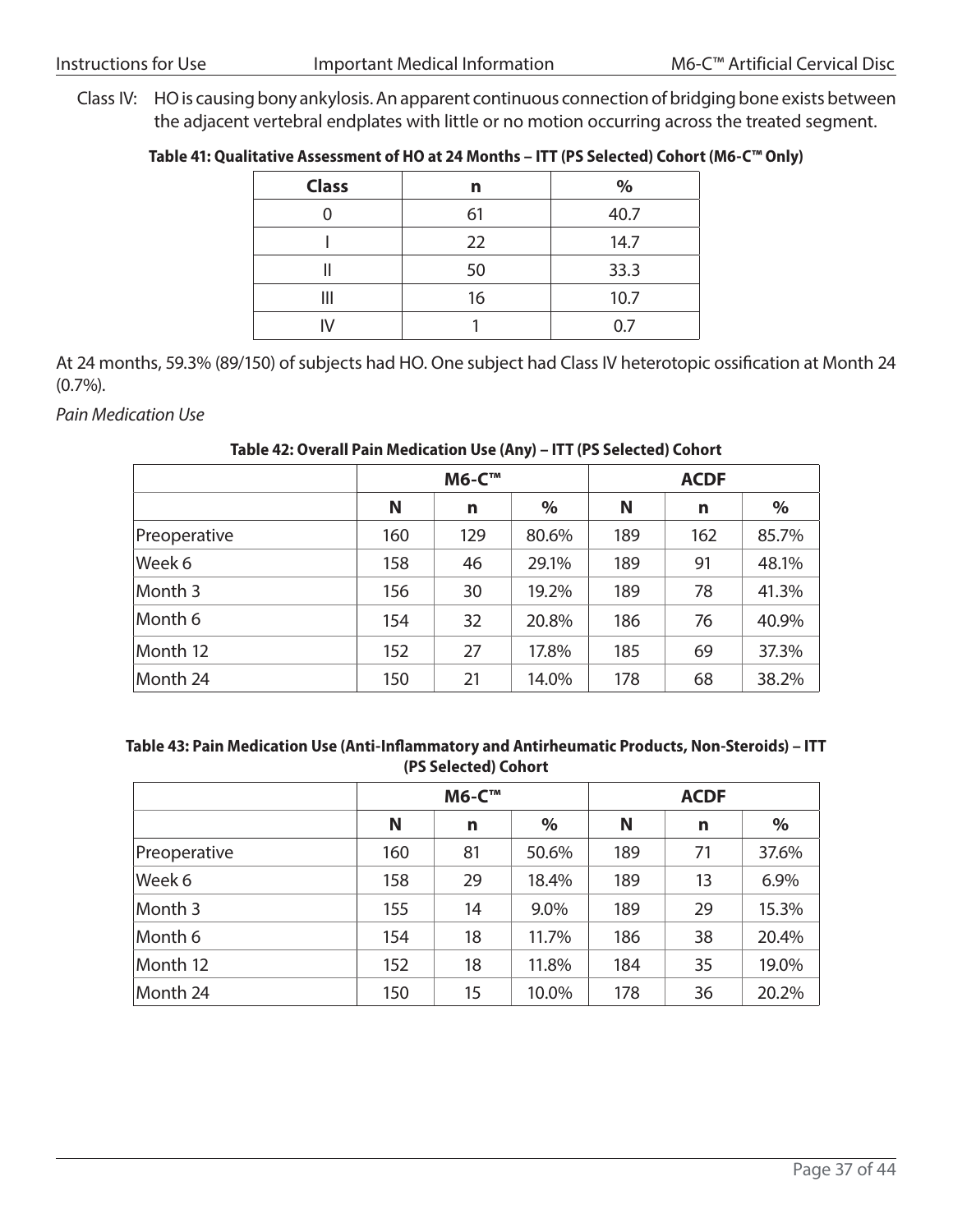Class IV: HO is causing bony ankylosis. An apparent continuous connection of bridging bone exists between the adjacent vertebral endplates with little or no motion occurring across the treated segment.

**Table 41: Qualitative Assessment of HO at 24 Months – ITT (PS Selected) Cohort (M6-C™ Only)**

| Class | n | % |
|---|---|---|
| 0 | 61 | 40.7 |
| I | 22 | 14.7 |
| II | 50 | 33.3 |
| III | 16 | 10.7 |
| IV | 1 | 0.7 |

At 24 months, 59.3% (89/150) of subjects had HO. One subject had Class IV heterotopic ossification at Month 24 (0.7%).

*Pain Medication Use*

**Table 42: Overall Pain Medication Use (Any) – ITT (PS Selected) Cohort**

| | M6-C™ | | | ACDF | | |
|---|---|---|---|---|---|---|
| | N | n | % | N | n | % |
| Preoperative | 160 | 129 | 80.6% | 189 | 162 | 85.7% |
| Week 6 | 158 | 46 | 29.1% | 189 | 91 | 48.1% |
| Month 3 | 156 | 30 | 19.2% | 189 | 78 | 41.3% |
| Month 6 | 154 | 32 | 20.8% | 186 | 76 | 40.9% |
| Month 12 | 152 | 27 | 17.8% | 185 | 69 | 37.3% |
| Month 24 | 150 | 21 | 14.0% | 178 | 68 | 38.2% |

**Table 43: Pain Medication Use (Anti-Inflammatory and Antirheumatic Products, Non-Steroids) – ITT (PS Selected) Cohort**

| | M6-C™ | | | ACDF | | |
|---|---|---|---|---|---|---|
| | N | n | % | N | n | % |
| Preoperative | 160 | 81 | 50.6% | 189 | 71 | 37.6% |
| Week 6 | 158 | 29 | 18.4% | 189 | 13 | 6.9% |
| Month 3 | 155 | 14 | 9.0% | 189 | 29 | 15.3% |
| Month 6 | 154 | 18 | 11.7% | 186 | 38 | 20.4% |
| Month 12 | 152 | 18 | 11.8% | 184 | 35 | 19.0% |
| Month 24 | 150 | 15 | 10.0% | 178 | 36 | 20.2% |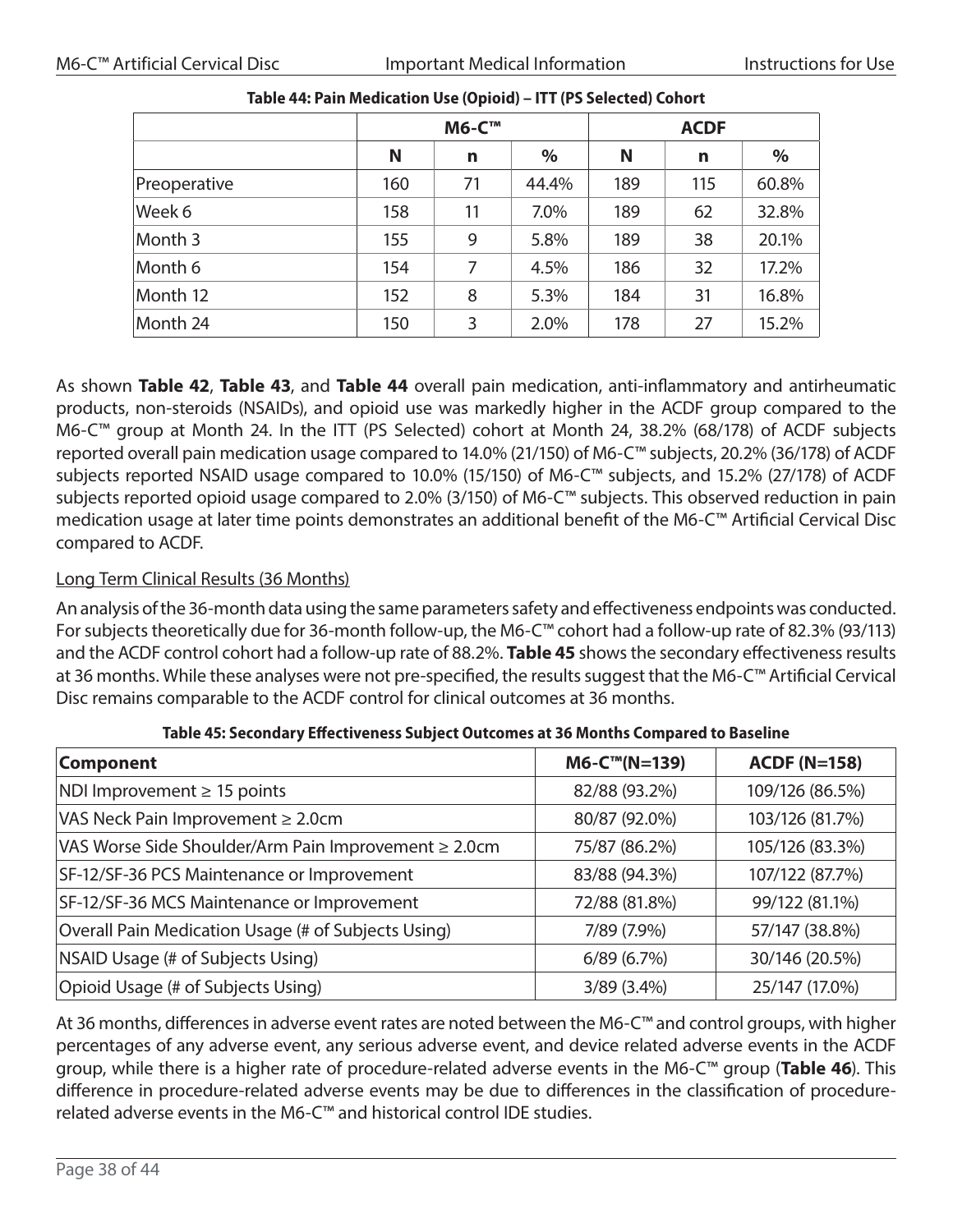**Table 44: Pain Medication Use (Opioid) – ITT (PS Selected) Cohort**

| | M6-C™ | | | ACDF | | |
|---|---|---|---|---|---|---|
| | N | n | % | N | n | % |
| Preoperative | 160 | 71 | 44.4% | 189 | 115 | 60.8% |
| Week 6 | 158 | 11 | 7.0% | 189 | 62 | 32.8% |
| Month 3 | 155 | 9 | 5.8% | 189 | 38 | 20.1% |
| Month 6 | 154 | 7 | 4.5% | 186 | 32 | 17.2% |
| Month 12 | 152 | 8 | 5.3% | 184 | 31 | 16.8% |
| Month 24 | 150 | 3 | 2.0% | 178 | 27 | 15.2% |

As shown **Table 42**, **Table 43**, and **Table 44** overall pain medication, anti-inflammatory and antirheumatic products, non-steroids (NSAIDs), and opioid use was markedly higher in the ACDF group compared to the M6-C™ group at Month 24. In the ITT (PS Selected) cohort at Month 24, 38.2% (68/178) of ACDF subjects reported overall pain medication usage compared to 14.0% (21/150) of M6-C™ subjects, 20.2% (36/178) of ACDF subjects reported NSAID usage compared to 10.0% (15/150) of M6-C™ subjects, and 15.2% (27/178) of ACDF subjects reported opioid usage compared to 2.0% (3/150) of M6-C™ subjects. This observed reduction in pain medication usage at later time points demonstrates an additional benefit of the M6-C™ Artificial Cervical Disc compared to ACDF.

Long Term Clinical Results (36 Months)

An analysis of the 36-month data using the same parameters safety and effectiveness endpoints was conducted. For subjects theoretically due for 36-month follow-up, the M6-C™ cohort had a follow-up rate of 82.3% (93/113) and the ACDF control cohort had a follow-up rate of 88.2%. **Table 45** shows the secondary effectiveness results at 36 months. While these analyses were not pre-specified, the results suggest that the M6-C™ Artificial Cervical Disc remains comparable to the ACDF control for clinical outcomes at 36 months.

**Table 45: Secondary Effectiveness Subject Outcomes at 36 Months Compared to Baseline**

| Component | M6-C™(N=139) | ACDF (N=158) |
|---|---|---|
| NDI Improvement ≥ 15 points | 82/88 (93.2%) | 109/126 (86.5%) |
| VAS Neck Pain Improvement ≥ 2.0cm | 80/87 (92.0%) | 103/126 (81.7%) |
| VAS Worse Side Shoulder/Arm Pain Improvement ≥ 2.0cm | 75/87 (86.2%) | 105/126 (83.3%) |
| SF-12/SF-36 PCS Maintenance or Improvement | 83/88 (94.3%) | 107/122 (87.7%) |
| SF-12/SF-36 MCS Maintenance or Improvement | 72/88 (81.8%) | 99/122 (81.1%) |
| Overall Pain Medication Usage (# of Subjects Using) | 7/89 (7.9%) | 57/147 (38.8%) |
| NSAID Usage (# of Subjects Using) | 6/89 (6.7%) | 30/146 (20.5%) |
| Opioid Usage (# of Subjects Using) | 3/89 (3.4%) | 25/147 (17.0%) |

At 36 months, differences in adverse event rates are noted between the M6-C™ and control groups, with higher percentages of any adverse event, any serious adverse event, and device related adverse events in the ACDF group, while there is a higher rate of procedure-related adverse events in the M6-C™ group (**Table 46**). This difference in procedure-related adverse events may be due to differences in the classification of procedure-related adverse events in the M6-C™ and historical control IDE studies.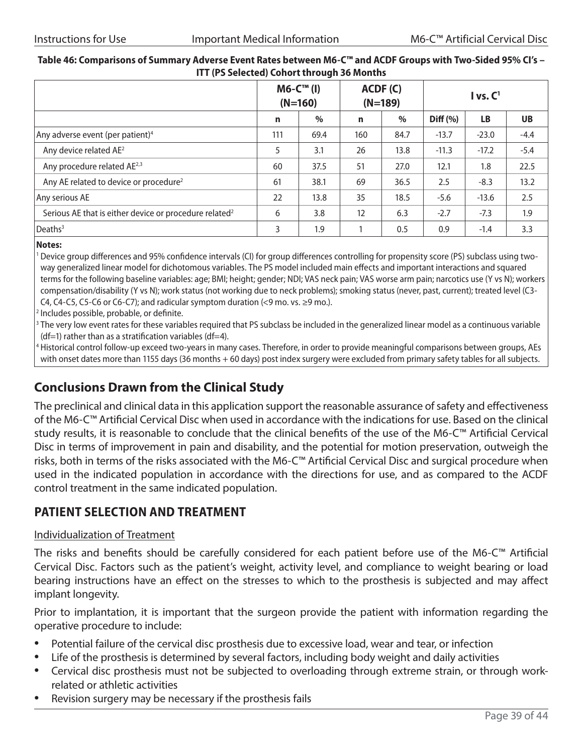**Table 46: Comparisons of Summary Adverse Event Rates between M6-C™ and ACDF Groups with Two-Sided 95% CI's – ITT (PS Selected) Cohort through 36 Months**

| | M6-C™ (I) (N=160) | | ACDF (C) (N=189) | | I vs. C[1] | | |
|---|---|---|---|---|---|---|---|
| | n | % | n | % | Diff (%) | LB | UB |
| Any adverse event (per patient)[4] | 111 | 69.4 | 160 | 84.7 | -13.7 | -23.0 | -4.4 |
| Any device related AE[2] | 5 | 3.1 | 26 | 13.8 | -11.3 | -17.2 | -5.4 |
| Any procedure related AE[2,3] | 60 | 37.5 | 51 | 27.0 | 12.1 | 1.8 | 22.5 |
| Any AE related to device or procedure[2] | 61 | 38.1 | 69 | 36.5 | 2.5 | -8.3 | 13.2 |
| Any serious AE | 22 | 13.8 | 35 | 18.5 | -5.6 | -13.6 | 2.5 |
| Serious AE that is either device or procedure related[2] | 6 | 3.8 | 12 | 6.3 | -2.7 | -7.3 | 1.9 |
| Deaths[3] | 3 | 1.9 | 1 | 0.5 | 0.9 | -1.4 | 3.3 |

**Notes:**

[1] Device group differences and 95% confidence intervals (CI) for group differences controlling for propensity score (PS) subclass using two-way generalized linear model for dichotomous variables. The PS model included main effects and important interactions and squared terms for the following baseline variables: age; BMI; height; gender; NDI; VAS neck pain; VAS worse arm pain; narcotics use (Y vs N); workers compensation/disability (Y vs N); work status (not working due to neck problems); smoking status (never, past, current); treated level (C3-C4, C4-C5, C5-C6 or C6-C7); and radicular symptom duration (<9 mo. vs. ≥9 mo.).

[2] Includes possible, probable, or definite.

[3] The very low event rates for these variables required that PS subclass be included in the generalized linear model as a continuous variable (df=1) rather than as a stratification variables (df=4).

[4] Historical control follow-up exceed two-years in many cases. Therefore, in order to provide meaningful comparisons between groups, AEs with onset dates more than 1155 days (36 months + 60 days) post index surgery were excluded from primary safety tables for all subjects.

## Conclusions Drawn from the Clinical Study

The preclinical and clinical data in this application support the reasonable assurance of safety and effectiveness of the M6-C™ Artificial Cervical Disc when used in accordance with the indications for use. Based on the clinical study results, it is reasonable to conclude that the clinical benefits of the use of the M6-C™ Artificial Cervical Disc in terms of improvement in pain and disability, and the potential for motion preservation, outweigh the risks, both in terms of the risks associated with the M6-C™ Artificial Cervical Disc and surgical procedure when used in the indicated population in accordance with the directions for use, and as compared to the ACDF control treatment in the same indicated population.

## PATIENT SELECTION AND TREATMENT

Individualization of Treatment

The risks and benefits should be carefully considered for each patient before use of the M6-C™ Artificial Cervical Disc. Factors such as the patient's weight, activity level, and compliance to weight bearing or load bearing instructions have an effect on the stresses to which to the prosthesis is subjected and may affect implant longevity.

Prior to implantation, it is important that the surgeon provide the patient with information regarding the operative procedure to include:

- Potential failure of the cervical disc prosthesis due to excessive load, wear and tear, or infection
- Life of the prosthesis is determined by several factors, including body weight and daily activities
- Cervical disc prosthesis must not be subjected to overloading through extreme strain, or through work-related or athletic activities
- Revision surgery may be necessary if the prosthesis fails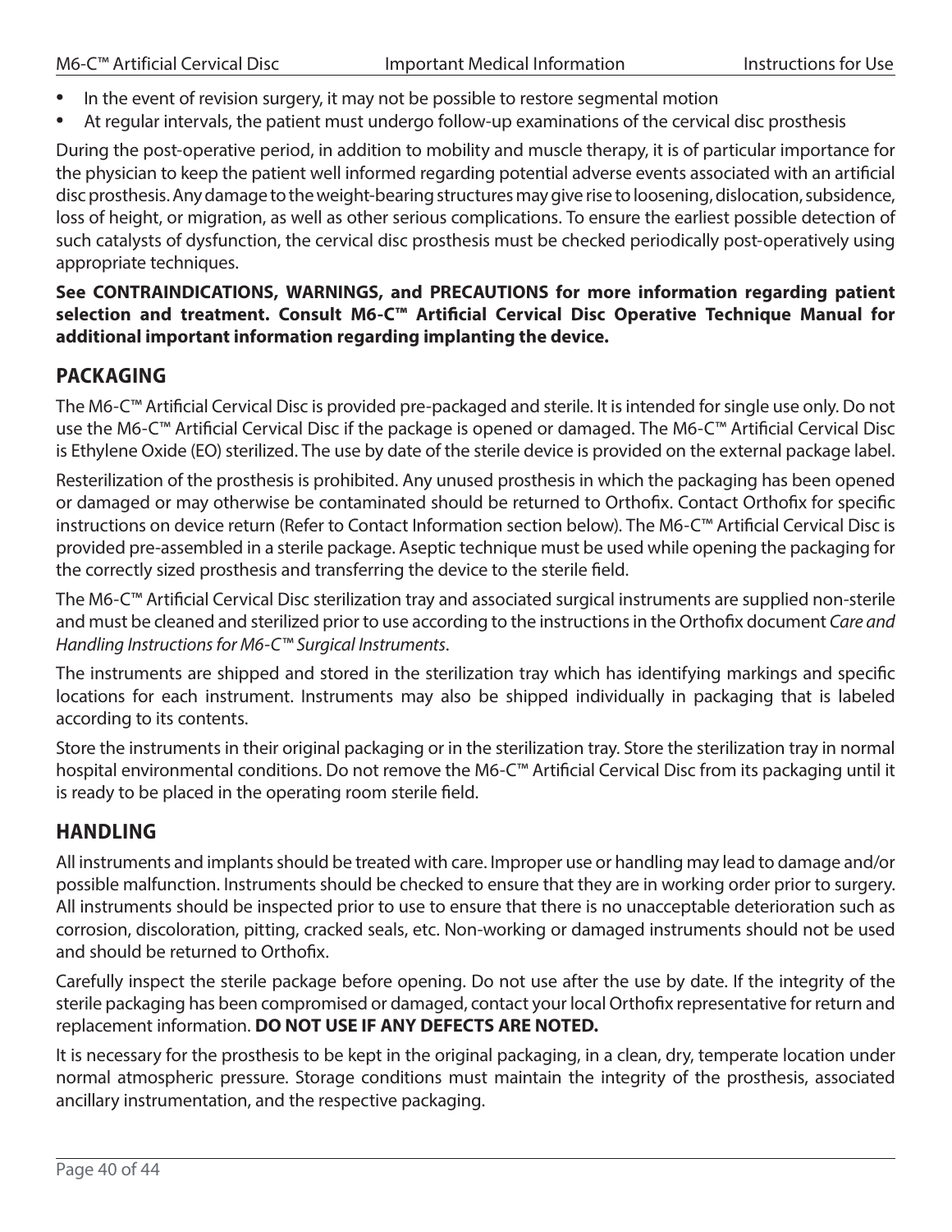- In the event of revision surgery, it may not be possible to restore segmental motion
- At regular intervals, the patient must undergo follow-up examinations of the cervical disc prosthesis

During the post-operative period, in addition to mobility and muscle therapy, it is of particular importance for the physician to keep the patient well informed regarding potential adverse events associated with an artificial disc prosthesis. Any damage to the weight-bearing structures may give rise to loosening, dislocation, subsidence, loss of height, or migration, as well as other serious complications. To ensure the earliest possible detection of such catalysts of dysfunction, the cervical disc prosthesis must be checked periodically post-operatively using appropriate techniques.

**See CONTRAINDICATIONS, WARNINGS, and PRECAUTIONS for more information regarding patient selection and treatment. Consult M6-C™ Artificial Cervical Disc Operative Technique Manual for additional important information regarding implanting the device.**

## PACKAGING

The M6-C™ Artificial Cervical Disc is provided pre-packaged and sterile. It is intended for single use only. Do not use the M6-C™ Artificial Cervical Disc if the package is opened or damaged. The M6-C™ Artificial Cervical Disc is Ethylene Oxide (EO) sterilized. The use by date of the sterile device is provided on the external package label.

Resterilization of the prosthesis is prohibited. Any unused prosthesis in which the packaging has been opened or damaged or may otherwise be contaminated should be returned to Orthofix. Contact Orthofix for specific instructions on device return (Refer to Contact Information section below). The M6-C™ Artificial Cervical Disc is provided pre-assembled in a sterile package. Aseptic technique must be used while opening the packaging for the correctly sized prosthesis and transferring the device to the sterile field.

The M6-C™ Artificial Cervical Disc sterilization tray and associated surgical instruments are supplied non-sterile and must be cleaned and sterilized prior to use according to the instructions in the Orthofix document *Care and Handling Instructions for M6-C™ Surgical Instruments*.

The instruments are shipped and stored in the sterilization tray which has identifying markings and specific locations for each instrument. Instruments may also be shipped individually in packaging that is labeled according to its contents.

Store the instruments in their original packaging or in the sterilization tray. Store the sterilization tray in normal hospital environmental conditions. Do not remove the M6-C™ Artificial Cervical Disc from its packaging until it is ready to be placed in the operating room sterile field.

## HANDLING

All instruments and implants should be treated with care. Improper use or handling may lead to damage and/or possible malfunction. Instruments should be checked to ensure that they are in working order prior to surgery. All instruments should be inspected prior to use to ensure that there is no unacceptable deterioration such as corrosion, discoloration, pitting, cracked seals, etc. Non-working or damaged instruments should not be used and should be returned to Orthofix.

Carefully inspect the sterile package before opening. Do not use after the use by date. If the integrity of the sterile packaging has been compromised or damaged, contact your local Orthofix representative for return and replacement information. **DO NOT USE IF ANY DEFECTS ARE NOTED.**

It is necessary for the prosthesis to be kept in the original packaging, in a clean, dry, temperate location under normal atmospheric pressure. Storage conditions must maintain the integrity of the prosthesis, associated ancillary instrumentation, and the respective packaging.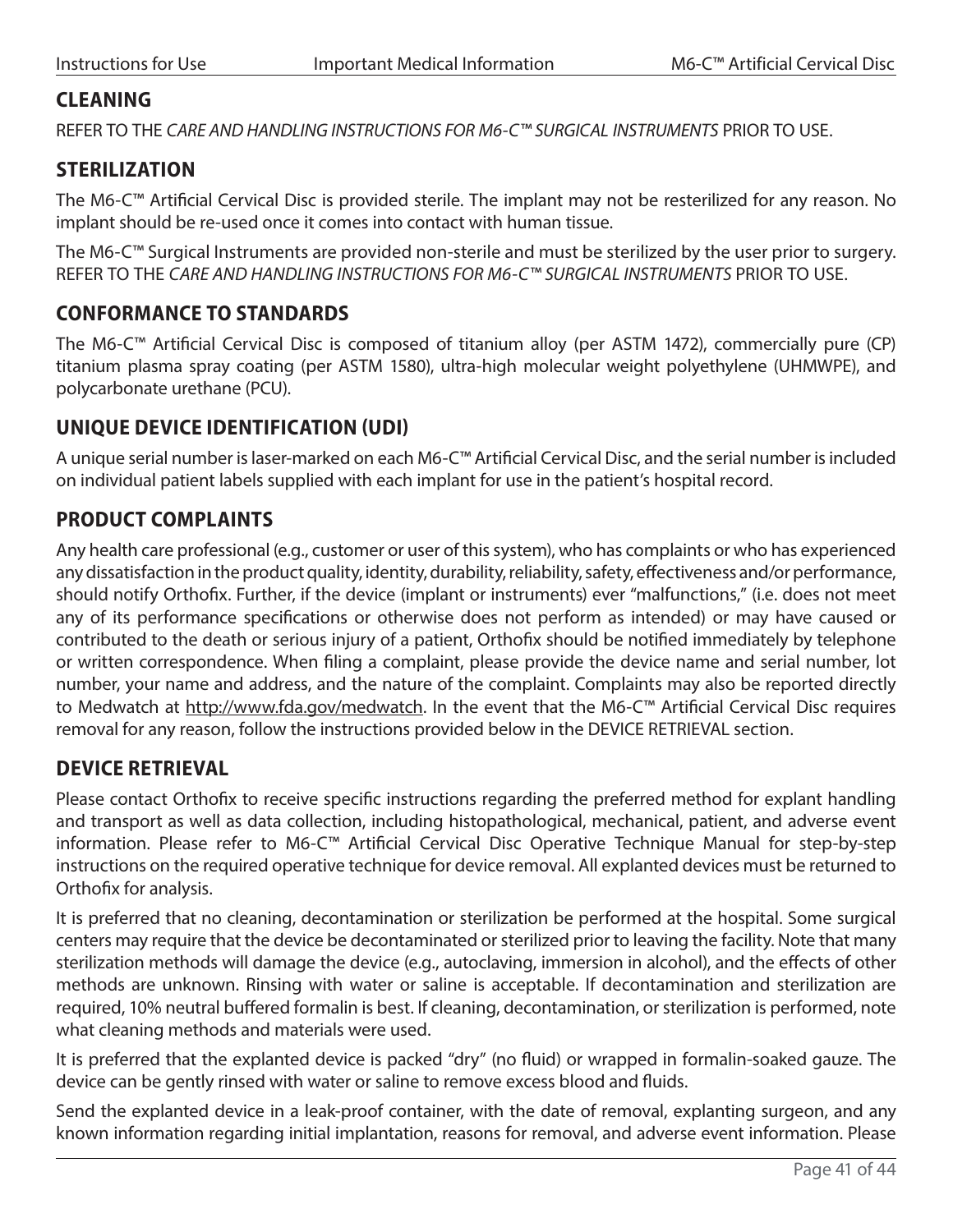## CLEANING

REFER TO THE *CARE AND HANDLING INSTRUCTIONS FOR M6-C™ SURGICAL INSTRUMENTS* PRIOR TO USE.

## STERILIZATION

The M6-C™ Artificial Cervical Disc is provided sterile. The implant may not be resterilized for any reason. No implant should be re-used once it comes into contact with human tissue.

The M6-C™ Surgical Instruments are provided non-sterile and must be sterilized by the user prior to surgery. REFER TO THE *CARE AND HANDLING INSTRUCTIONS FOR M6-C™ SURGICAL INSTRUMENTS* PRIOR TO USE.

## CONFORMANCE TO STANDARDS

The M6-C™ Artificial Cervical Disc is composed of titanium alloy (per ASTM 1472), commercially pure (CP) titanium plasma spray coating (per ASTM 1580), ultra-high molecular weight polyethylene (UHMWPE), and polycarbonate urethane (PCU).

## UNIQUE DEVICE IDENTIFICATION (UDI)

A unique serial number is laser-marked on each M6-C™ Artificial Cervical Disc, and the serial number is included on individual patient labels supplied with each implant for use in the patient's hospital record.

## PRODUCT COMPLAINTS

Any health care professional (e.g., customer or user of this system), who has complaints or who has experienced any dissatisfaction in the product quality, identity, durability, reliability, safety, effectiveness and/or performance, should notify Orthofix. Further, if the device (implant or instruments) ever "malfunctions," (i.e. does not meet any of its performance specifications or otherwise does not perform as intended) or may have caused or contributed to the death or serious injury of a patient, Orthofix should be notified immediately by telephone or written correspondence. When filing a complaint, please provide the device name and serial number, lot number, your name and address, and the nature of the complaint. Complaints may also be reported directly to Medwatch at http://www.fda.gov/medwatch. In the event that the M6-C™ Artificial Cervical Disc requires removal for any reason, follow the instructions provided below in the DEVICE RETRIEVAL section.

## DEVICE RETRIEVAL

Please contact Orthofix to receive specific instructions regarding the preferred method for explant handling and transport as well as data collection, including histopathological, mechanical, patient, and adverse event information. Please refer to M6-C™ Artificial Cervical Disc Operative Technique Manual for step-by-step instructions on the required operative technique for device removal. All explanted devices must be returned to Orthofix for analysis.

It is preferred that no cleaning, decontamination or sterilization be performed at the hospital. Some surgical centers may require that the device be decontaminated or sterilized prior to leaving the facility. Note that many sterilization methods will damage the device (e.g., autoclaving, immersion in alcohol), and the effects of other methods are unknown. Rinsing with water or saline is acceptable. If decontamination and sterilization are required, 10% neutral buffered formalin is best. If cleaning, decontamination, or sterilization is performed, note what cleaning methods and materials were used.

It is preferred that the explanted device is packed "dry" (no fluid) or wrapped in formalin-soaked gauze. The device can be gently rinsed with water or saline to remove excess blood and fluids.

Send the explanted device in a leak-proof container, with the date of removal, explanting surgeon, and any known information regarding initial implantation, reasons for removal, and adverse event information. Please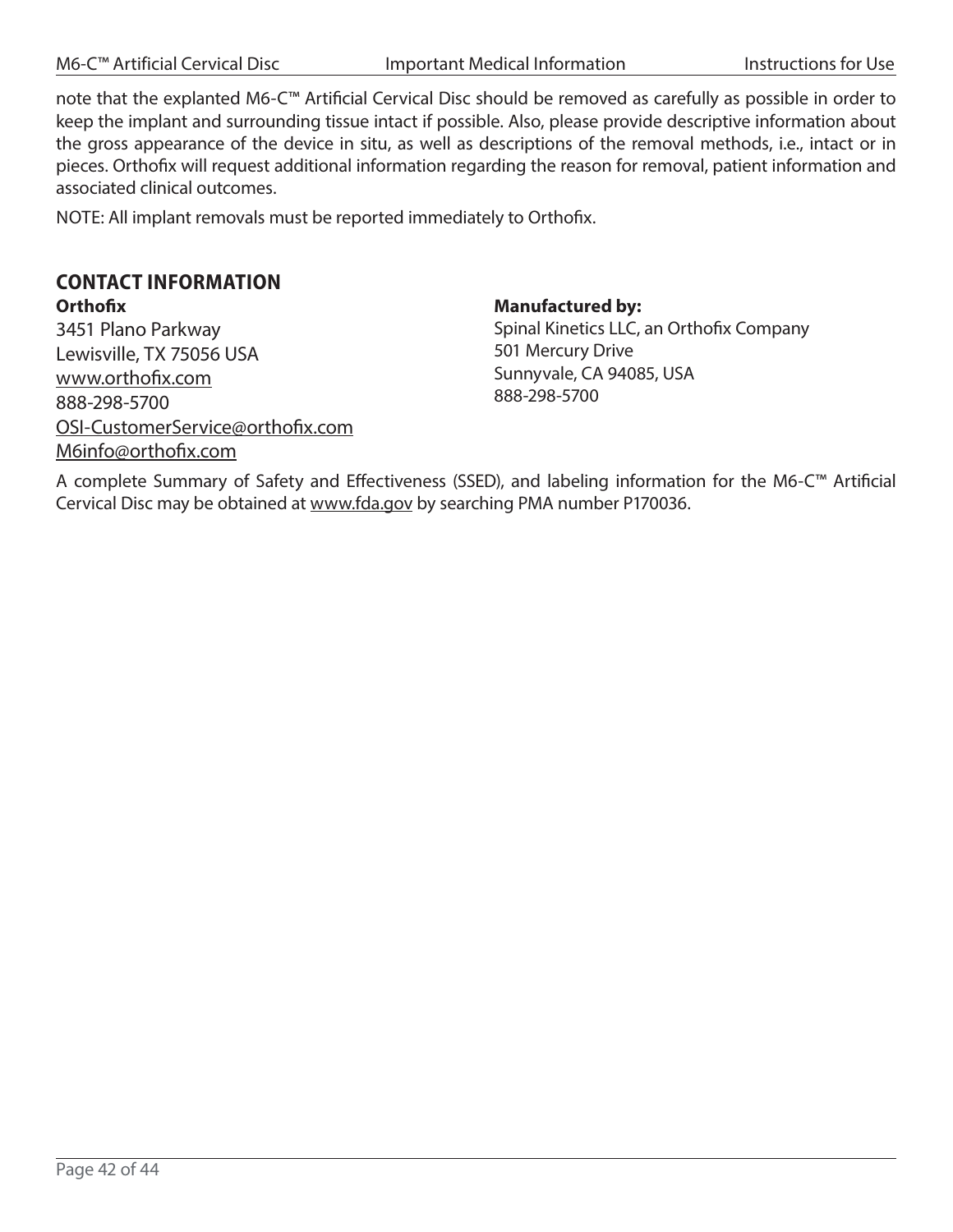note that the explanted M6-C™ Artificial Cervical Disc should be removed as carefully as possible in order to keep the implant and surrounding tissue intact if possible. Also, please provide descriptive information about the gross appearance of the device in situ, as well as descriptions of the removal methods, i.e., intact or in pieces. Orthofix will request additional information regarding the reason for removal, patient information and associated clinical outcomes.

NOTE: All implant removals must be reported immediately to Orthofix.

## CONTACT INFORMATION

**Orthofix**
3451 Plano Parkway
Lewisville, TX 75056 USA
www.orthofix.com
888-298-5700
OSI-CustomerService@orthofix.com
M6info@orthofix.com

**Manufactured by:**
Spinal Kinetics LLC, an Orthofix Company
501 Mercury Drive
Sunnyvale, CA 94085, USA
888-298-5700

A complete Summary of Safety and Effectiveness (SSED), and labeling information for the M6-C™ Artificial Cervical Disc may be obtained at www.fda.gov by searching PMA number P170036.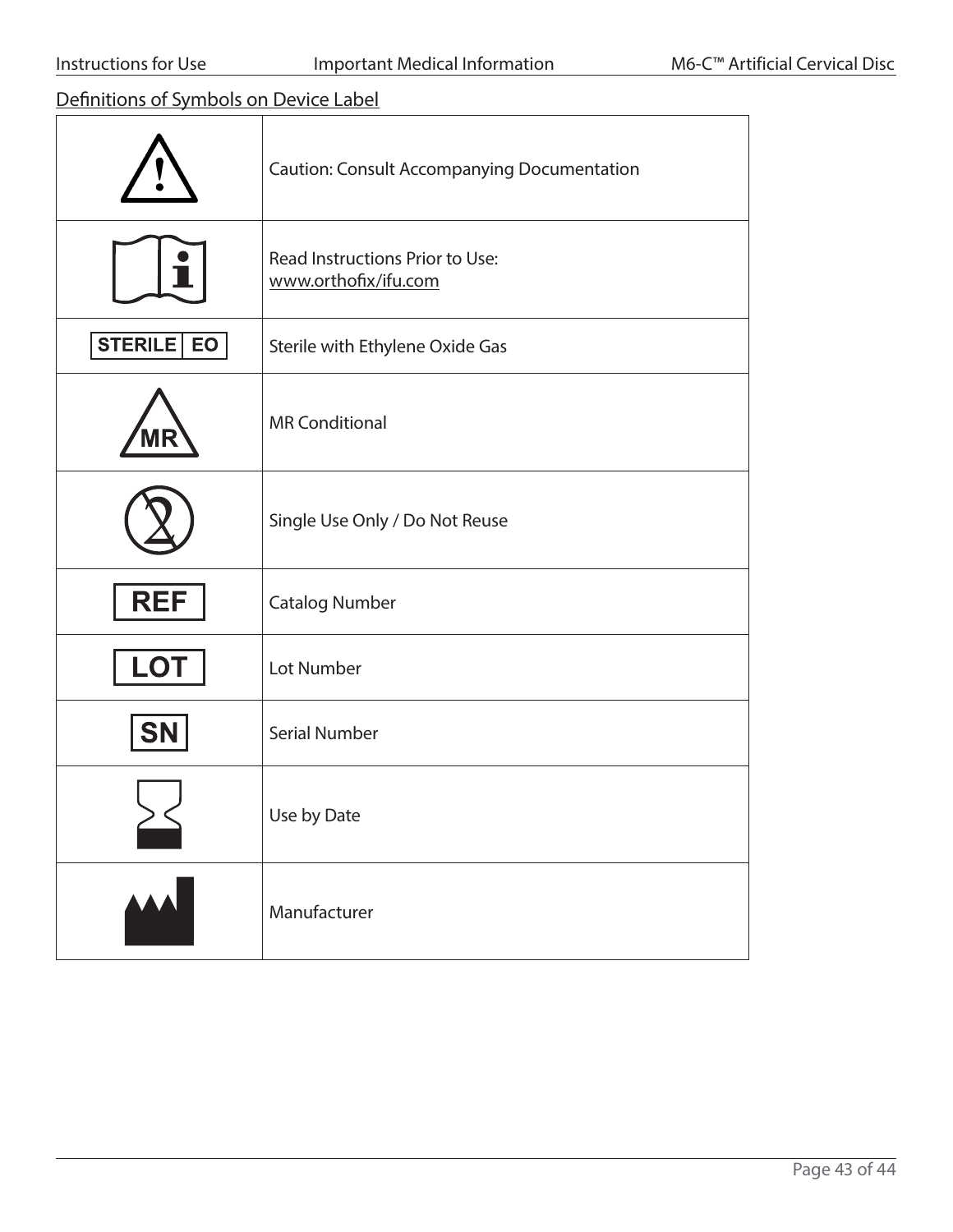Definitions of Symbols on Device Label

| Symbol | Definition |
| --- | --- |
| | Caution: Consult Accompanying Documentation |
| | Read Instructions Prior to Use: www.orthofix/ifu.com |
| STERILE EO | Sterile with Ethylene Oxide Gas |
| MR | MR Conditional |
| | Single Use Only / Do Not Reuse |
| REF | Catalog Number |
| LOT | Lot Number |
| SN | Serial Number |
| | Use by Date |
| | Manufacturer |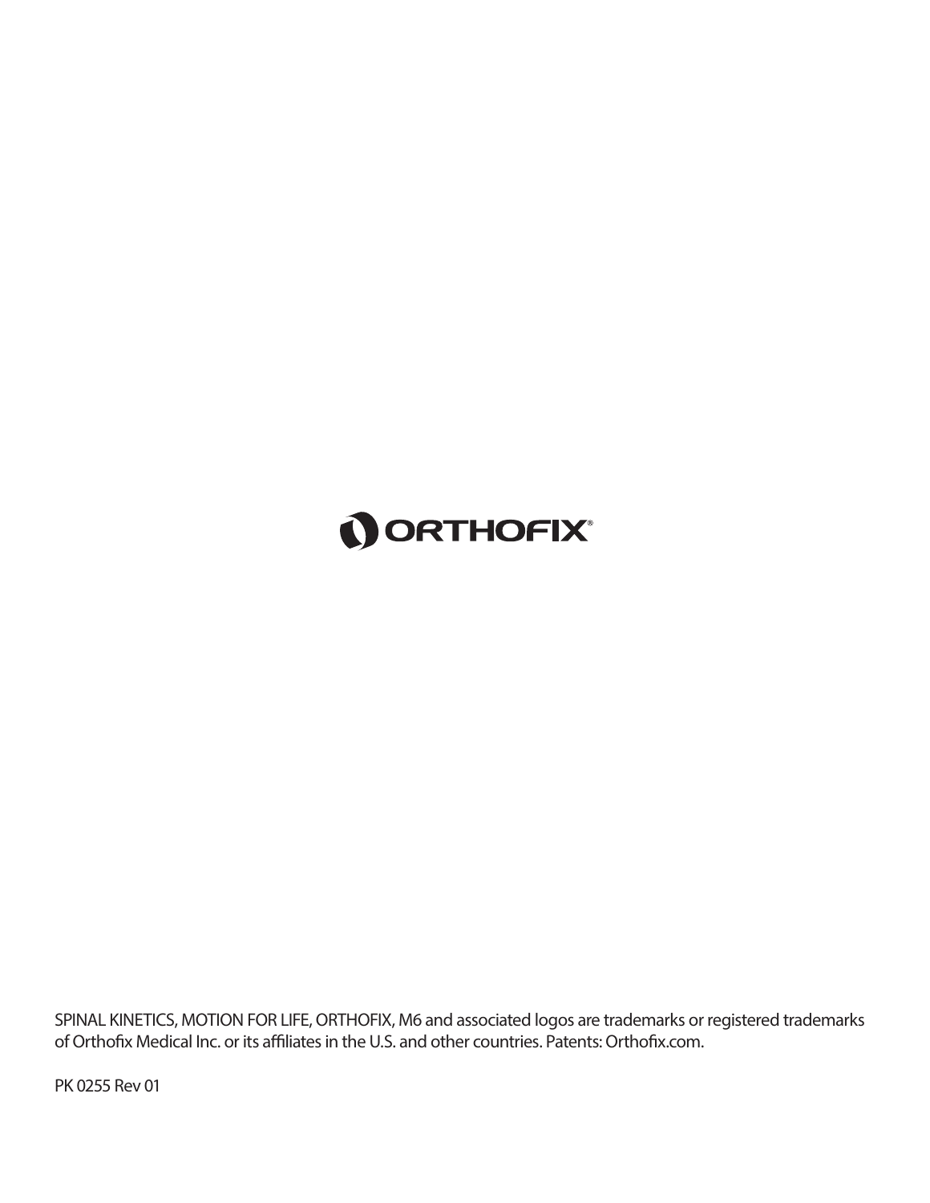ORTHOFIX®

SPINAL KINETICS, MOTION FOR LIFE, ORTHOFIX, M6 and associated logos are trademarks or registered trademarks of Orthofix Medical Inc. or its affiliates in the U.S. and other countries. Patents: Orthofix.com.

PK 0255 Rev 01